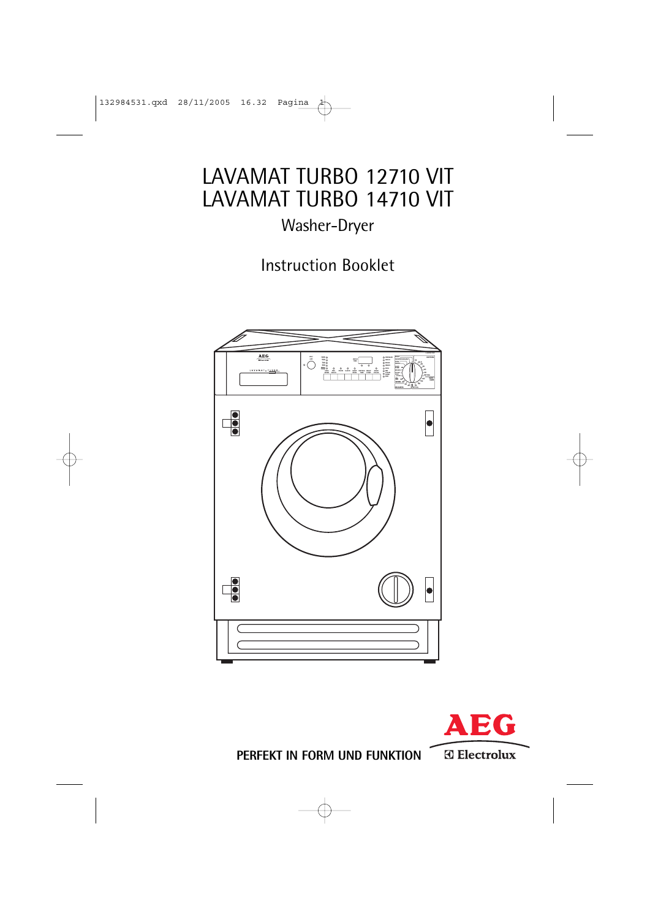# LAVAMAT TURBO 12710 VIT
# LAVAMAT TURBO 14710 VIT

Washer-Dryer

Instruction Booklet

**PERFEKT IN FORM UND FUNKTION**

AEG

Electrolux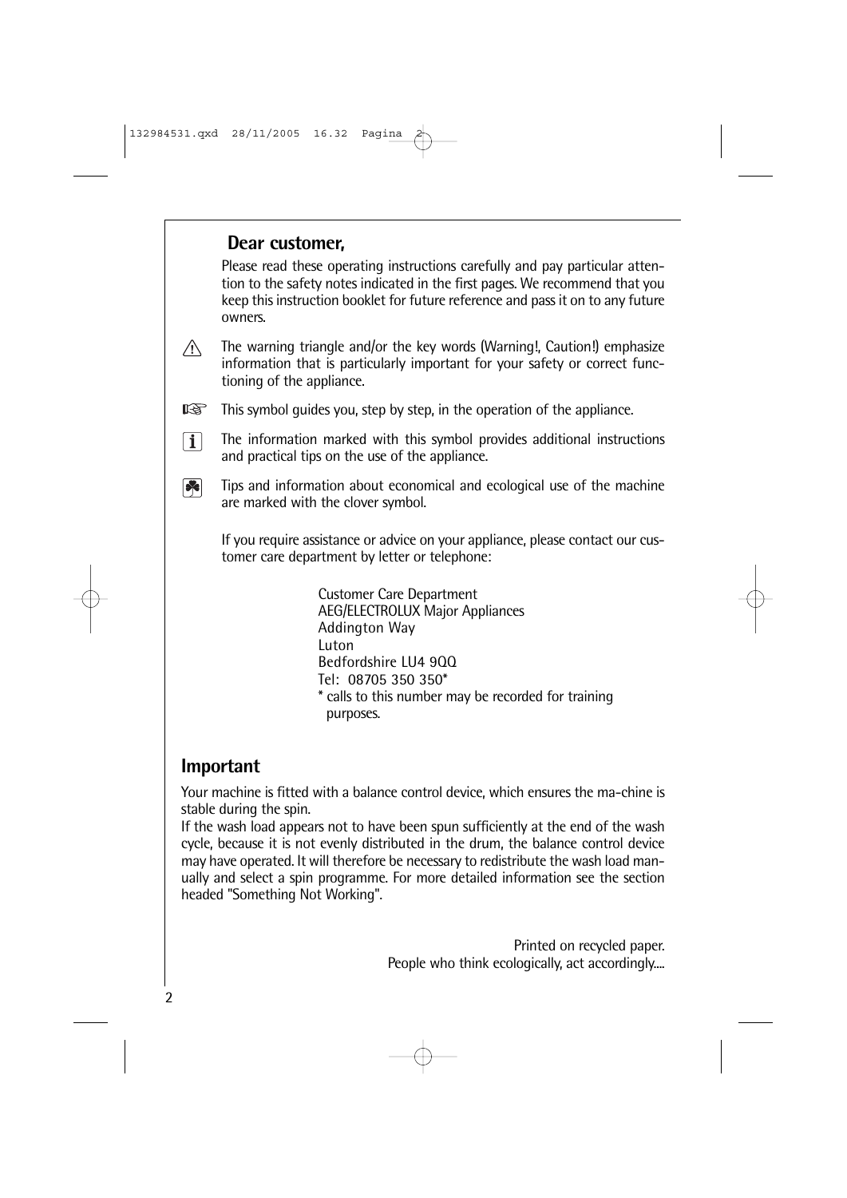## Dear customer,

Please read these operating instructions carefully and pay particular attention to the safety notes indicated in the first pages. We recommend that you keep this instruction booklet for future reference and pass it on to any future owners.

⚠ The warning triangle and/or the key words (Warning!, Caution!) emphasize information that is particularly important for your safety or correct functioning of the appliance.

☞ This symbol guides you, step by step, in the operation of the appliance.

ℹ The information marked with this symbol provides additional instructions and practical tips on the use of the appliance.

☘ Tips and information about economical and ecological use of the machine are marked with the clover symbol.

If you require assistance or advice on your appliance, please contact our customer care department by letter or telephone:

Customer Care Department
AEG/ELECTROLUX Major Appliances
Addington Way
Luton
Bedfordshire LU4 9QQ
Tel: 08705 350 350*
* calls to this number may be recorded for training purposes.

## Important

Your machine is fitted with a balance control device, which ensures the ma-chine is stable during the spin.
If the wash load appears not to have been spun sufficiently at the end of the wash cycle, because it is not evenly distributed in the drum, the balance control device may have operated. It will therefore be necessary to redistribute the wash load manually and select a spin programme. For more detailed information see the section headed "Something Not Working".

Printed on recycled paper.
People who think ecologically, act accordingly....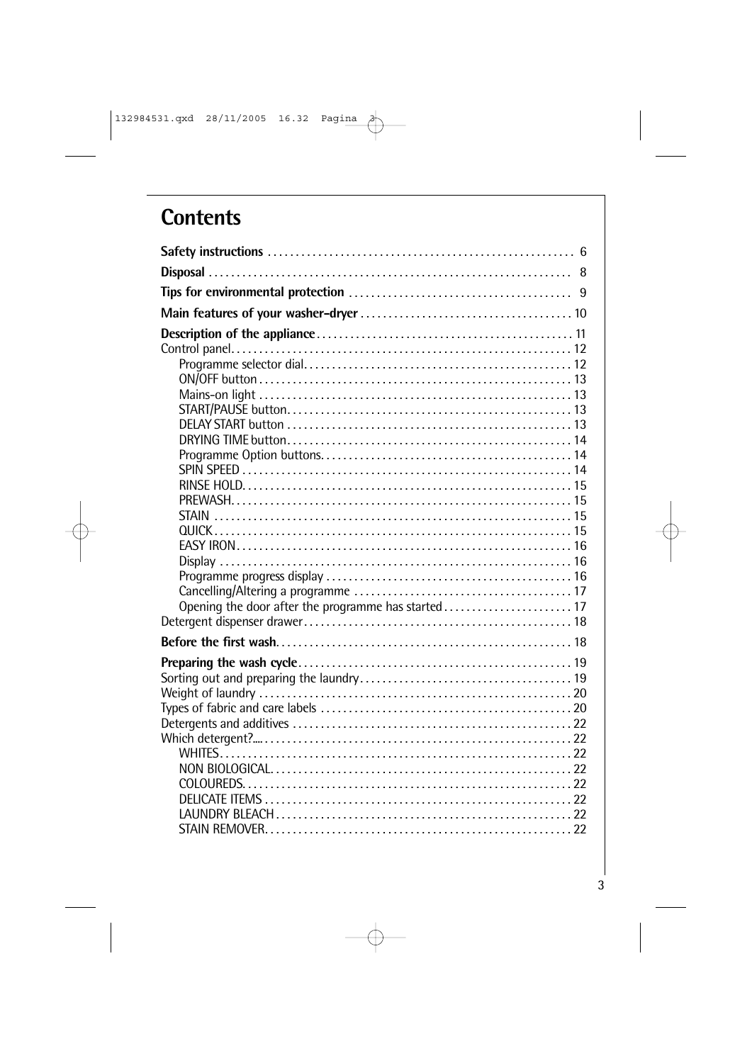# Contents

**Safety instructions** . . . . . . . . . . . . . . . . . . . . . . . . . . . . . . . . . . . . . . . . . . . . . . . . . . . . . 6

**Disposal** . . . . . . . . . . . . . . . . . . . . . . . . . . . . . . . . . . . . . . . . . . . . . . . . . . . . . . . . . . . . . . . . 8

**Tips for environmental protection** . . . . . . . . . . . . . . . . . . . . . . . . . . . . . . . . . . . . . . . 9

**Main features of your washer-dryer** . . . . . . . . . . . . . . . . . . . . . . . . . . . . . . . . . . . . . 10

**Description of the appliance** . . . . . . . . . . . . . . . . . . . . . . . . . . . . . . . . . . . . . . . . . . . . . 11

Control panel . . . . . . . . . . . . . . . . . . . . . . . . . . . . . . . . . . . . . . . . . . . . . . . . . . . . . . . . . . . . 12

- Programme selector dial . . . . . . . . . . . . . . . . . . . . . . . . . . . . . . . . . . . . . . . . . . . . . . . 12
- ON/OFF button . . . . . . . . . . . . . . . . . . . . . . . . . . . . . . . . . . . . . . . . . . . . . . . . . . . . . . . 13
- Mains-on light . . . . . . . . . . . . . . . . . . . . . . . . . . . . . . . . . . . . . . . . . . . . . . . . . . . . . . . . 13
- START/PAUSE button . . . . . . . . . . . . . . . . . . . . . . . . . . . . . . . . . . . . . . . . . . . . . . . . . . 13
- DELAY START button . . . . . . . . . . . . . . . . . . . . . . . . . . . . . . . . . . . . . . . . . . . . . . . . . . 13
- DRYING TIME button . . . . . . . . . . . . . . . . . . . . . . . . . . . . . . . . . . . . . . . . . . . . . . . . . . 14
- Programme Option buttons . . . . . . . . . . . . . . . . . . . . . . . . . . . . . . . . . . . . . . . . . . . . . 14
- SPIN SPEED . . . . . . . . . . . . . . . . . . . . . . . . . . . . . . . . . . . . . . . . . . . . . . . . . . . . . . . . . . 14
- RINSE HOLD . . . . . . . . . . . . . . . . . . . . . . . . . . . . . . . . . . . . . . . . . . . . . . . . . . . . . . . . . . 15
- PREWASH . . . . . . . . . . . . . . . . . . . . . . . . . . . . . . . . . . . . . . . . . . . . . . . . . . . . . . . . . . . . 15
- STAIN . . . . . . . . . . . . . . . . . . . . . . . . . . . . . . . . . . . . . . . . . . . . . . . . . . . . . . . . . . . . . . . 15
- QUICK . . . . . . . . . . . . . . . . . . . . . . . . . . . . . . . . . . . . . . . . . . . . . . . . . . . . . . . . . . . . . . . 15
- EASY IRON . . . . . . . . . . . . . . . . . . . . . . . . . . . . . . . . . . . . . . . . . . . . . . . . . . . . . . . . . . . 16
- Display . . . . . . . . . . . . . . . . . . . . . . . . . . . . . . . . . . . . . . . . . . . . . . . . . . . . . . . . . . . . . . 16
- Programme progress display . . . . . . . . . . . . . . . . . . . . . . . . . . . . . . . . . . . . . . . . . . . 16
- Cancelling/Altering a programme . . . . . . . . . . . . . . . . . . . . . . . . . . . . . . . . . . . . . . 17
- Opening the door after the programme has started . . . . . . . . . . . . . . . . . . . . . . . 17

Detergent dispenser drawer . . . . . . . . . . . . . . . . . . . . . . . . . . . . . . . . . . . . . . . . . . . . . . . 18

**Before the first wash** . . . . . . . . . . . . . . . . . . . . . . . . . . . . . . . . . . . . . . . . . . . . . . . . . . . . 18

**Preparing the wash cycle** . . . . . . . . . . . . . . . . . . . . . . . . . . . . . . . . . . . . . . . . . . . . . . . . 19

Sorting out and preparing the laundry . . . . . . . . . . . . . . . . . . . . . . . . . . . . . . . . . . . . . 19

Weight of laundry . . . . . . . . . . . . . . . . . . . . . . . . . . . . . . . . . . . . . . . . . . . . . . . . . . . . . . . . 20

Types of fabric and care labels . . . . . . . . . . . . . . . . . . . . . . . . . . . . . . . . . . . . . . . . . . . . 20

Detergents and additives . . . . . . . . . . . . . . . . . . . . . . . . . . . . . . . . . . . . . . . . . . . . . . . . . 22

Which detergent?... . . . . . . . . . . . . . . . . . . . . . . . . . . . . . . . . . . . . . . . . . . . . . . . . . . . . . . 22

- WHITES . . . . . . . . . . . . . . . . . . . . . . . . . . . . . . . . . . . . . . . . . . . . . . . . . . . . . . . . . . . . . . 22
- NON BIOLOGICAL . . . . . . . . . . . . . . . . . . . . . . . . . . . . . . . . . . . . . . . . . . . . . . . . . . . . . 22
- COLOUREDS . . . . . . . . . . . . . . . . . . . . . . . . . . . . . . . . . . . . . . . . . . . . . . . . . . . . . . . . . . 22
- DELICATE ITEMS . . . . . . . . . . . . . . . . . . . . . . . . . . . . . . . . . . . . . . . . . . . . . . . . . . . . . . 22
- LAUNDRY BLEACH . . . . . . . . . . . . . . . . . . . . . . . . . . . . . . . . . . . . . . . . . . . . . . . . . . . . 22
- STAIN REMOVER . . . . . . . . . . . . . . . . . . . . . . . . . . . . . . . . . . . . . . . . . . . . . . . . . . . . . . 22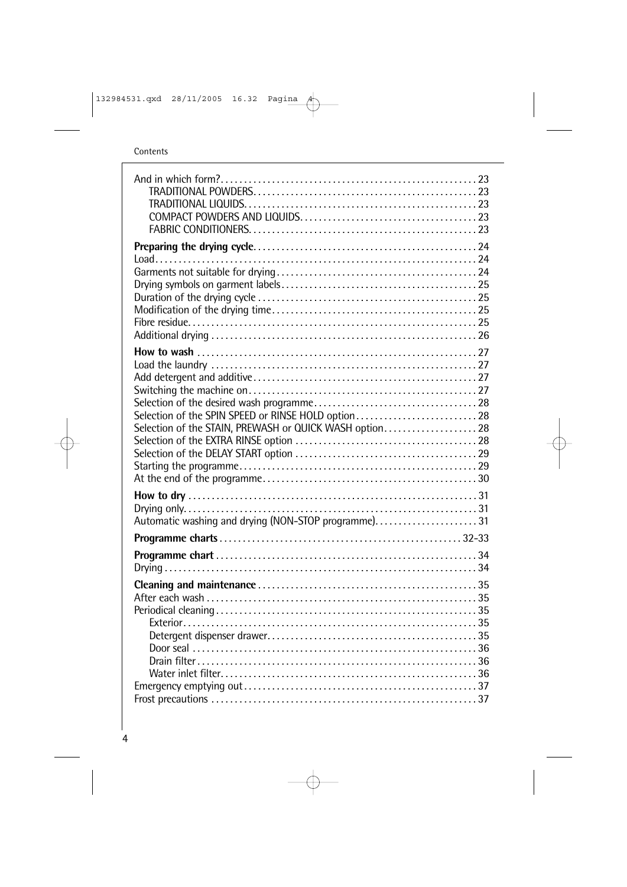And in which form? . . . . . . . . . . . . . . . . . . . . . . . . . . . . . . . . . . . . . . . . . . . . . . . . . . . . . . 23
TRADITIONAL POWDERS. . . . . . . . . . . . . . . . . . . . . . . . . . . . . . . . . . . . . . . . . . . . . . . . 23
TRADITIONAL LIQUIDS. . . . . . . . . . . . . . . . . . . . . . . . . . . . . . . . . . . . . . . . . . . . . . . . . 23
COMPACT POWDERS AND LIQUIDS. . . . . . . . . . . . . . . . . . . . . . . . . . . . . . . . . . . . . 23
FABRIC CONDITIONERS. . . . . . . . . . . . . . . . . . . . . . . . . . . . . . . . . . . . . . . . . . . . . . . . 23

**Preparing the drying cycle** . . . . . . . . . . . . . . . . . . . . . . . . . . . . . . . . . . . . . . . . . . . . . . . 24
Load . . . . . . . . . . . . . . . . . . . . . . . . . . . . . . . . . . . . . . . . . . . . . . . . . . . . . . . . . . . . . . . . . . . . 24
Garments not suitable for drying . . . . . . . . . . . . . . . . . . . . . . . . . . . . . . . . . . . . . . . . . . . 24
Drying symbols on garment labels . . . . . . . . . . . . . . . . . . . . . . . . . . . . . . . . . . . . . . . . . . 25
Duration of the drying cycle . . . . . . . . . . . . . . . . . . . . . . . . . . . . . . . . . . . . . . . . . . . . . . . 25
Modification of the drying time . . . . . . . . . . . . . . . . . . . . . . . . . . . . . . . . . . . . . . . . . . . . 25
Fibre residue. . . . . . . . . . . . . . . . . . . . . . . . . . . . . . . . . . . . . . . . . . . . . . . . . . . . . . . . . . . . . 25
Additional drying . . . . . . . . . . . . . . . . . . . . . . . . . . . . . . . . . . . . . . . . . . . . . . . . . . . . . . . . . 26

**How to wash** . . . . . . . . . . . . . . . . . . . . . . . . . . . . . . . . . . . . . . . . . . . . . . . . . . . . . . . . . . . 27
Load the laundry . . . . . . . . . . . . . . . . . . . . . . . . . . . . . . . . . . . . . . . . . . . . . . . . . . . . . . . . . 27
Add detergent and additive . . . . . . . . . . . . . . . . . . . . . . . . . . . . . . . . . . . . . . . . . . . . . . . . 27
Switching the machine on . . . . . . . . . . . . . . . . . . . . . . . . . . . . . . . . . . . . . . . . . . . . . . . . . 27
Selection of the desired wash programme . . . . . . . . . . . . . . . . . . . . . . . . . . . . . . . . . . . 28
Selection of the SPIN SPEED or RINSE HOLD option . . . . . . . . . . . . . . . . . . . . . . . . . . 28
Selection of the STAIN, PREWASH or QUICK WASH option. . . . . . . . . . . . . . . . . . . . 28
Selection of the EXTRA RINSE option . . . . . . . . . . . . . . . . . . . . . . . . . . . . . . . . . . . . . . . 28
Selection of the DELAY START option . . . . . . . . . . . . . . . . . . . . . . . . . . . . . . . . . . . . . . . 29
Starting the programme. . . . . . . . . . . . . . . . . . . . . . . . . . . . . . . . . . . . . . . . . . . . . . . . . . . 29
At the end of the programme. . . . . . . . . . . . . . . . . . . . . . . . . . . . . . . . . . . . . . . . . . . . . . 30

**How to dry** . . . . . . . . . . . . . . . . . . . . . . . . . . . . . . . . . . . . . . . . . . . . . . . . . . . . . . . . . . . . . 31
Drying only. . . . . . . . . . . . . . . . . . . . . . . . . . . . . . . . . . . . . . . . . . . . . . . . . . . . . . . . . . . . . . . 31
Automatic washing and drying (NON-STOP programme). . . . . . . . . . . . . . . . . . . . . . . 31

**Programme charts** . . . . . . . . . . . . . . . . . . . . . . . . . . . . . . . . . . . . . . . . . . . . . . . . . . . . 32-33

**Programme chart** . . . . . . . . . . . . . . . . . . . . . . . . . . . . . . . . . . . . . . . . . . . . . . . . . . . . . . . . 34
Drying . . . . . . . . . . . . . . . . . . . . . . . . . . . . . . . . . . . . . . . . . . . . . . . . . . . . . . . . . . . . . . . . . . . 34

**Cleaning and maintenance** . . . . . . . . . . . . . . . . . . . . . . . . . . . . . . . . . . . . . . . . . . . . . . . 35
After each wash . . . . . . . . . . . . . . . . . . . . . . . . . . . . . . . . . . . . . . . . . . . . . . . . . . . . . . . . . . 35
Periodical cleaning . . . . . . . . . . . . . . . . . . . . . . . . . . . . . . . . . . . . . . . . . . . . . . . . . . . . . . . . 35
Exterior. . . . . . . . . . . . . . . . . . . . . . . . . . . . . . . . . . . . . . . . . . . . . . . . . . . . . . . . . . . . . . . 35
Detergent dispenser drawer. . . . . . . . . . . . . . . . . . . . . . . . . . . . . . . . . . . . . . . . . . . . . 35
Door seal . . . . . . . . . . . . . . . . . . . . . . . . . . . . . . . . . . . . . . . . . . . . . . . . . . . . . . . . . . . . . 36
Drain filter . . . . . . . . . . . . . . . . . . . . . . . . . . . . . . . . . . . . . . . . . . . . . . . . . . . . . . . . . . . . 36
Water inlet filter. . . . . . . . . . . . . . . . . . . . . . . . . . . . . . . . . . . . . . . . . . . . . . . . . . . . . . . 36
Emergency emptying out . . . . . . . . . . . . . . . . . . . . . . . . . . . . . . . . . . . . . . . . . . . . . . . . . . 37
Frost precautions . . . . . . . . . . . . . . . . . . . . . . . . . . . . . . . . . . . . . . . . . . . . . . . . . . . . . . . . . 37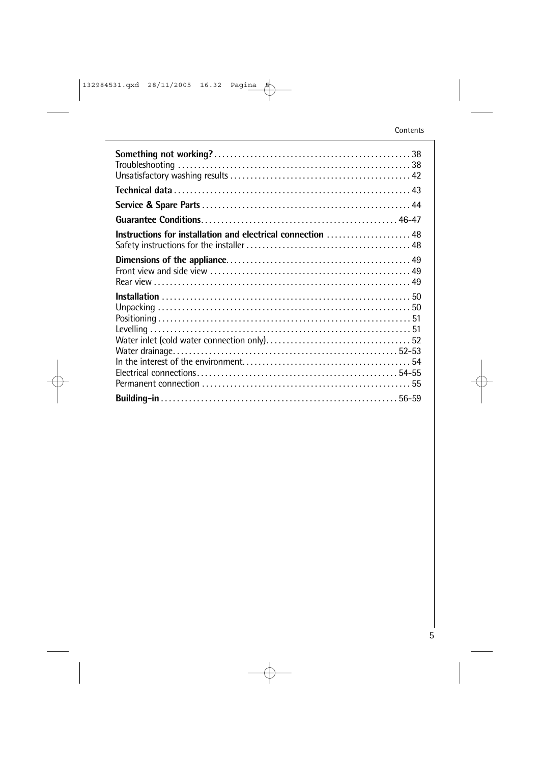**Something not working?** . . . . . . . . . . . . . . . . . . . . . . . . . . . . . . . . . . . . . . . . . . . . . . . 38
Troubleshooting . . . . . . . . . . . . . . . . . . . . . . . . . . . . . . . . . . . . . . . . . . . . . . . . . . . . . . . . 38
Unsatisfactory washing results . . . . . . . . . . . . . . . . . . . . . . . . . . . . . . . . . . . . . . . . . . . 42

**Technical data** . . . . . . . . . . . . . . . . . . . . . . . . . . . . . . . . . . . . . . . . . . . . . . . . . . . . . . . . . 43

**Service & Spare Parts** . . . . . . . . . . . . . . . . . . . . . . . . . . . . . . . . . . . . . . . . . . . . . . . . . . 44

**Guarantee Conditions**. . . . . . . . . . . . . . . . . . . . . . . . . . . . . . . . . . . . . . . . . . . . . . . . 46-47

**Instructions for installation and electrical connection** . . . . . . . . . . . . . . . . . . . . 48
Safety instructions for the installer . . . . . . . . . . . . . . . . . . . . . . . . . . . . . . . . . . . . . . . . 48

**Dimensions of the appliance**. . . . . . . . . . . . . . . . . . . . . . . . . . . . . . . . . . . . . . . . . . . . . 49
Front view and side view . . . . . . . . . . . . . . . . . . . . . . . . . . . . . . . . . . . . . . . . . . . . . . . . . 49
Rear view . . . . . . . . . . . . . . . . . . . . . . . . . . . . . . . . . . . . . . . . . . . . . . . . . . . . . . . . . . . . . . . 49

**Installation** . . . . . . . . . . . . . . . . . . . . . . . . . . . . . . . . . . . . . . . . . . . . . . . . . . . . . . . . . . . . 50
Unpacking . . . . . . . . . . . . . . . . . . . . . . . . . . . . . . . . . . . . . . . . . . . . . . . . . . . . . . . . . . . . . 50
Positioning . . . . . . . . . . . . . . . . . . . . . . . . . . . . . . . . . . . . . . . . . . . . . . . . . . . . . . . . . . . . . 51
Levelling . . . . . . . . . . . . . . . . . . . . . . . . . . . . . . . . . . . . . . . . . . . . . . . . . . . . . . . . . . . . . . . 51
Water inlet (cold water connection only). . . . . . . . . . . . . . . . . . . . . . . . . . . . . . . . . . . . 52
Water drainage. . . . . . . . . . . . . . . . . . . . . . . . . . . . . . . . . . . . . . . . . . . . . . . . . . . . . . . 52-53
In the interest of the environment. . . . . . . . . . . . . . . . . . . . . . . . . . . . . . . . . . . . . . . . . . 54
Electrical connections . . . . . . . . . . . . . . . . . . . . . . . . . . . . . . . . . . . . . . . . . . . . . . . . . 54-55
Permanent connection . . . . . . . . . . . . . . . . . . . . . . . . . . . . . . . . . . . . . . . . . . . . . . . . . . . 55

**Building-in** . . . . . . . . . . . . . . . . . . . . . . . . . . . . . . . . . . . . . . . . . . . . . . . . . . . . . . . . . . 56-59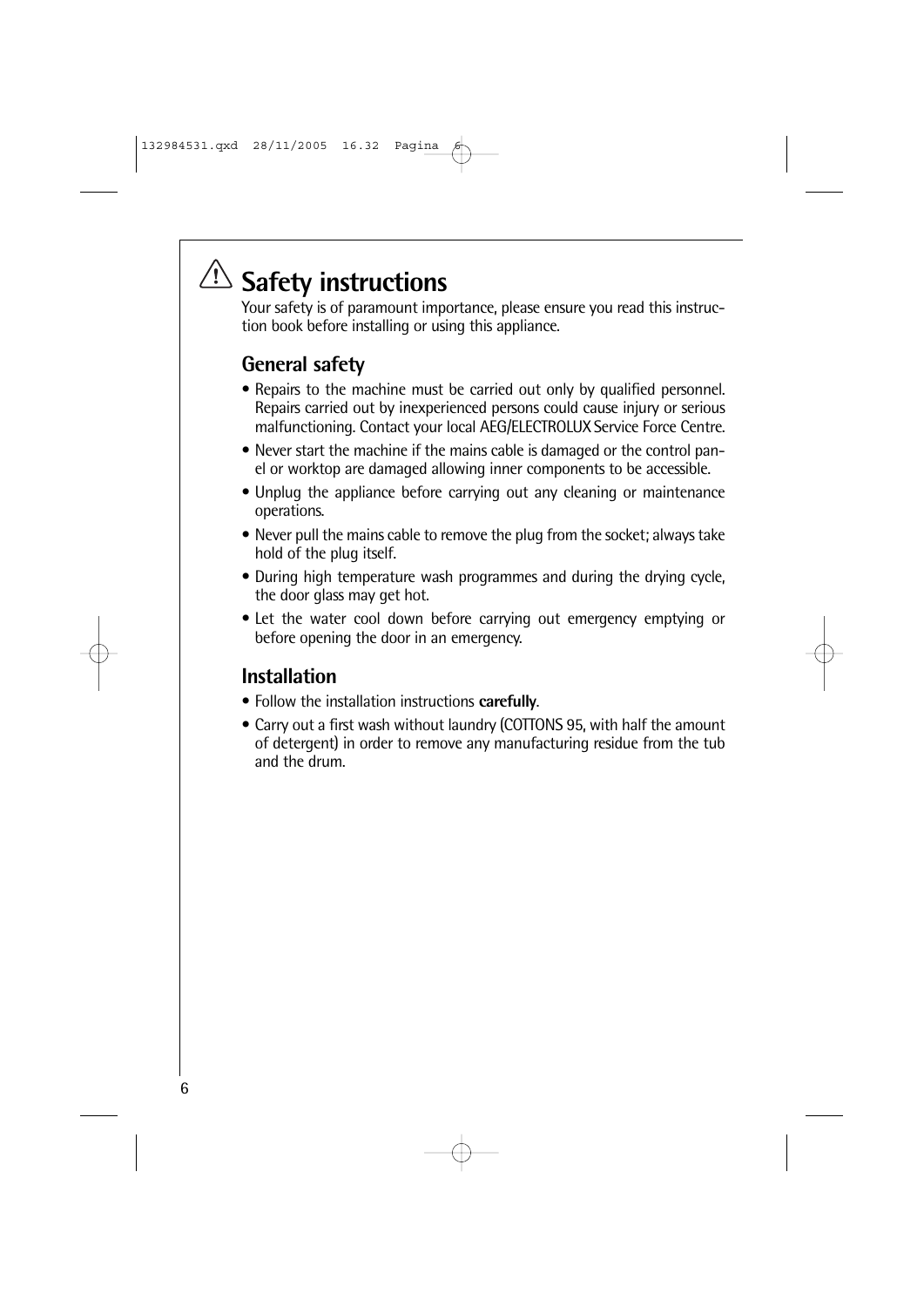# ⚠ Safety instructions

Your safety is of paramount importance, please ensure you read this instruction book before installing or using this appliance.

## General safety

- Repairs to the machine must be carried out only by qualified personnel. Repairs carried out by inexperienced persons could cause injury or serious malfunctioning. Contact your local AEG/ELECTROLUX Service Force Centre.
- Never start the machine if the mains cable is damaged or the control panel or worktop are damaged allowing inner components to be accessible.
- Unplug the appliance before carrying out any cleaning or maintenance operations.
- Never pull the mains cable to remove the plug from the socket; always take hold of the plug itself.
- During high temperature wash programmes and during the drying cycle, the door glass may get hot.
- Let the water cool down before carrying out emergency emptying or before opening the door in an emergency.

## Installation

- Follow the installation instructions **carefully**.
- Carry out a first wash without laundry (COTTONS 95, with half the amount of detergent) in order to remove any manufacturing residue from the tub and the drum.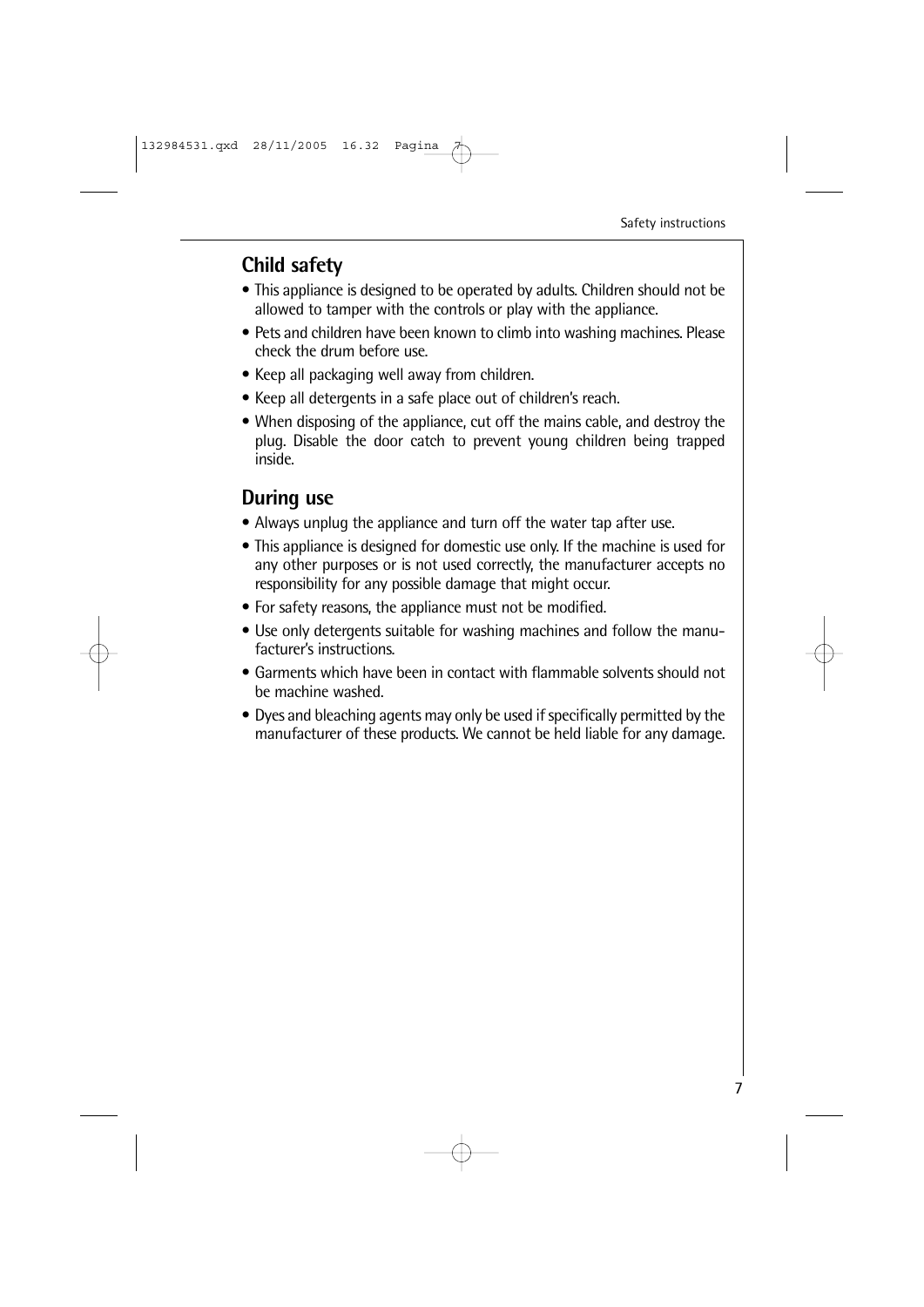## Child safety

- This appliance is designed to be operated by adults. Children should not be allowed to tamper with the controls or play with the appliance.
- Pets and children have been known to climb into washing machines. Please check the drum before use.
- Keep all packaging well away from children.
- Keep all detergents in a safe place out of children's reach.
- When disposing of the appliance, cut off the mains cable, and destroy the plug. Disable the door catch to prevent young children being trapped inside.

## During use

- Always unplug the appliance and turn off the water tap after use.
- This appliance is designed for domestic use only. If the machine is used for any other purposes or is not used correctly, the manufacturer accepts no responsibility for any possible damage that might occur.
- For safety reasons, the appliance must not be modified.
- Use only detergents suitable for washing machines and follow the manufacturer's instructions.
- Garments which have been in contact with flammable solvents should not be machine washed.
- Dyes and bleaching agents may only be used if specifically permitted by the manufacturer of these products. We cannot be held liable for any damage.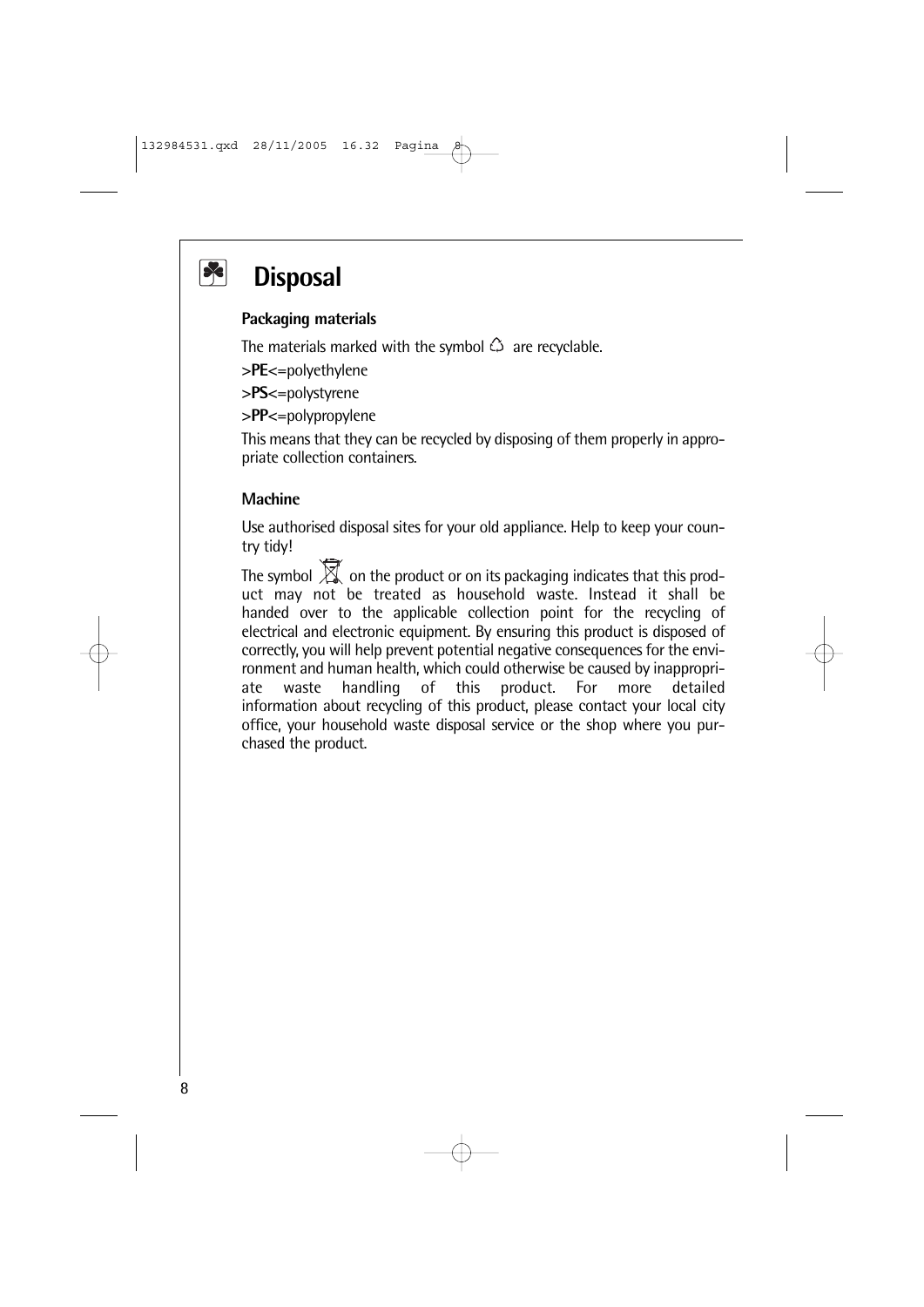# Disposal

### Packaging materials

The materials marked with the symbol ♲ are recyclable.

>**PE**<=polyethylene

>**PS**<=polystyrene

>**PP**<=polypropylene

This means that they can be recycled by disposing of them properly in appropriate collection containers.

### Machine

Use authorised disposal sites for your old appliance. Help to keep your country tidy!

The symbol on the product or on its packaging indicates that this product may not be treated as household waste. Instead it shall be handed over to the applicable collection point for the recycling of electrical and electronic equipment. By ensuring this product is disposed of correctly, you will help prevent potential negative consequences for the environment and human health, which could otherwise be caused by inappropriate waste handling of this product. For more detailed information about recycling of this product, please contact your local city office, your household waste disposal service or the shop where you purchased the product.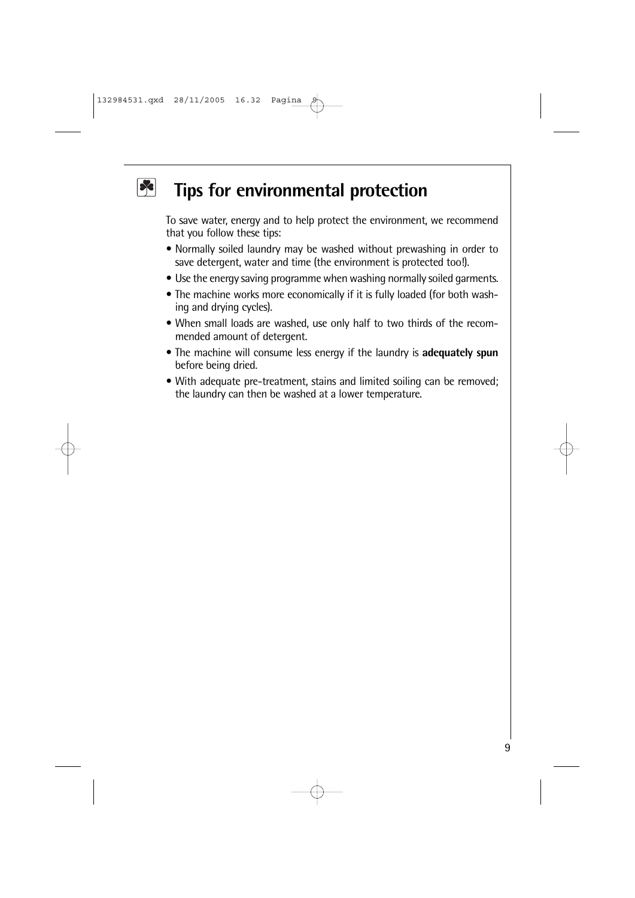# Tips for environmental protection

To save water, energy and to help protect the environment, we recommend that you follow these tips:

- Normally soiled laundry may be washed without prewashing in order to save detergent, water and time (the environment is protected too!).
- Use the energy saving programme when washing normally soiled garments.
- The machine works more economically if it is fully loaded (for both washing and drying cycles).
- When small loads are washed, use only half to two thirds of the recommended amount of detergent.
- The machine will consume less energy if the laundry is **adequately spun** before being dried.
- With adequate pre-treatment, stains and limited soiling can be removed; the laundry can then be washed at a lower temperature.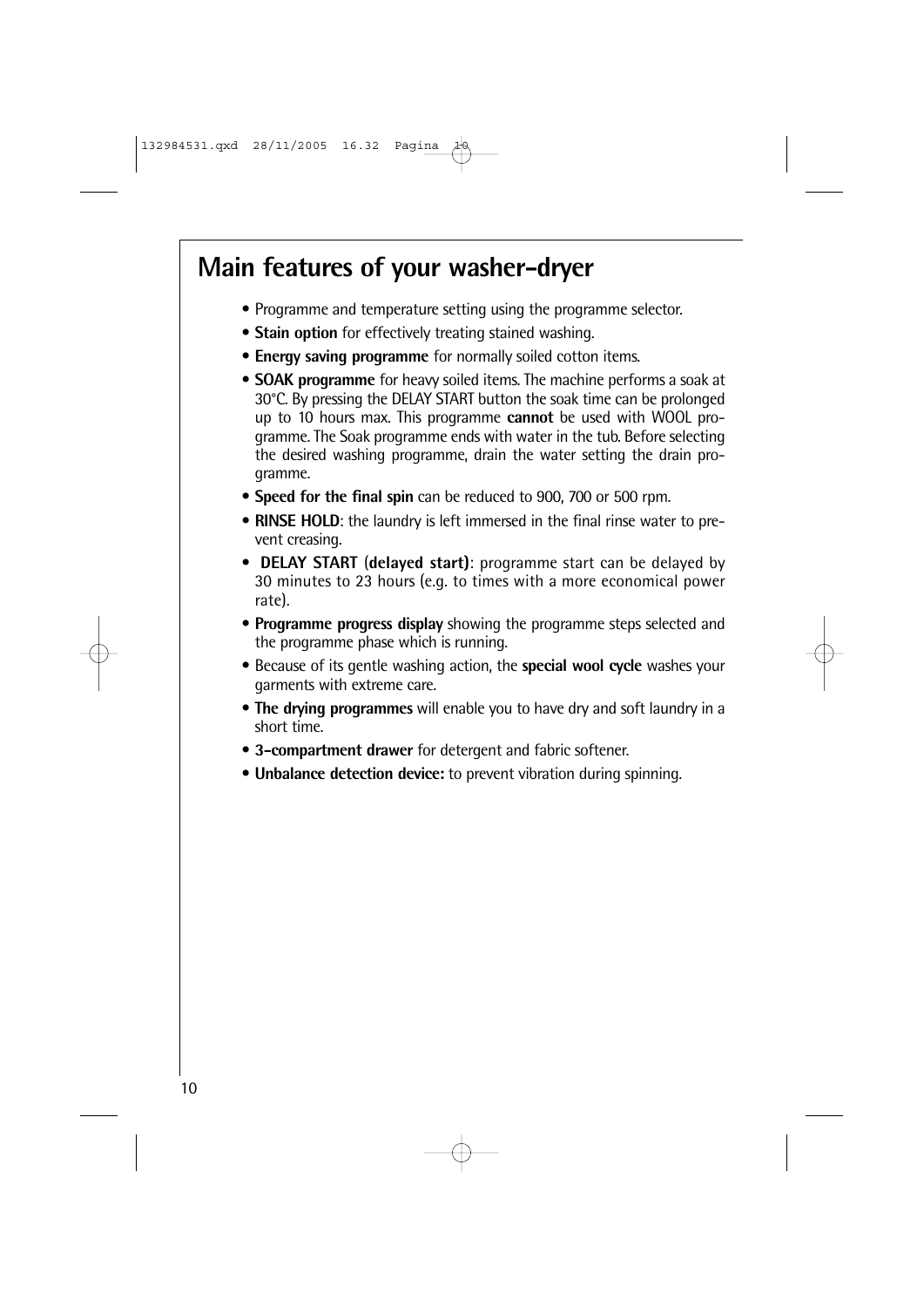# Main features of your washer-dryer

- Programme and temperature setting using the programme selector.
- **Stain option** for effectively treating stained washing.
- **Energy saving programme** for normally soiled cotton items.
- **SOAK programme** for heavy soiled items. The machine performs a soak at 30°C. By pressing the DELAY START button the soak time can be prolonged up to 10 hours max. This programme **cannot** be used with WOOL programme. The Soak programme ends with water in the tub. Before selecting the desired washing programme, drain the water setting the drain programme.
- **Speed for the final spin** can be reduced to 900, 700 or 500 rpm.
- **RINSE HOLD**: the laundry is left immersed in the final rinse water to prevent creasing.
- **DELAY START** (**delayed start**): programme start can be delayed by 30 minutes to 23 hours (e.g. to times with a more economical power rate).
- **Programme progress display** showing the programme steps selected and the programme phase which is running.
- Because of its gentle washing action, the **special wool cycle** washes your garments with extreme care.
- **The drying programmes** will enable you to have dry and soft laundry in a short time.
- **3-compartment drawer** for detergent and fabric softener.
- **Unbalance detection device:** to prevent vibration during spinning.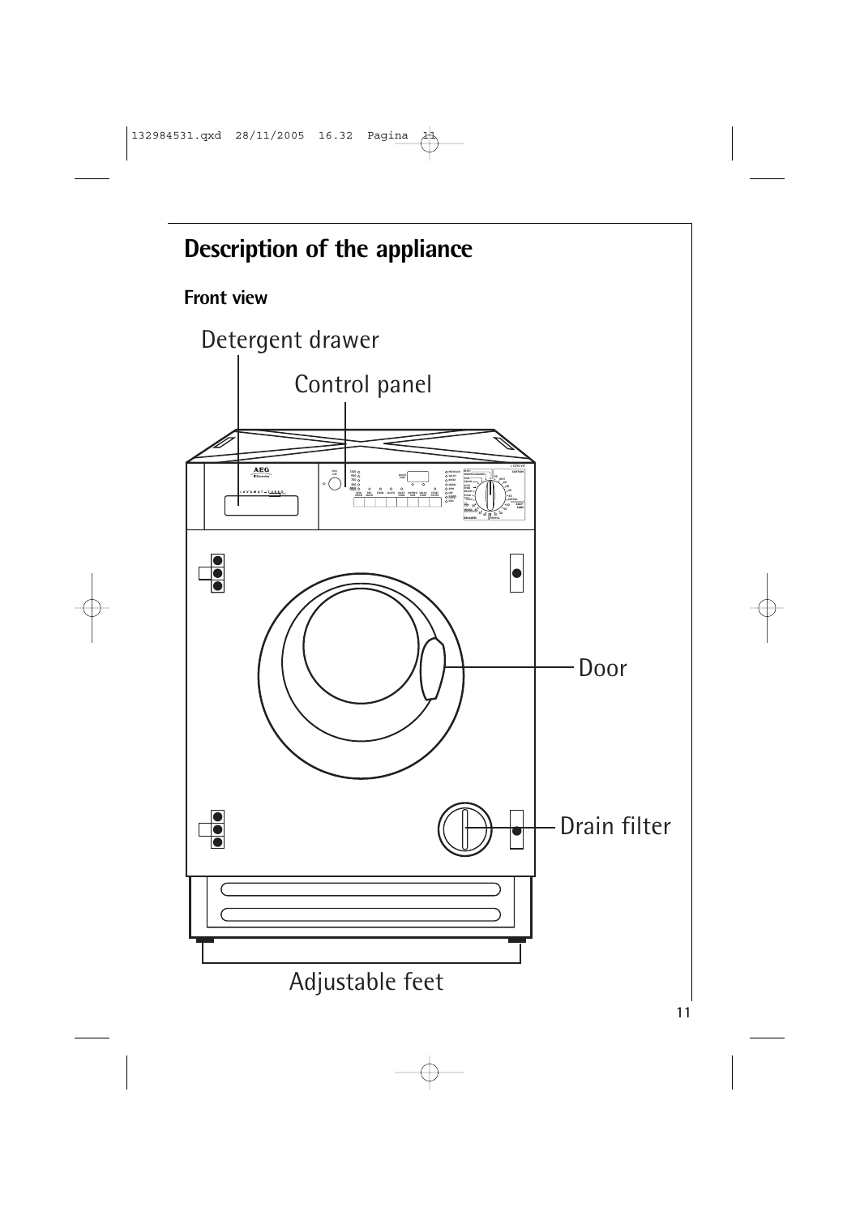# Description of the appliance

## Front view

Detergent drawer

Control panel

Door

Drain filter

Adjustable feet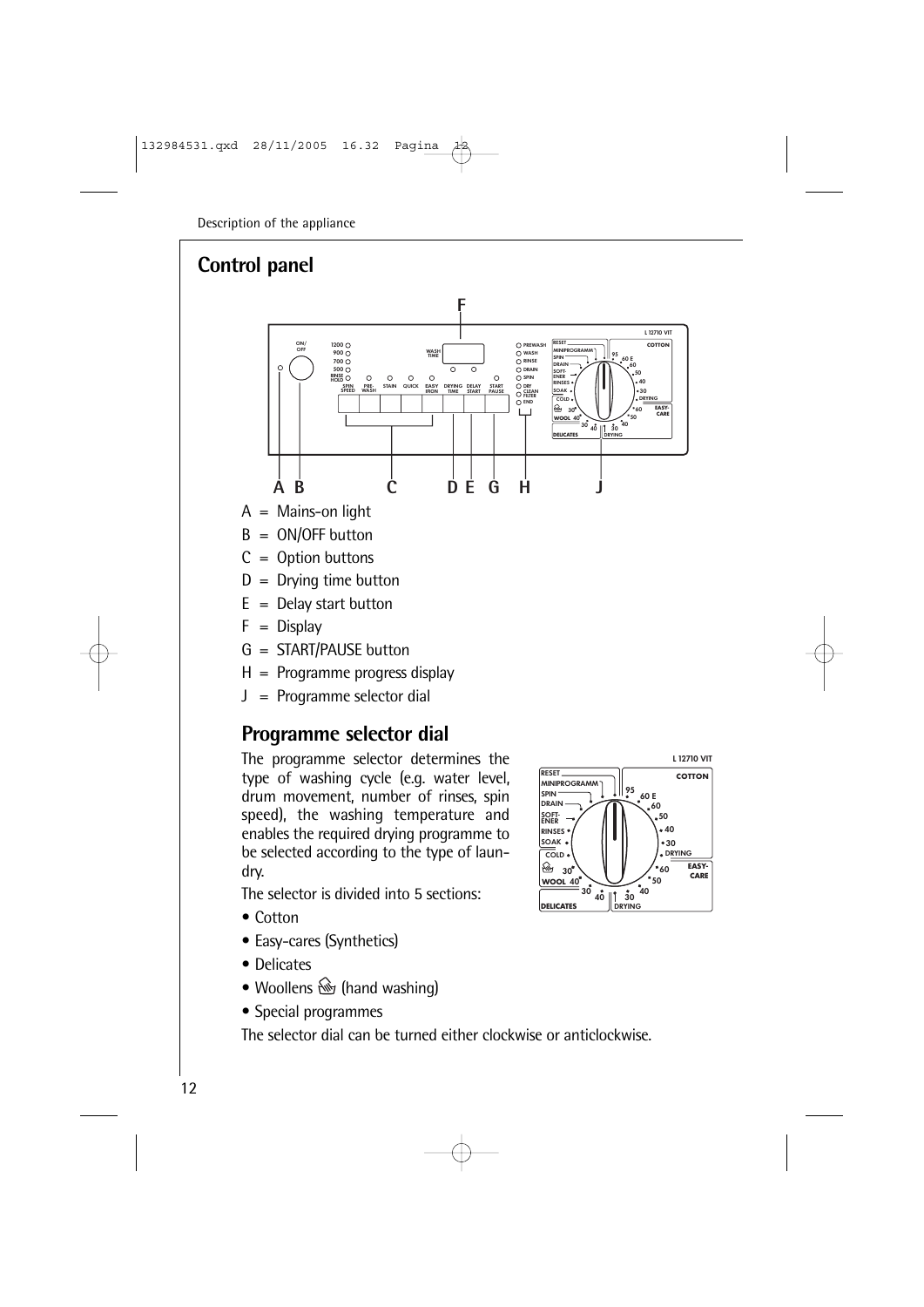Description of the appliance

## Control panel

A = Mains-on light

B = ON/OFF button

C = Option buttons

D = Drying time button

E = Delay start button

F = Display

G = START/PAUSE button

H = Programme progress display

J = Programme selector dial

## Programme selector dial

The programme selector determines the type of washing cycle (e.g. water level, drum movement, number of rinses, spin speed), the washing temperature and enables the required drying programme to be selected according to the type of laundry.

The selector is divided into 5 sections:

- Cotton
- Easy-cares (Synthetics)
- Delicates
- Woollens (hand washing)
- Special programmes

The selector dial can be turned either clockwise or anticlockwise.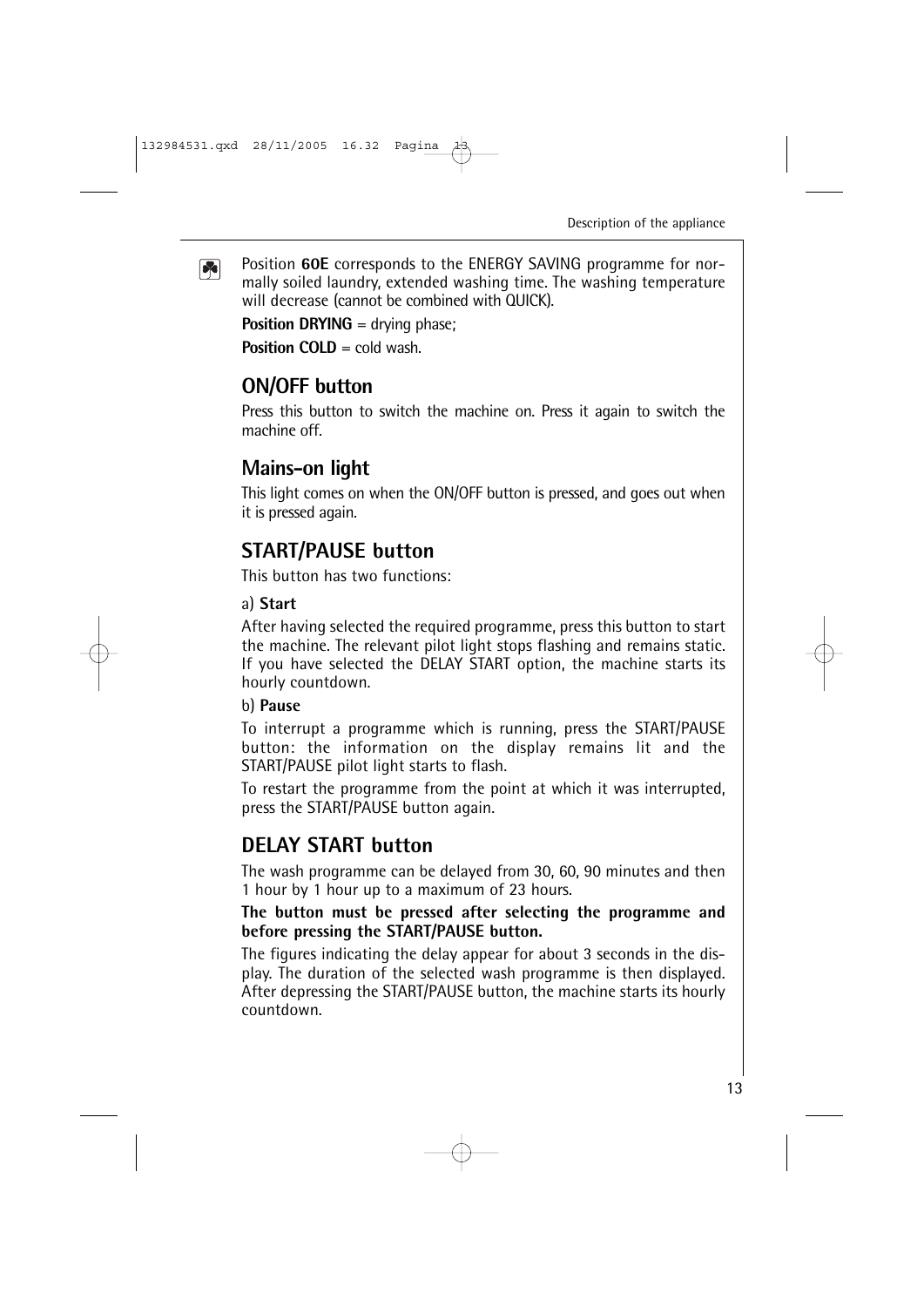Position **60E** corresponds to the ENERGY SAVING programme for normally soiled laundry, extended washing time. The washing temperature will decrease (cannot be combined with QUICK).

**Position DRYING** = drying phase;

**Position COLD** = cold wash.

## ON/OFF button

Press this button to switch the machine on. Press it again to switch the machine off.

## Mains-on light

This light comes on when the ON/OFF button is pressed, and goes out when it is pressed again.

## START/PAUSE button

This button has two functions:

a) **Start**

After having selected the required programme, press this button to start the machine. The relevant pilot light stops flashing and remains static. If you have selected the DELAY START option, the machine starts its hourly countdown.

b) **Pause**

To interrupt a programme which is running, press the START/PAUSE button: the information on the display remains lit and the START/PAUSE pilot light starts to flash.

To restart the programme from the point at which it was interrupted, press the START/PAUSE button again.

## DELAY START button

The wash programme can be delayed from 30, 60, 90 minutes and then 1 hour by 1 hour up to a maximum of 23 hours.

**The button must be pressed after selecting the programme and before pressing the START/PAUSE button.**

The figures indicating the delay appear for about 3 seconds in the display. The duration of the selected wash programme is then displayed. After depressing the START/PAUSE button, the machine starts its hourly countdown.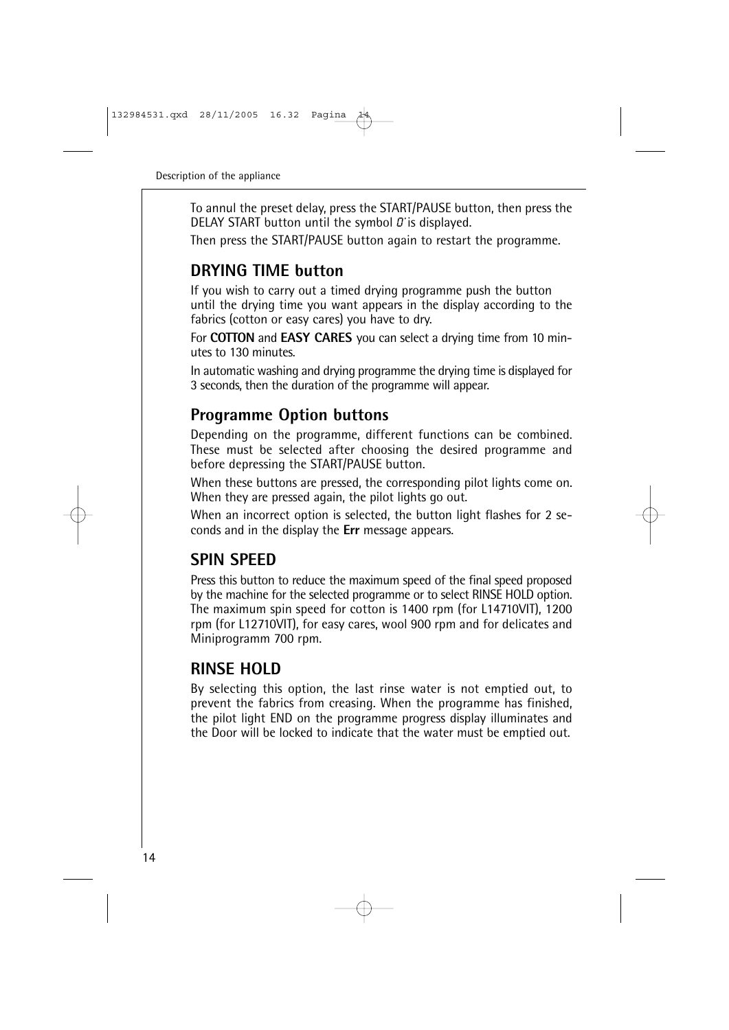To annul the preset delay, press the START/PAUSE button, then press the DELAY START button until the symbol 0' is displayed.

Then press the START/PAUSE button again to restart the programme.

## DRYING TIME button

If you wish to carry out a timed drying programme push the button until the drying time you want appears in the display according to the fabrics (cotton or easy cares) you have to dry.

For **COTTON** and **EASY CARES** you can select a drying time from 10 minutes to 130 minutes.

In automatic washing and drying programme the drying time is displayed for 3 seconds, then the duration of the programme will appear.

## Programme Option buttons

Depending on the programme, different functions can be combined. These must be selected after choosing the desired programme and before depressing the START/PAUSE button.

When these buttons are pressed, the corresponding pilot lights come on. When they are pressed again, the pilot lights go out.

When an incorrect option is selected, the button light flashes for 2 seconds and in the display the **Err** message appears.

## SPIN SPEED

Press this button to reduce the maximum speed of the final speed proposed by the machine for the selected programme or to select RINSE HOLD option. The maximum spin speed for cotton is 1400 rpm (for L14710VIT), 1200 rpm (for L12710VIT), for easy cares, wool 900 rpm and for delicates and Miniprogramm 700 rpm.

## RINSE HOLD

By selecting this option, the last rinse water is not emptied out, to prevent the fabrics from creasing. When the programme has finished, the pilot light END on the programme progress display illuminates and the Door will be locked to indicate that the water must be emptied out.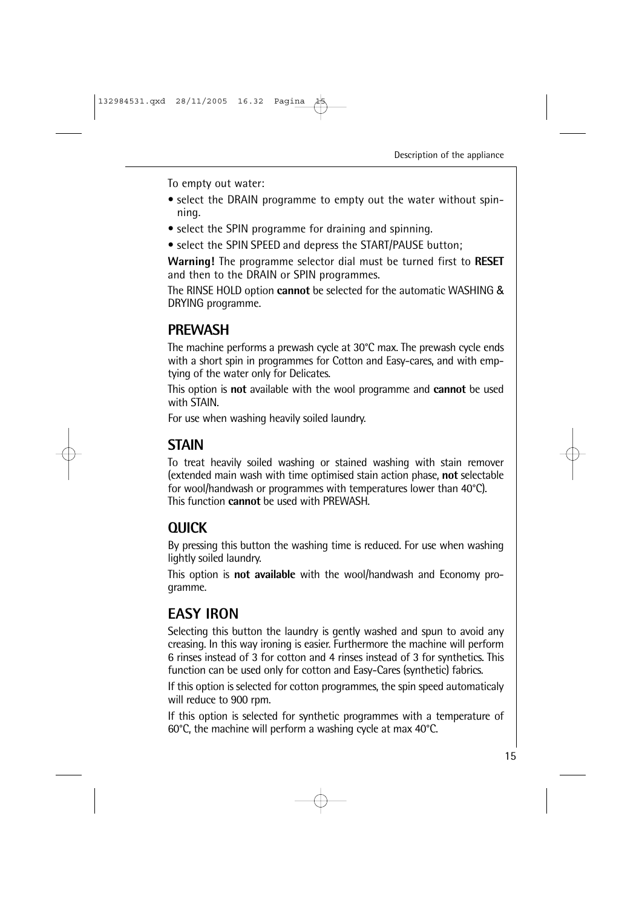To empty out water:

- select the DRAIN programme to empty out the water without spinning.
- select the SPIN programme for draining and spinning.
- select the SPIN SPEED and depress the START/PAUSE button;

**Warning!** The programme selector dial must be turned first to **RESET** and then to the DRAIN or SPIN programmes.

The RINSE HOLD option **cannot** be selected for the automatic WASHING & DRYING programme.

## PREWASH

The machine performs a prewash cycle at 30°C max. The prewash cycle ends with a short spin in programmes for Cotton and Easy-cares, and with emptying of the water only for Delicates.

This option is **not** available with the wool programme and **cannot** be used with STAIN.

For use when washing heavily soiled laundry.

## STAIN

To treat heavily soiled washing or stained washing with stain remover (extended main wash with time optimised stain action phase, **not** selectable for wool/handwash or programmes with temperatures lower than 40°C).
This function **cannot** be used with PREWASH.

## QUICK

By pressing this button the washing time is reduced. For use when washing lightly soiled laundry.

This option is **not available** with the wool/handwash and Economy programme.

## EASY IRON

Selecting this button the laundry is gently washed and spun to avoid any creasing. In this way ironing is easier. Furthermore the machine will perform 6 rinses instead of 3 for cotton and 4 rinses instead of 3 for synthetics. This function can be used only for cotton and Easy-Cares (synthetic) fabrics.

If this option is selected for cotton programmes, the spin speed automaticaly will reduce to 900 rpm.

If this option is selected for synthetic programmes with a temperature of 60°C, the machine will perform a washing cycle at max 40°C.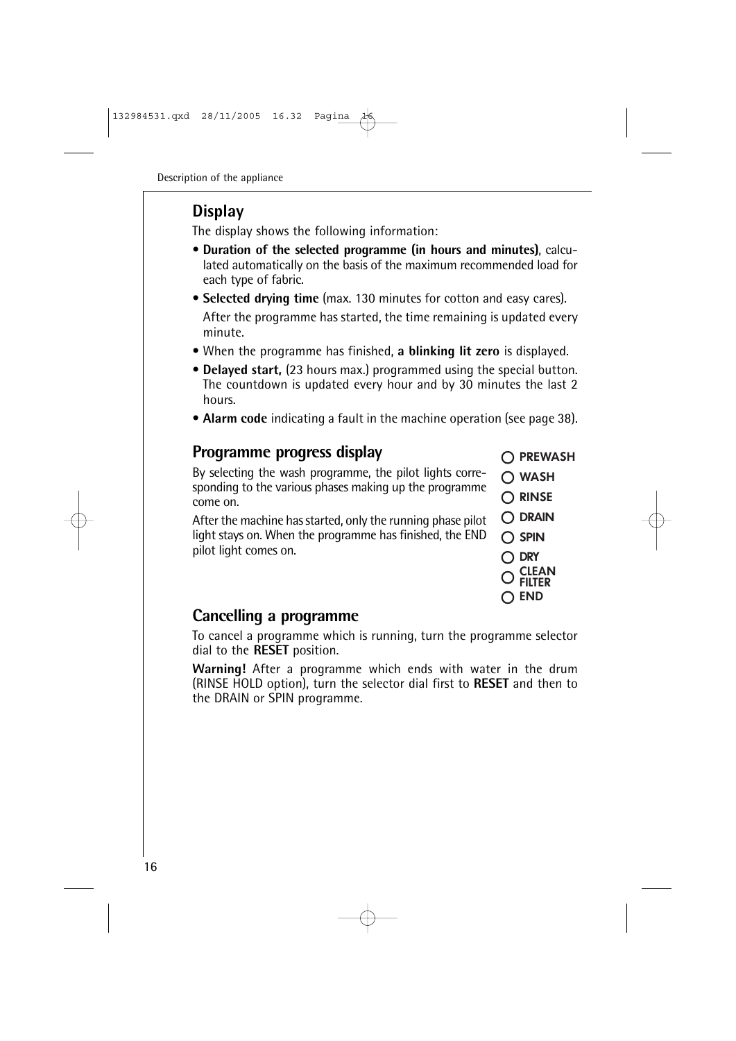## Display

The display shows the following information:

- **Duration of the selected programme (in hours and minutes)**, calculated automatically on the basis of the maximum recommended load for each type of fabric.
- **Selected drying time** (max. 130 minutes for cotton and easy cares).

  After the programme has started, the time remaining is updated every minute.
- When the programme has finished, **a blinking lit zero** is displayed.
- **Delayed start,** (23 hours max.) programmed using the special button. The countdown is updated every hour and by 30 minutes the last 2 hours.
- **Alarm code** indicating a fault in the machine operation (see page 38).

## Programme progress display

By selecting the wash programme, the pilot lights corresponding to the various phases making up the programme come on.

After the machine has started, only the running phase pilot light stays on. When the programme has finished, the END pilot light comes on.

- ○ **PREWASH**
- ○ **WASH**
- ○ **RINSE**
- ○ **DRAIN**
- ○ **SPIN**
- ○ **DRY**
- ○ **CLEAN FILTER**
- ○ **END**

## Cancelling a programme

To cancel a programme which is running, turn the programme selector dial to the **RESET** position.

**Warning!** After a programme which ends with water in the drum (RINSE HOLD option), turn the selector dial first to **RESET** and then to the DRAIN or SPIN programme.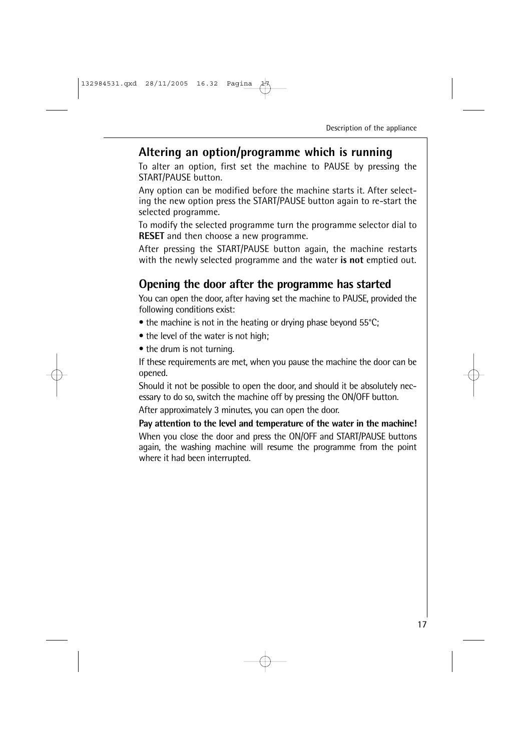## Altering an option/programme which is running

To alter an option, first set the machine to PAUSE by pressing the START/PAUSE button.

Any option can be modified before the machine starts it. After selecting the new option press the START/PAUSE button again to re-start the selected programme.

To modify the selected programme turn the programme selector dial to **RESET** and then choose a new programme.

After pressing the START/PAUSE button again, the machine restarts with the newly selected programme and the water **is not** emptied out.

## Opening the door after the programme has started

You can open the door, after having set the machine to PAUSE, provided the following conditions exist:

- the machine is not in the heating or drying phase beyond 55°C;
- the level of the water is not high;
- the drum is not turning.

If these requirements are met, when you pause the machine the door can be opened.

Should it not be possible to open the door, and should it be absolutely necessary to do so, switch the machine off by pressing the ON/OFF button.

After approximately 3 minutes, you can open the door.

**Pay attention to the level and temperature of the water in the machine!**

When you close the door and press the ON/OFF and START/PAUSE buttons again, the washing machine will resume the programme from the point where it had been interrupted.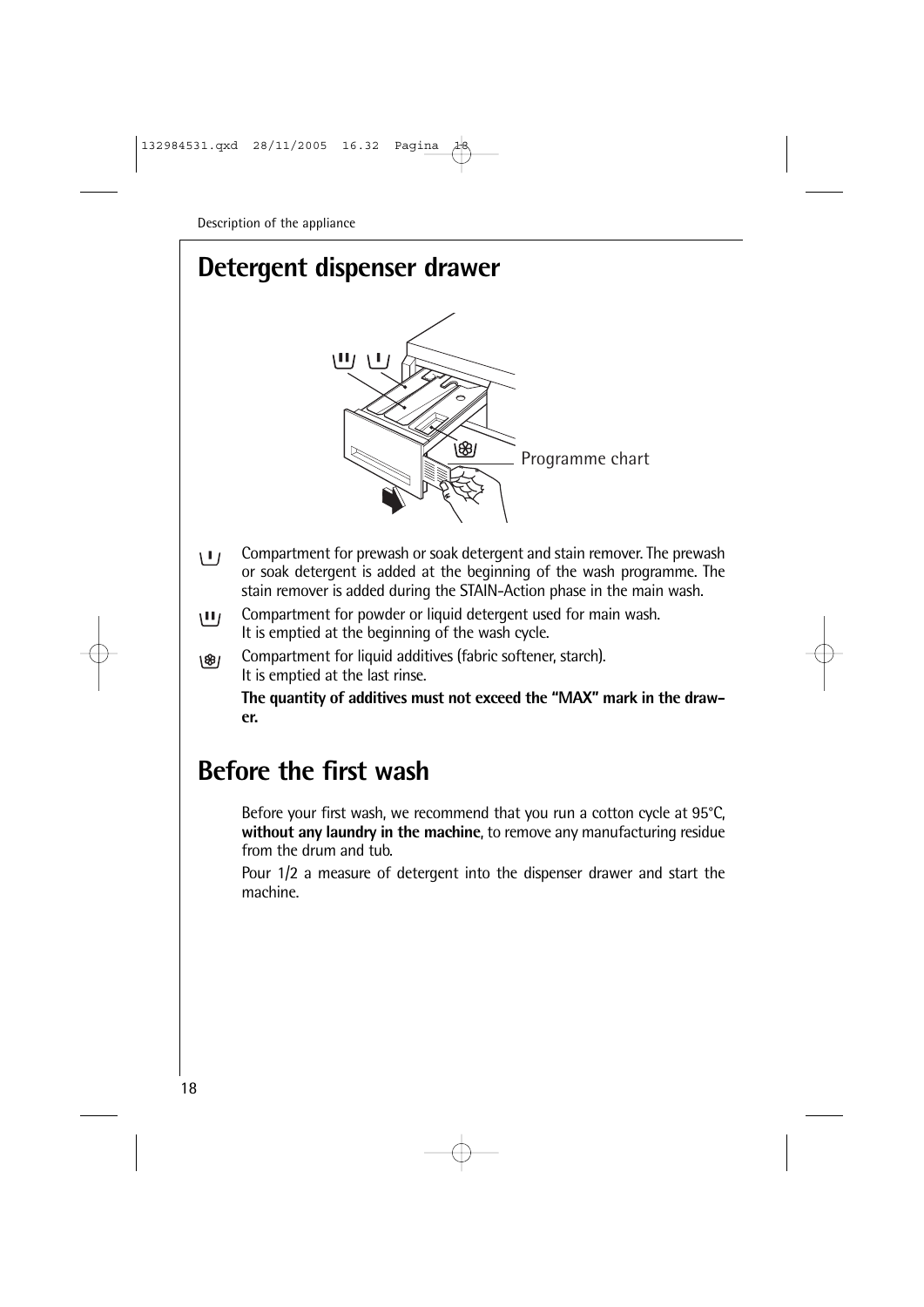## Detergent dispenser drawer

Programme chart

Compartment for prewash or soak detergent and stain remover. The prewash or soak detergent is added at the beginning of the wash programme. The stain remover is added during the STAIN-Action phase in the main wash.

Compartment for powder or liquid detergent used for main wash. It is emptied at the beginning of the wash cycle.

Compartment for liquid additives (fabric softener, starch). It is emptied at the last rinse.

**The quantity of additives must not exceed the "MAX" mark in the drawer.**

## Before the first wash

Before your first wash, we recommend that you run a cotton cycle at 95°C, **without any laundry in the machine**, to remove any manufacturing residue from the drum and tub.

Pour 1/2 a measure of detergent into the dispenser drawer and start the machine.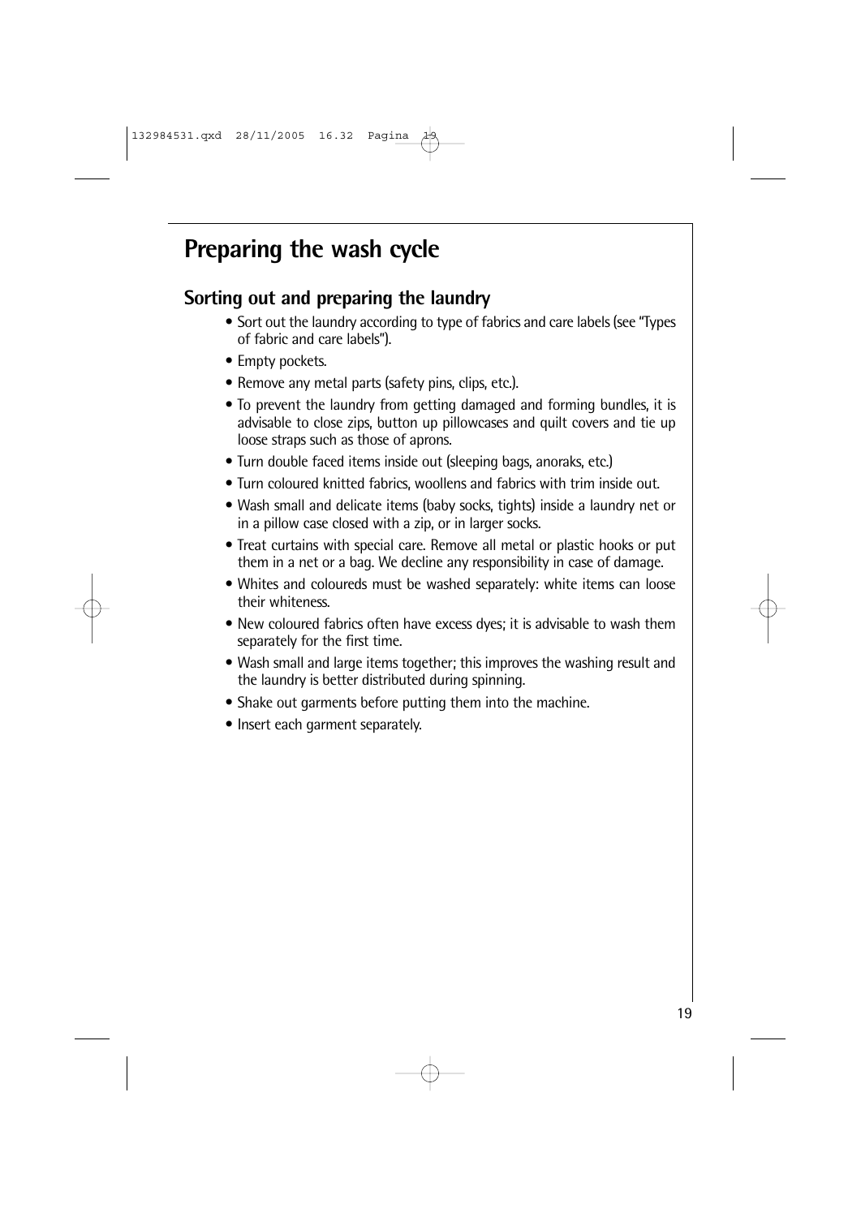# Preparing the wash cycle

## Sorting out and preparing the laundry

- Sort out the laundry according to type of fabrics and care labels (see "Types of fabric and care labels").
- Empty pockets.
- Remove any metal parts (safety pins, clips, etc.).
- To prevent the laundry from getting damaged and forming bundles, it is advisable to close zips, button up pillowcases and quilt covers and tie up loose straps such as those of aprons.
- Turn double faced items inside out (sleeping bags, anoraks, etc.)
- Turn coloured knitted fabrics, woollens and fabrics with trim inside out.
- Wash small and delicate items (baby socks, tights) inside a laundry net or in a pillow case closed with a zip, or in larger socks.
- Treat curtains with special care. Remove all metal or plastic hooks or put them in a net or a bag. We decline any responsibility in case of damage.
- Whites and coloureds must be washed separately: white items can loose their whiteness.
- New coloured fabrics often have excess dyes; it is advisable to wash them separately for the first time.
- Wash small and large items together; this improves the washing result and the laundry is better distributed during spinning.
- Shake out garments before putting them into the machine.
- Insert each garment separately.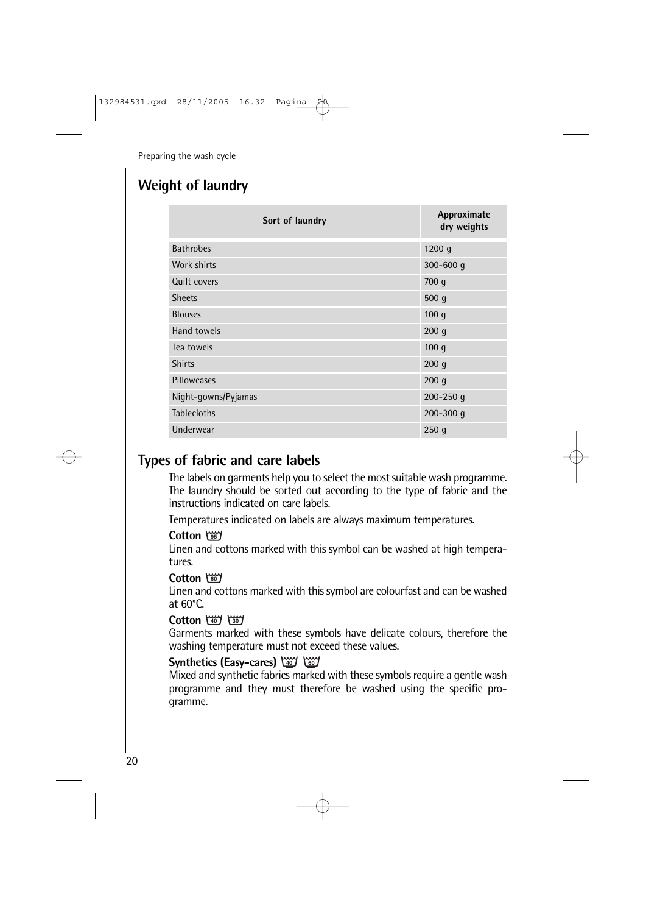## Weight of laundry

| Sort of laundry | Approximate dry weights |
|---|---|
| Bathrobes | 1200 g |
| Work shirts | 300-600 g |
| Quilt covers | 700 g |
| Sheets | 500 g |
| Blouses | 100 g |
| Hand towels | 200 g |
| Tea towels | 100 g |
| Shirts | 200 g |
| Pillowcases | 200 g |
| Night-gowns/Pyjamas | 200-250 g |
| Tablecloths | 200-300 g |
| Underwear | 250 g |

## Types of fabric and care labels

The labels on garments help you to select the most suitable wash programme. The laundry should be sorted out according to the type of fabric and the instructions indicated on care labels.

Temperatures indicated on labels are always maximum temperatures.

**Cotton 95**

Linen and cottons marked with this symbol can be washed at high temperatures.

**Cotton 60**

Linen and cottons marked with this symbol are colourfast and can be washed at 60°C.

**Cotton 40 30**

Garments marked with these symbols have delicate colours, therefore the washing temperature must not exceed these values.

**Synthetics (Easy-cares) 40 60**

Mixed and synthetic fabrics marked with these symbols require a gentle wash programme and they must therefore be washed using the specific programme.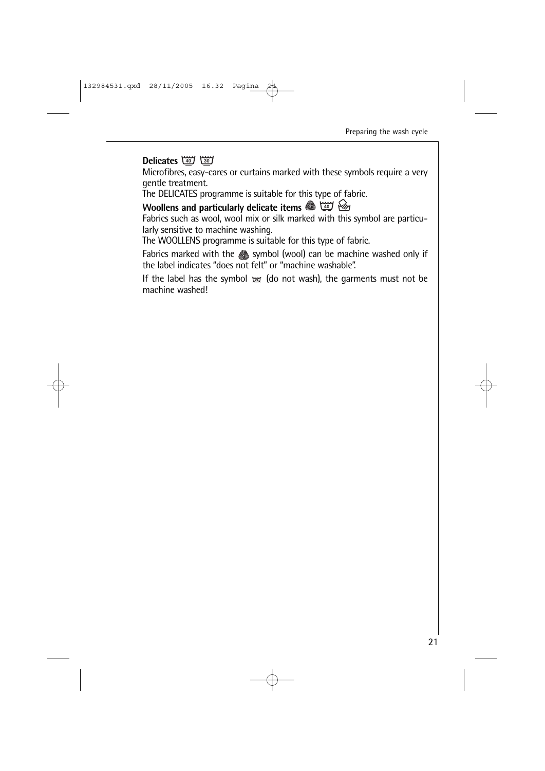**Delicates**

Microfibres, easy-cares or curtains marked with these symbols require a very gentle treatment.
The DELICATES programme is suitable for this type of fabric.

**Woollens and particularly delicate items**

Fabrics such as wool, wool mix or silk marked with this symbol are particularly sensitive to machine washing.
The WOOLLENS programme is suitable for this type of fabric.

Fabrics marked with the symbol (wool) can be machine washed only if the label indicates "does not felt" or "machine washable".

If the label has the symbol (do not wash), the garments must not be machine washed!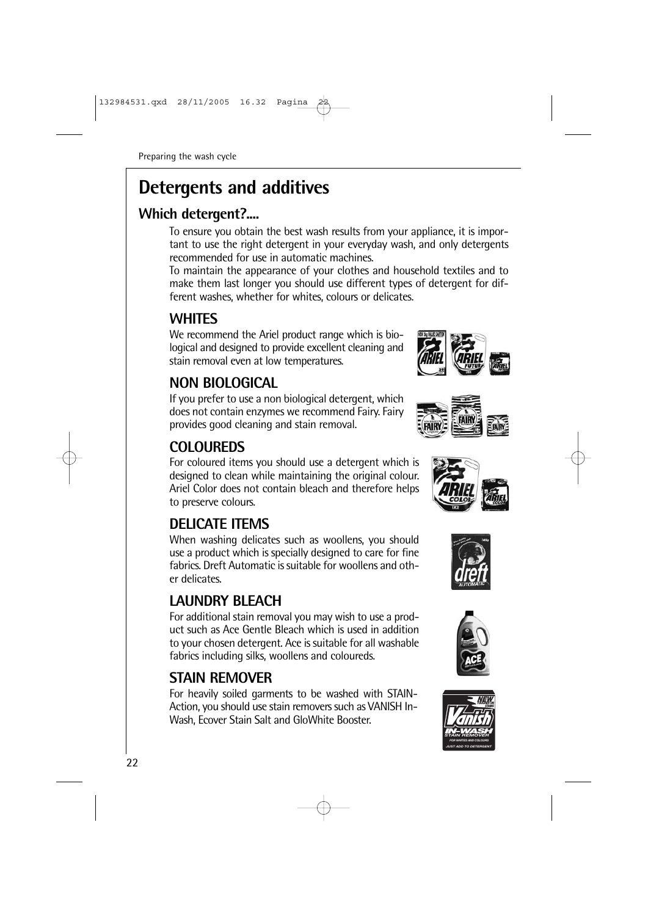# Detergents and additives

## Which detergent?....

To ensure you obtain the best wash results from your appliance, it is important to use the right detergent in your everyday wash, and only detergents recommended for use in automatic machines.
To maintain the appearance of your clothes and household textiles and to make them last longer you should use different types of detergent for different washes, whether for whites, colours or delicates.

### WHITES

We recommend the Ariel product range which is biological and designed to provide excellent cleaning and stain removal even at low temperatures.

### NON BIOLOGICAL

If you prefer to use a non biological detergent, which does not contain enzymes we recommend Fairy. Fairy provides good cleaning and stain removal.

### COLOUREDS

For coloured items you should use a detergent which is designed to clean while maintaining the original colour. Ariel Color does not contain bleach and therefore helps to preserve colours.

### DELICATE ITEMS

When washing delicates such as woollens, you should use a product which is specially designed to care for fine fabrics. Dreft Automatic is suitable for woollens and other delicates.

### LAUNDRY BLEACH

For additional stain removal you may wish to use a product such as Ace Gentle Bleach which is used in addition to your chosen detergent. Ace is suitable for all washable fabrics including silks, woollens and coloureds.

### STAIN REMOVER

For heavily soiled garments to be washed with STAIN-Action, you should use stain removers such as VANISH In-Wash, Ecover Stain Salt and GloWhite Booster.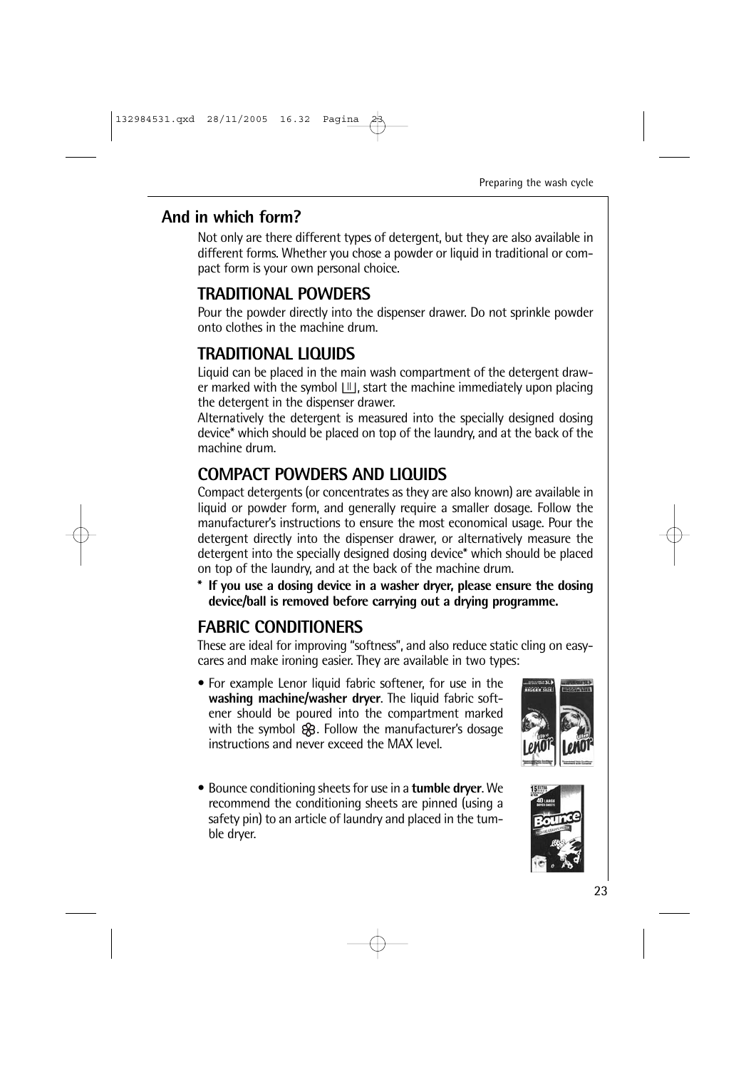## And in which form?

Not only are there different types of detergent, but they are also available in different forms. Whether you chose a powder or liquid in traditional or compact form is your own personal choice.

### TRADITIONAL POWDERS

Pour the powder directly into the dispenser drawer. Do not sprinkle powder onto clothes in the machine drum.

### TRADITIONAL LIQUIDS

Liquid can be placed in the main wash compartment of the detergent drawer marked with the symbol ⊔II⊔, start the machine immediately upon placing the detergent in the dispenser drawer.

Alternatively the detergent is measured into the specially designed dosing device* which should be placed on top of the laundry, and at the back of the machine drum.

### COMPACT POWDERS AND LIQUIDS

Compact detergents (or concentrates as they are also known) are available in liquid or powder form, and generally require a smaller dosage. Follow the manufacturer's instructions to ensure the most economical usage. Pour the detergent directly into the dispenser drawer, or alternatively measure the detergent into the specially designed dosing device* which should be placed on top of the laundry, and at the back of the machine drum.

**\* If you use a dosing device in a washer dryer, please ensure the dosing device/ball is removed before carrying out a drying programme.**

### FABRIC CONDITIONERS

These are ideal for improving "softness", and also reduce static cling on easy-cares and make ironing easier. They are available in two types:

- For example Lenor liquid fabric softener, for use in the **washing machine/washer dryer**. The liquid fabric softener should be poured into the compartment marked with the symbol ❀. Follow the manufacturer's dosage instructions and never exceed the MAX level.
- Bounce conditioning sheets for use in a **tumble dryer**. We recommend the conditioning sheets are pinned (using a safety pin) to an article of laundry and placed in the tumble dryer.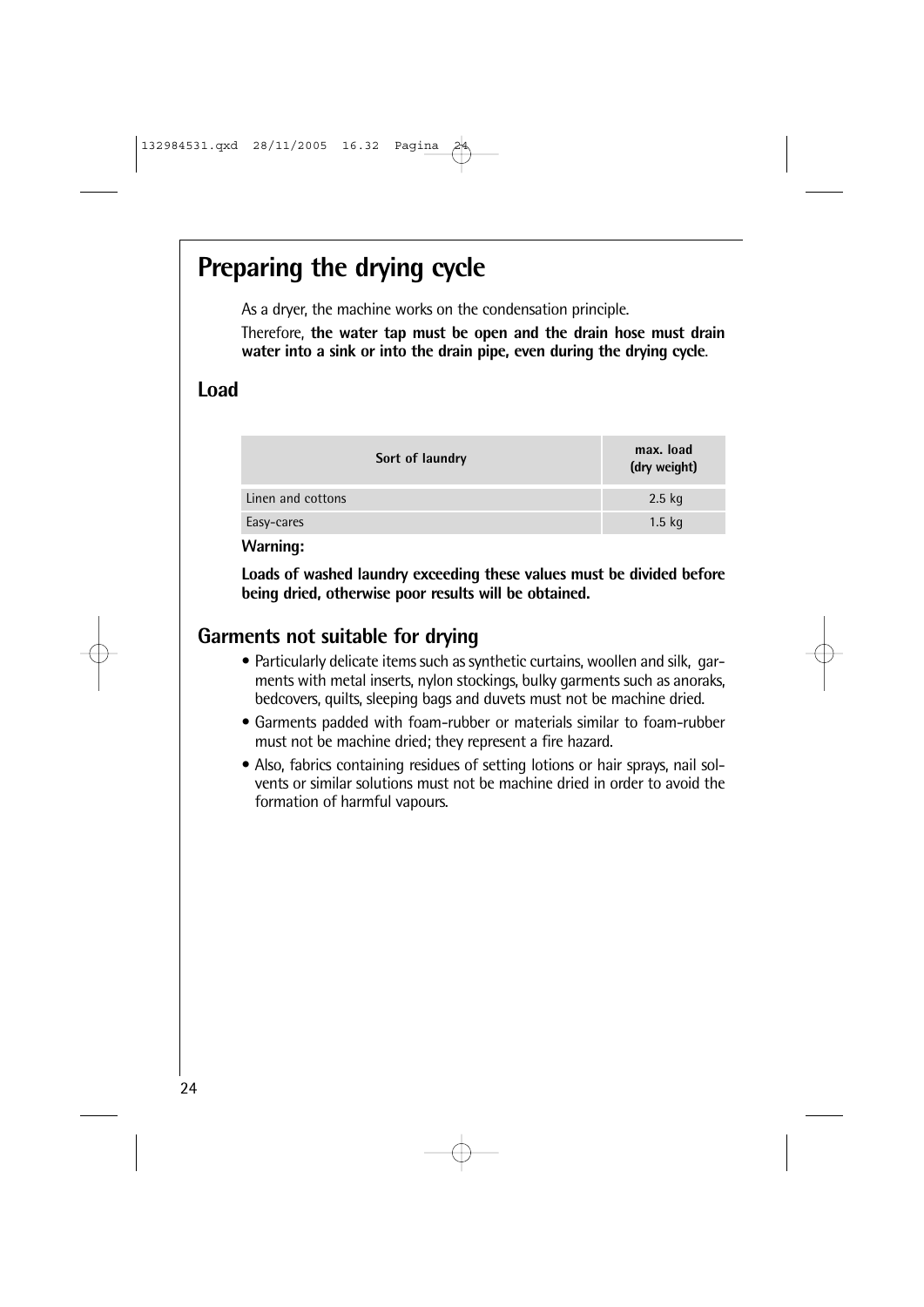# Preparing the drying cycle

As a dryer, the machine works on the condensation principle.

Therefore, **the water tap must be open and the drain hose must drain water into a sink or into the drain pipe, even during the drying cycle**.

## Load

| Sort of laundry | max. load (dry weight) |
|---|---|
| Linen and cottons | 2.5 kg |
| Easy-cares | 1.5 kg |

**Warning:**

**Loads of washed laundry exceeding these values must be divided before being dried, otherwise poor results will be obtained.**

## Garments not suitable for drying

- Particularly delicate items such as synthetic curtains, woollen and silk, garments with metal inserts, nylon stockings, bulky garments such as anoraks, bedcovers, quilts, sleeping bags and duvets must not be machine dried.
- Garments padded with foam-rubber or materials similar to foam-rubber must not be machine dried; they represent a fire hazard.
- Also, fabrics containing residues of setting lotions or hair sprays, nail solvents or similar solutions must not be machine dried in order to avoid the formation of harmful vapours.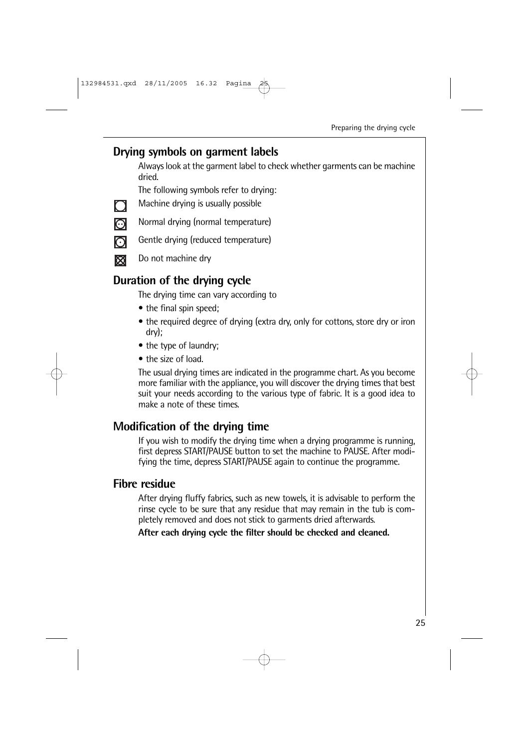## Drying symbols on garment labels

Always look at the garment label to check whether garments can be machine dried.

The following symbols refer to drying:

- Machine drying is usually possible
- Normal drying (normal temperature)
- Gentle drying (reduced temperature)
- Do not machine dry

## Duration of the drying cycle

The drying time can vary according to

- the final spin speed;
- the required degree of drying (extra dry, only for cottons, store dry or iron dry);
- the type of laundry;
- the size of load.

The usual drying times are indicated in the programme chart. As you become more familiar with the appliance, you will discover the drying times that best suit your needs according to the various type of fabric. It is a good idea to make a note of these times.

## Modification of the drying time

If you wish to modify the drying time when a drying programme is running, first depress START/PAUSE button to set the machine to PAUSE. After modifying the time, depress START/PAUSE again to continue the programme.

## Fibre residue

After drying fluffy fabrics, such as new towels, it is advisable to perform the rinse cycle to be sure that any residue that may remain in the tub is completely removed and does not stick to garments dried afterwards.

**After each drying cycle the filter should be checked and cleaned.**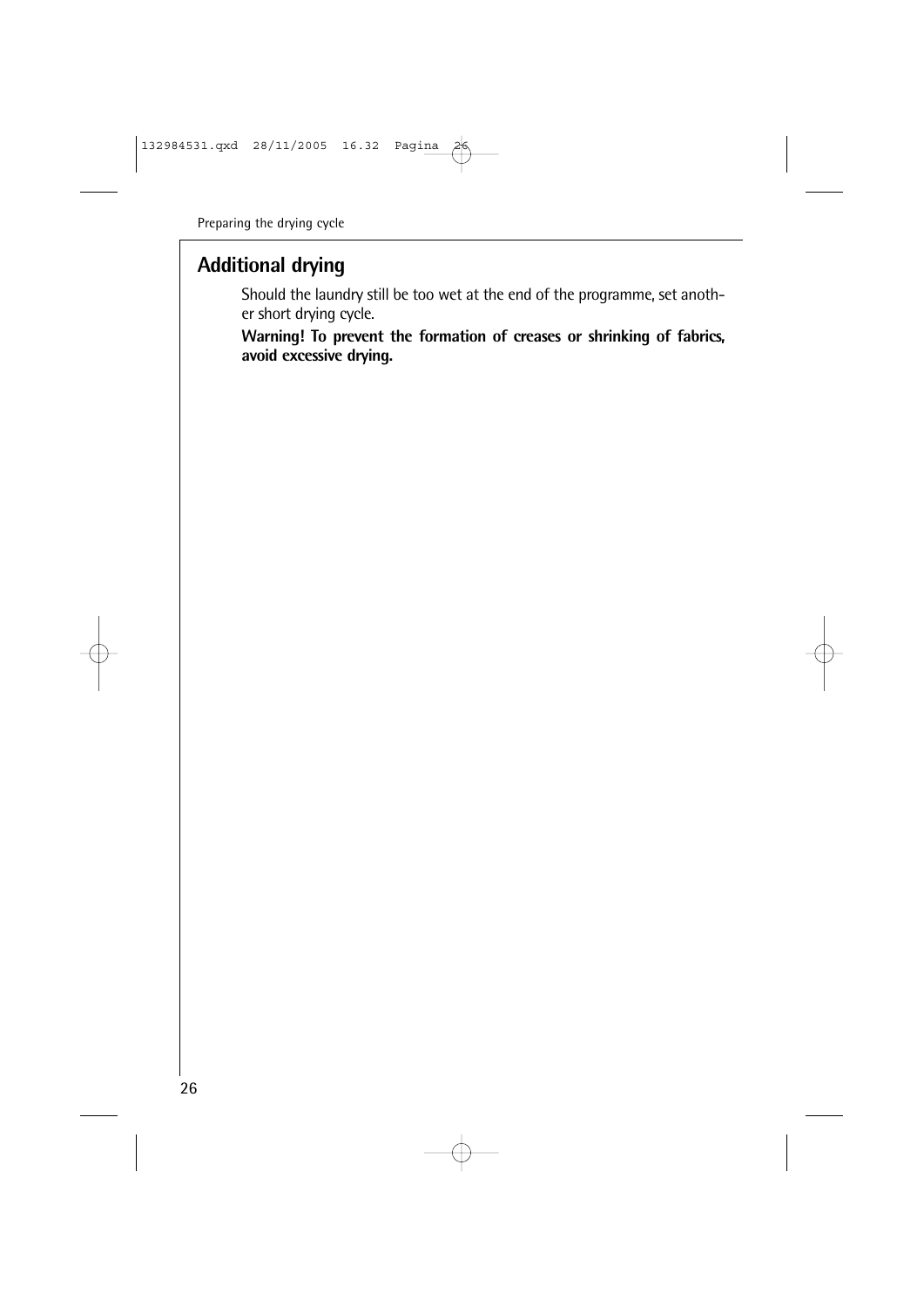## Additional drying

Should the laundry still be too wet at the end of the programme, set another short drying cycle.

**Warning! To prevent the formation of creases or shrinking of fabrics, avoid excessive drying.**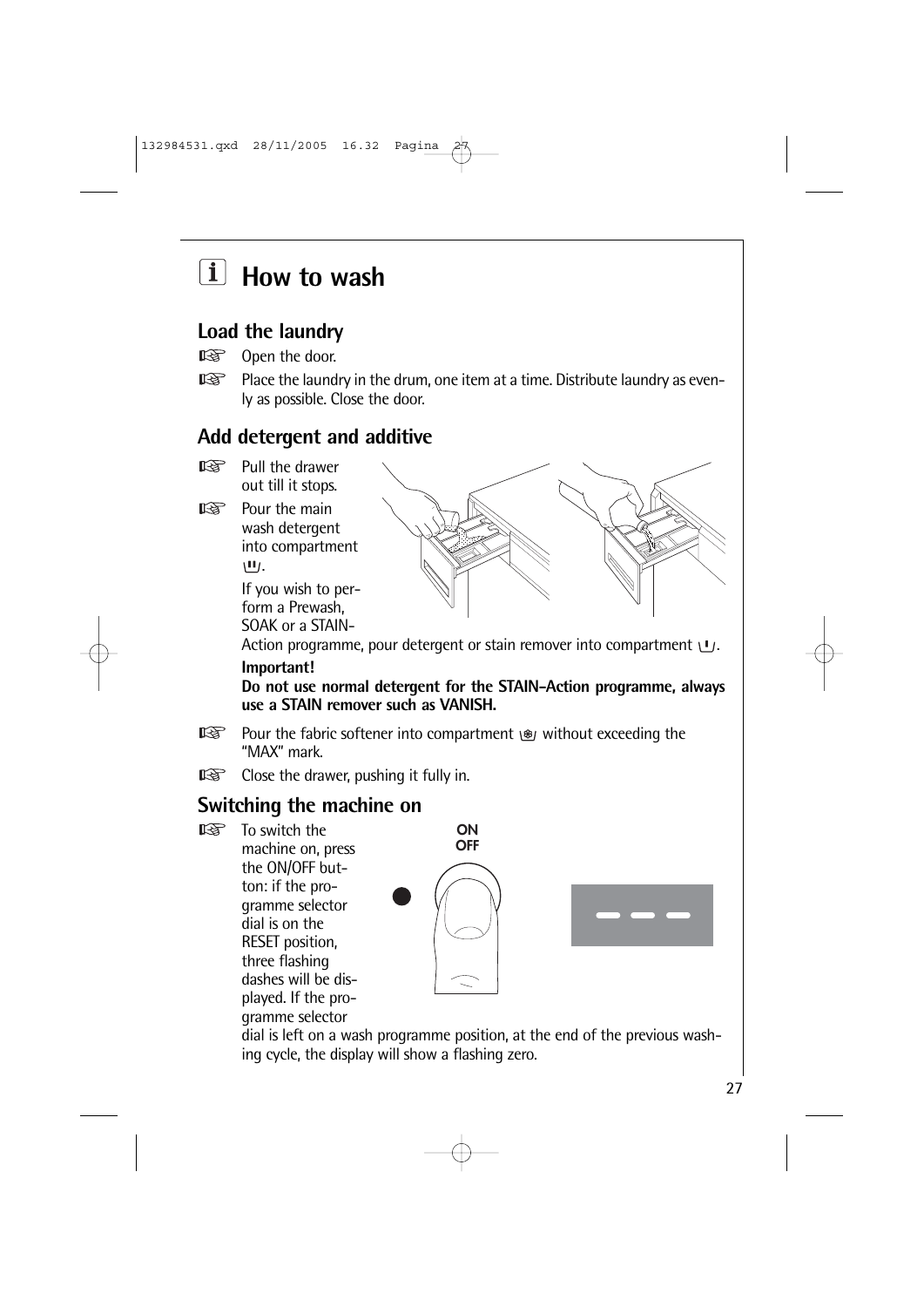# How to wash

## Load the laundry

☞ Open the door.

☞ Place the laundry in the drum, one item at a time. Distribute laundry as evenly as possible. Close the door.

## Add detergent and additive

☞ Pull the drawer out till it stops.

☞ Pour the main wash detergent into compartment ⊔.

If you wish to perform a Prewash, SOAK or a STAIN-Action programme, pour detergent or stain remover into compartment ⊔.

**Important!**

**Do not use normal detergent for the STAIN-Action programme, always use a STAIN remover such as VANISH.**

☞ Pour the fabric softener into compartment ✿ without exceeding the "MAX" mark.

☞ Close the drawer, pushing it fully in.

## Switching the machine on

☞ To switch the machine on, press the ON/OFF button: if the programme selector dial is on the RESET position, three flashing dashes will be displayed. If the programme selector dial is left on a wash programme position, at the end of the previous washing cycle, the display will show a flashing zero.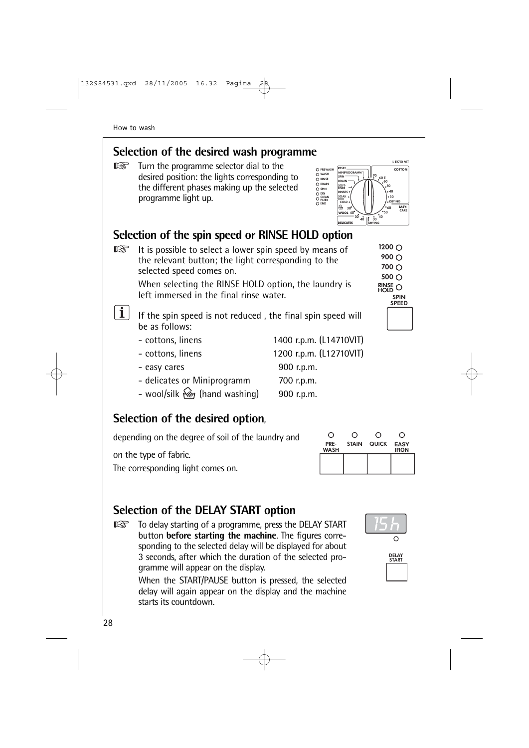## Selection of the desired wash programme

☞ Turn the programme selector dial to the desired position: the lights corresponding to the different phases making up the selected programme light up.

## Selection of the spin speed or RINSE HOLD option

☞ It is possible to select a lower spin speed by means of the relevant button; the light corresponding to the selected speed comes on.

When selecting the RINSE HOLD option, the laundry is left immersed in the final rinse water.

If the spin speed is not reduced , the final spin speed will be as follows:

- cottons, linens 1400 r.p.m. (L14710VIT)
- cottons, linens 1200 r.p.m. (L12710VIT)
- easy cares 900 r.p.m.
- delicates or Miniprogramm 700 r.p.m.
- wool/silk (hand washing) 900 r.p.m.

## Selection of the desired option,

depending on the degree of soil of the laundry and on the type of fabric.

The corresponding light comes on.

## Selection of the DELAY START option

☞ To delay starting of a programme, press the DELAY START button **before starting the machine**. The figures corresponding to the selected delay will be displayed for about 3 seconds, after which the duration of the selected programme will appear on the display.

When the START/PAUSE button is pressed, the selected delay will again appear on the display and the machine starts its countdown.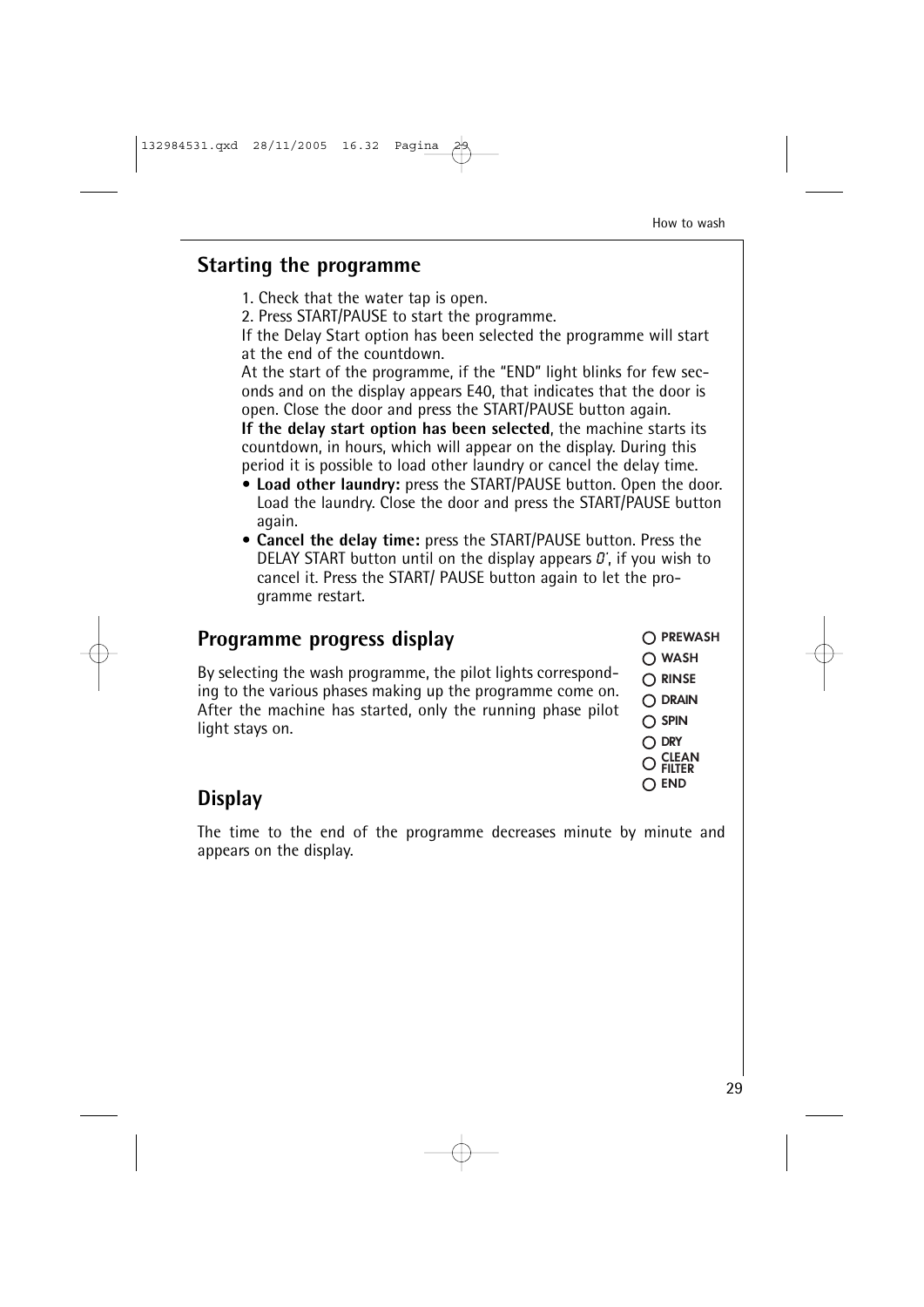## Starting the programme

1. Check that the water tap is open.
2. Press START/PAUSE to start the programme.

If the Delay Start option has been selected the programme will start at the end of the countdown.

At the start of the programme, if the "END" light blinks for few seconds and on the display appears E40, that indicates that the door is open. Close the door and press the START/PAUSE button again.

**If the delay start option has been selected**, the machine starts its countdown, in hours, which will appear on the display. During this period it is possible to load other laundry or cancel the delay time.

- **Load other laundry:** press the START/PAUSE button. Open the door. Load the laundry. Close the door and press the START/PAUSE button again.
- **Cancel the delay time:** press the START/PAUSE button. Press the DELAY START button until on the display appears 0', if you wish to cancel it. Press the START/ PAUSE button again to let the programme restart.

## Programme progress display

By selecting the wash programme, the pilot lights corresponding to the various phases making up the programme come on. After the machine has started, only the running phase pilot light stays on.

- PREWASH
- WASH
- RINSE
- DRAIN
- SPIN
- DRY
- CLEAN FILTER
- END

## Display

The time to the end of the programme decreases minute by minute and appears on the display.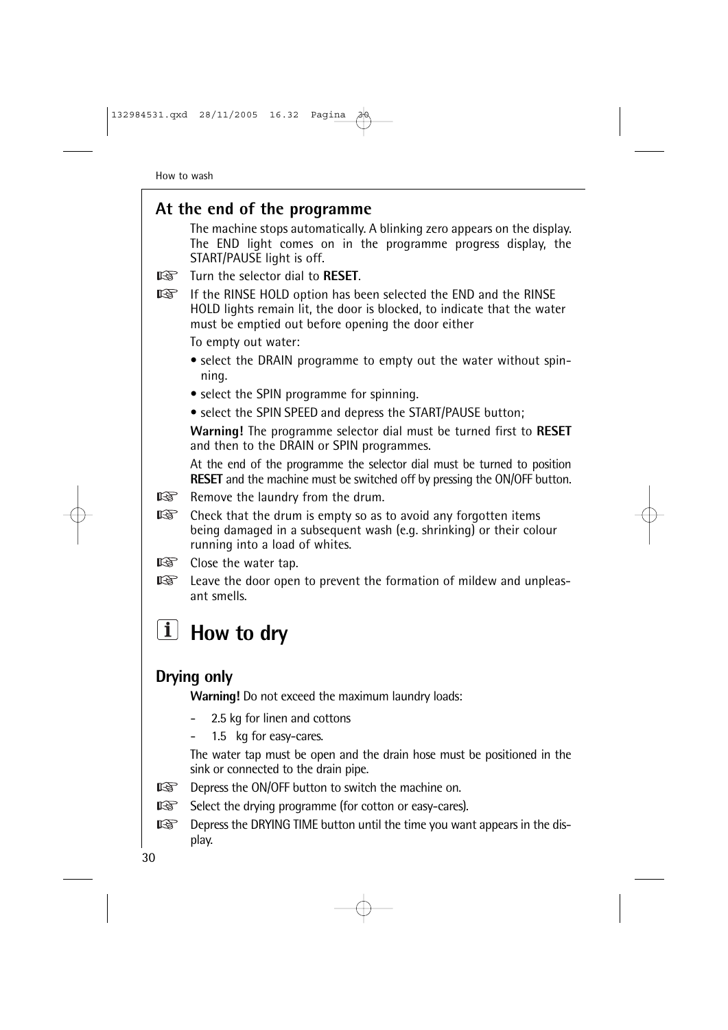## At the end of the programme

The machine stops automatically. A blinking zero appears on the display. The END light comes on in the programme progress display, the START/PAUSE light is off.

- Turn the selector dial to **RESET**.
- If the RINSE HOLD option has been selected the END and the RINSE HOLD lights remain lit, the door is blocked, to indicate that the water must be emptied out before opening the door either

  To empty out water:

  - select the DRAIN programme to empty out the water without spinning.
  - select the SPIN programme for spinning.
  - select the SPIN SPEED and depress the START/PAUSE button;

  **Warning!** The programme selector dial must be turned first to **RESET** and then to the DRAIN or SPIN programmes.

  At the end of the programme the selector dial must be turned to position **RESET** and the machine must be switched off by pressing the ON/OFF button.

- Remove the laundry from the drum.
- Check that the drum is empty so as to avoid any forgotten items being damaged in a subsequent wash (e.g. shrinking) or their colour running into a load of whites.
- Close the water tap.
- Leave the door open to prevent the formation of mildew and unpleasant smells.

# How to dry

## Drying only

**Warning!** Do not exceed the maximum laundry loads:

- 2.5 kg for linen and cottons
- 1.5 kg for easy-cares.

The water tap must be open and the drain hose must be positioned in the sink or connected to the drain pipe.

- Depress the ON/OFF button to switch the machine on.
- Select the drying programme (for cotton or easy-cares).
- Depress the DRYING TIME button until the time you want appears in the display.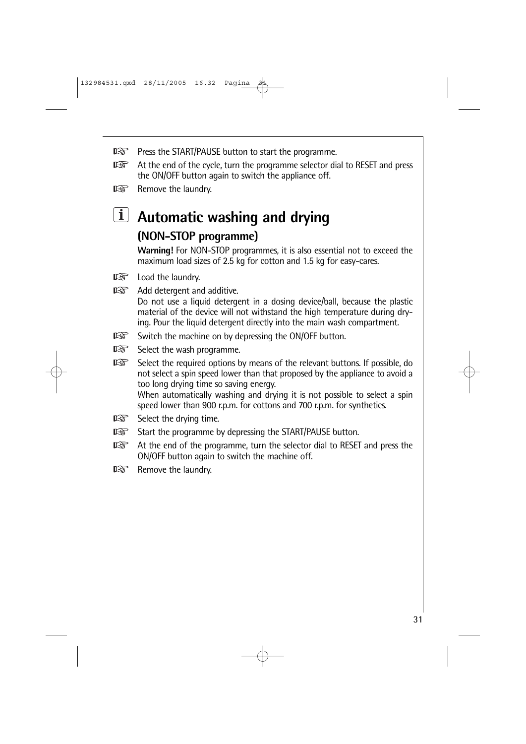- Press the START/PAUSE button to start the programme.
- At the end of the cycle, turn the programme selector dial to RESET and press the ON/OFF button again to switch the appliance off.
- Remove the laundry.

## Automatic washing and drying

### (NON-STOP programme)

**Warning!** For NON-STOP programmes, it is also essential not to exceed the maximum load sizes of 2.5 kg for cotton and 1.5 kg for easy-cares.

- Load the laundry.
- Add detergent and additive.
  Do not use a liquid detergent in a dosing device/ball, because the plastic material of the device will not withstand the high temperature during drying. Pour the liquid detergent directly into the main wash compartment.
- Switch the machine on by depressing the ON/OFF button.
- Select the wash programme.
- Select the required options by means of the relevant buttons. If possible, do not select a spin speed lower than that proposed by the appliance to avoid a too long drying time so saving energy.
  When automatically washing and drying it is not possible to select a spin speed lower than 900 r.p.m. for cottons and 700 r.p.m. for synthetics.
- Select the drying time.
- Start the programme by depressing the START/PAUSE button.
- At the end of the programme, turn the selector dial to RESET and press the ON/OFF button again to switch the machine off.
- Remove the laundry.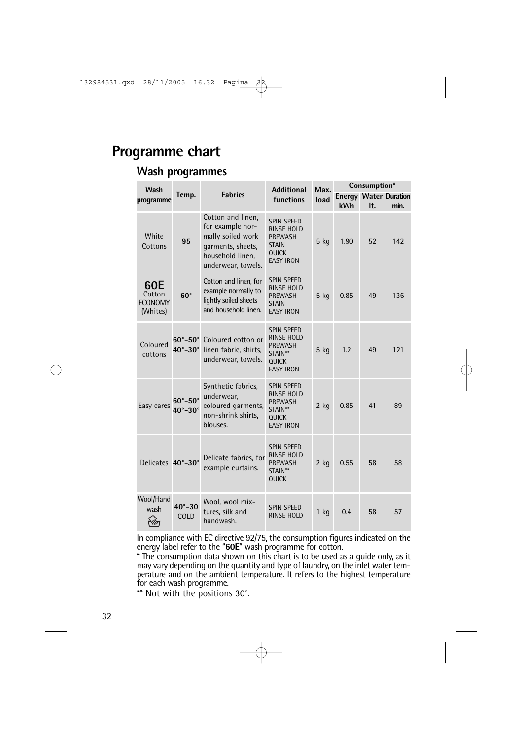# Programme chart

## Wash programmes

| Wash programme | Temp. | Fabrics | Additional functions | Max. load | Consumption* | | |
|---|---|---|---|---|---|---|---|
| | | | | | Energy kWh | Water lt. | Duration min. |
| White Cottons | 95 | Cotton and linen, for example normally soiled work garments, sheets, household linen, underwear, towels. | SPIN SPEED<br>RINSE HOLD<br>PREWASH<br>STAIN<br>QUICK<br>EASY IRON | 5 kg | 1.90 | 52 | 142 |
| **60E** Cotton ECONOMY (Whites) | 60° | Cotton and linen, for example normally to lightly soiled sheets and household linen. | SPIN SPEED<br>RINSE HOLD<br>PREWASH<br>STAIN<br>EASY IRON | 5 kg | 0.85 | 49 | 136 |
| Coloured cottons | 60°-50°<br>40°-30° | Coloured cotton or linen fabric, shirts, underwear, towels. | SPIN SPEED<br>RINSE HOLD<br>PREWASH<br>STAIN**<br>QUICK<br>EASY IRON | 5 kg | 1.2 | 49 | 121 |
| Easy cares | 60°-50°<br>40°-30° | Synthetic fabrics, underwear, coloured garments, non-shrink shirts, blouses. | SPIN SPEED<br>RINSE HOLD<br>PREWASH<br>STAIN**<br>QUICK<br>EASY IRON | 2 kg | 0.85 | 41 | 89 |
| Delicates | 40°-30° | Delicate fabrics, for example curtains. | SPIN SPEED<br>RINSE HOLD<br>PREWASH<br>STAIN**<br>QUICK | 2 kg | 0.55 | 58 | 58 |
| Wool/Hand wash | 40°-30<br>COLD | Wool, wool mixtures, silk and handwash. | SPIN SPEED<br>RINSE HOLD | 1 kg | 0.4 | 58 | 57 |

In compliance with EC directive 92/75, the consumption figures indicated on the energy label refer to the "**60E**" wash programme for cotton.

**\*** The consumption data shown on this chart is to be used as a guide only, as it may vary depending on the quantity and type of laundry, on the inlet water temperature and on the ambient temperature. It refers to the highest temperature for each wash programme.

** Not with the positions 30°.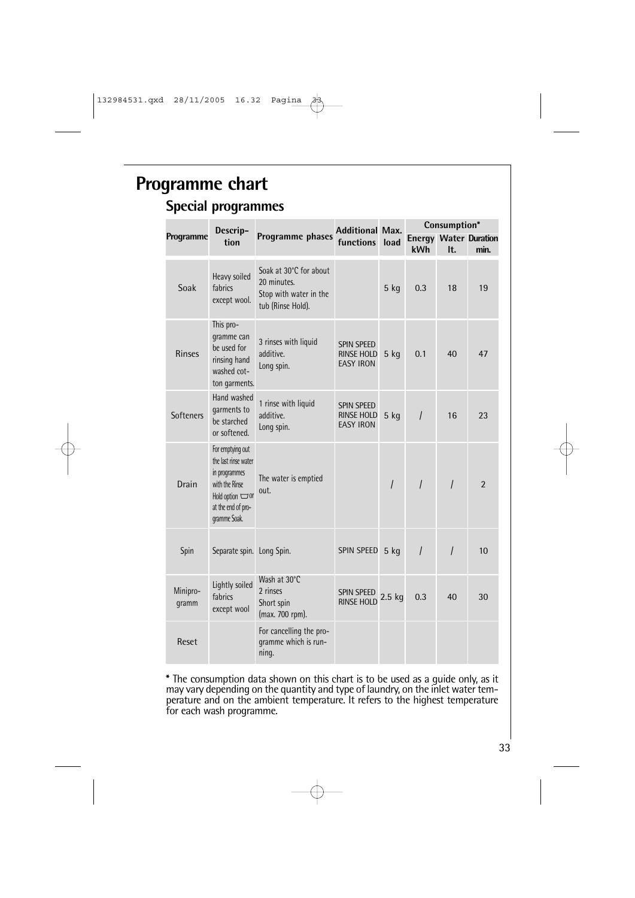# Programme chart

## Special programmes

| Programme | Description | Programme phases | Additional functions | Max. load | Consumption* | | |
|---|---|---|---|---|---|---|---|
| | | | | | Energy kWh | Water lt. | Duration min. |
| Soak | Heavy soiled fabrics except wool. | Soak at 30°C for about 20 minutes. Stop with water in the tub (Rinse Hold). | | 5 kg | 0.3 | 18 | 19 |
| Rinses | This programme can be used for rinsing hand washed cotton garments. | 3 rinses with liquid additive. Long spin. | SPIN SPEED RINSE HOLD EASY IRON | 5 kg | 0.1 | 40 | 47 |
| Softeners | Hand washed garments to be starched or softened. | 1 rinse with liquid additive. Long spin. | SPIN SPEED RINSE HOLD EASY IRON | 5 kg | / | 16 | 23 |
| Drain | For emptying out the last rinse water in programmes with the Rinse Hold option or at the end of programme Soak. | The water is emptied out. | | / | / | / | 2 |
| Spin | Separate spin. | Long Spin. | SPIN SPEED | 5 kg | / | / | 10 |
| Miniprogramm | Lightly soiled fabrics except wool | Wash at 30°C 2 rinses Short spin (max. 700 rpm). | SPIN SPEED RINSE HOLD | 2.5 kg | 0.3 | 40 | 30 |
| Reset | | For cancelling the programme which is running. | | | | | |

* The consumption data shown on this chart is to be used as a guide only, as it may vary depending on the quantity and type of laundry, on the inlet water temperature and on the ambient temperature. It refers to the highest temperature for each wash programme.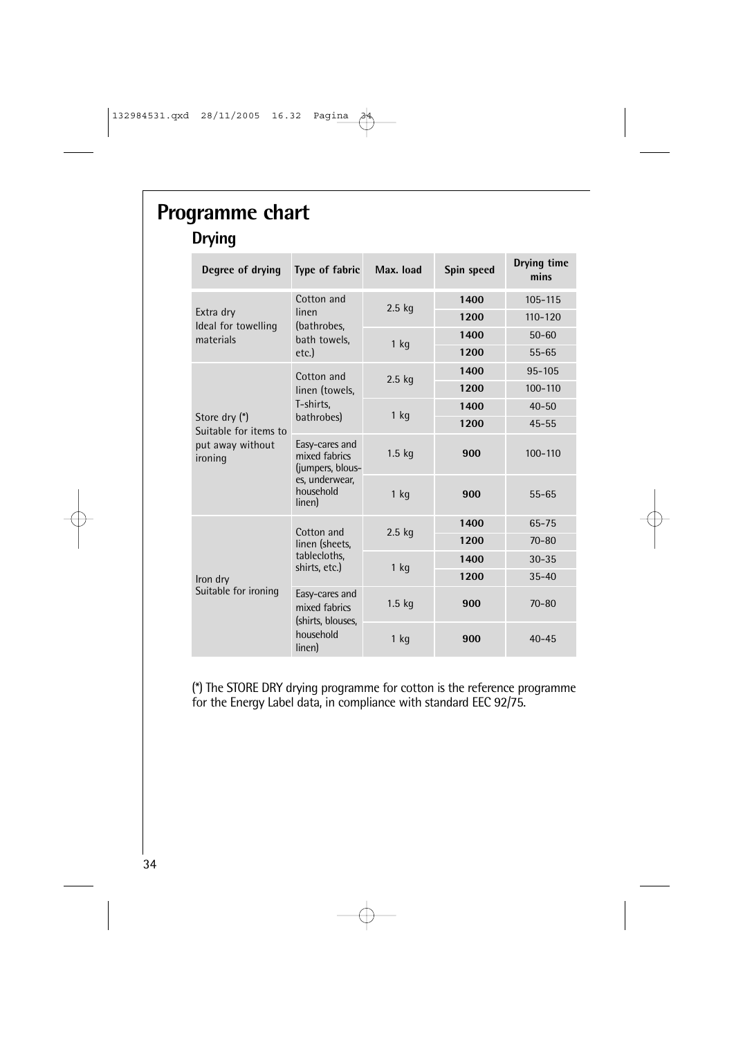# Programme chart

## Drying

| Degree of drying | Type of fabric | Max. load | Spin speed | Drying time mins |
|---|---|---|---|---|
| Extra dry Ideal for towelling materials | Cotton and linen (bathrobes, bath towels, etc.) | 2.5 kg | **1400** | 105-115 |
| | | | **1200** | 110-120 |
| | | 1 kg | **1400** | 50-60 |
| | | | **1200** | 55-65 |
| Store dry (*) Suitable for items to put away without ironing | Cotton and linen (towels, T-shirts, bathrobes) | 2.5 kg | **1400** | 95-105 |
| | | | **1200** | 100-110 |
| | | 1 kg | **1400** | 40-50 |
| | | | **1200** | 45-55 |
| | Easy-cares and mixed fabrics (jumpers, blouses, underwear, household linen) | 1.5 kg | **900** | 100-110 |
| | | 1 kg | **900** | 55-65 |
| Iron dry Suitable for ironing | Cotton and linen (sheets, tablecloths, shirts, etc.) | 2.5 kg | **1400** | 65-75 |
| | | | **1200** | 70-80 |
| | | 1 kg | **1400** | 30-35 |
| | | | **1200** | 35-40 |
| | Easy-cares and mixed fabrics (shirts, blouses, household linen) | 1.5 kg | **900** | 70-80 |
| | | 1 kg | **900** | 40-45 |

(*) The STORE DRY drying programme for cotton is the reference programme for the Energy Label data, in compliance with standard EEC 92/75.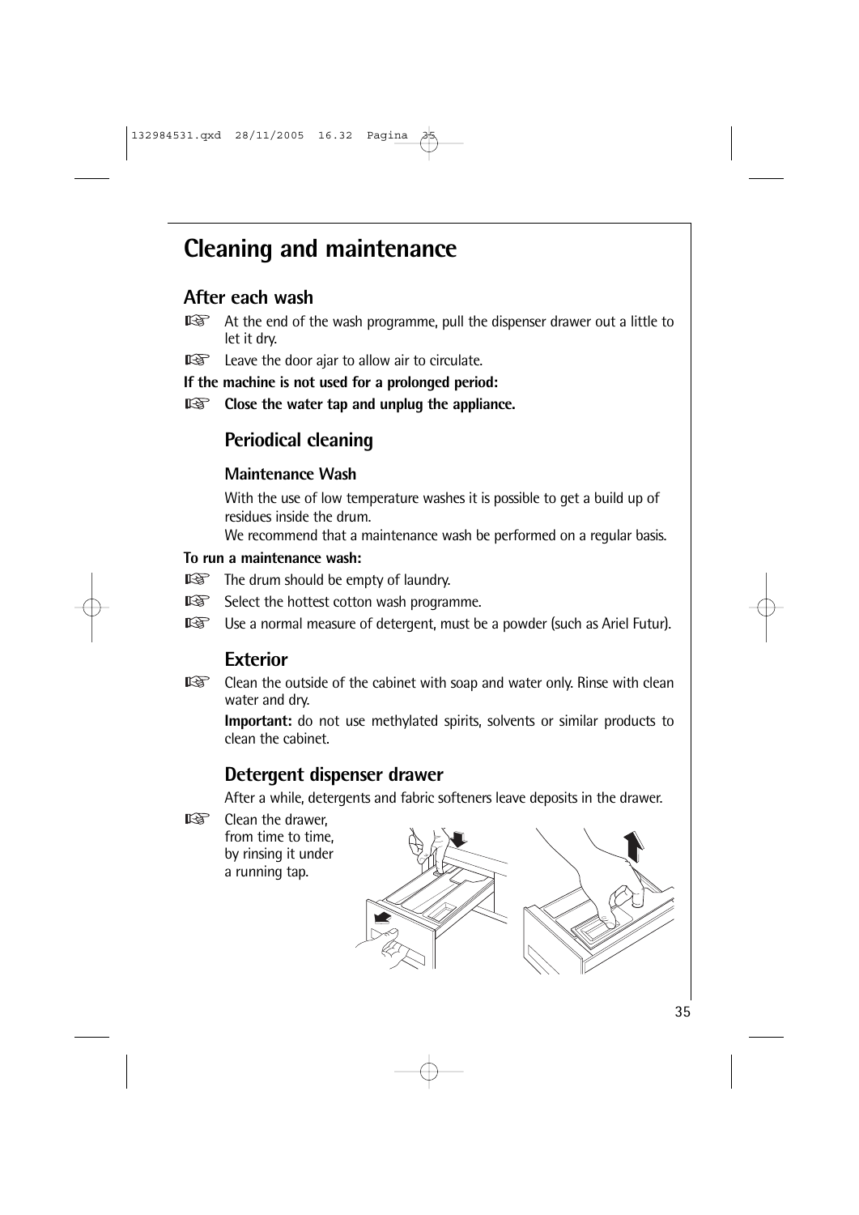# Cleaning and maintenance

## After each wash

- At the end of the wash programme, pull the dispenser drawer out a little to let it dry.
- Leave the door ajar to allow air to circulate.

**If the machine is not used for a prolonged period:**

- **Close the water tap and unplug the appliance.**

## Periodical cleaning

### Maintenance Wash

With the use of low temperature washes it is possible to get a build up of residues inside the drum.

We recommend that a maintenance wash be performed on a regular basis.

**To run a maintenance wash:**

- The drum should be empty of laundry.
- Select the hottest cotton wash programme.
- Use a normal measure of detergent, must be a powder (such as Ariel Futur).

## Exterior

- Clean the outside of the cabinet with soap and water only. Rinse with clean water and dry.

  **Important:** do not use methylated spirits, solvents or similar products to clean the cabinet.

## Detergent dispenser drawer

After a while, detergents and fabric softeners leave deposits in the drawer.

- Clean the drawer, from time to time, by rinsing it under a running tap.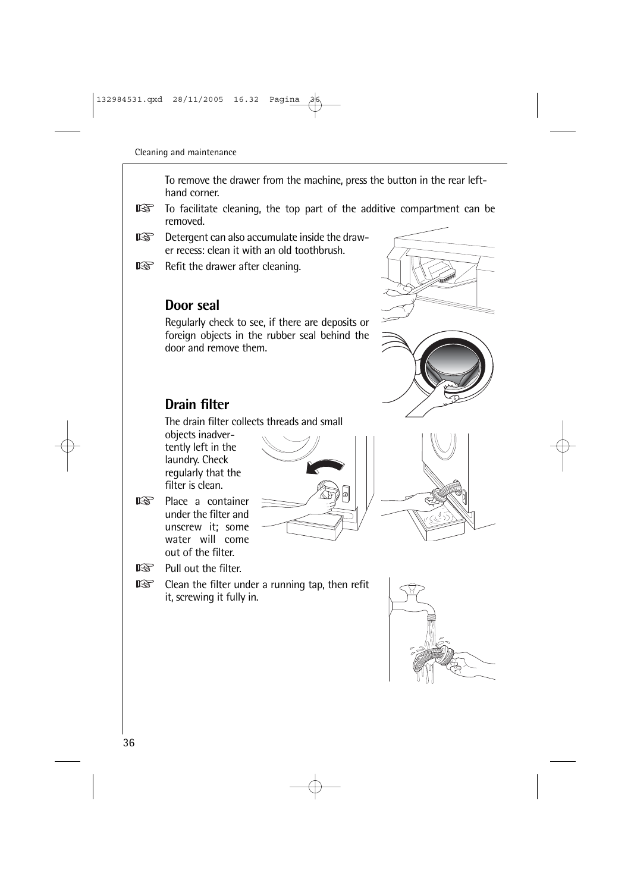To remove the drawer from the machine, press the button in the rear left-hand corner.

- To facilitate cleaning, the top part of the additive compartment can be removed.
- Detergent can also accumulate inside the drawer recess: clean it with an old toothbrush.
- Refit the drawer after cleaning.

## Door seal

Regularly check to see, if there are deposits or foreign objects in the rubber seal behind the door and remove them.

## Drain filter

The drain filter collects threads and small objects inadvertently left in the laundry. Check regularly that the filter is clean.

- Place a container under the filter and unscrew it; some water will come out of the filter.
- Pull out the filter.
- Clean the filter under a running tap, then refit it, screwing it fully in.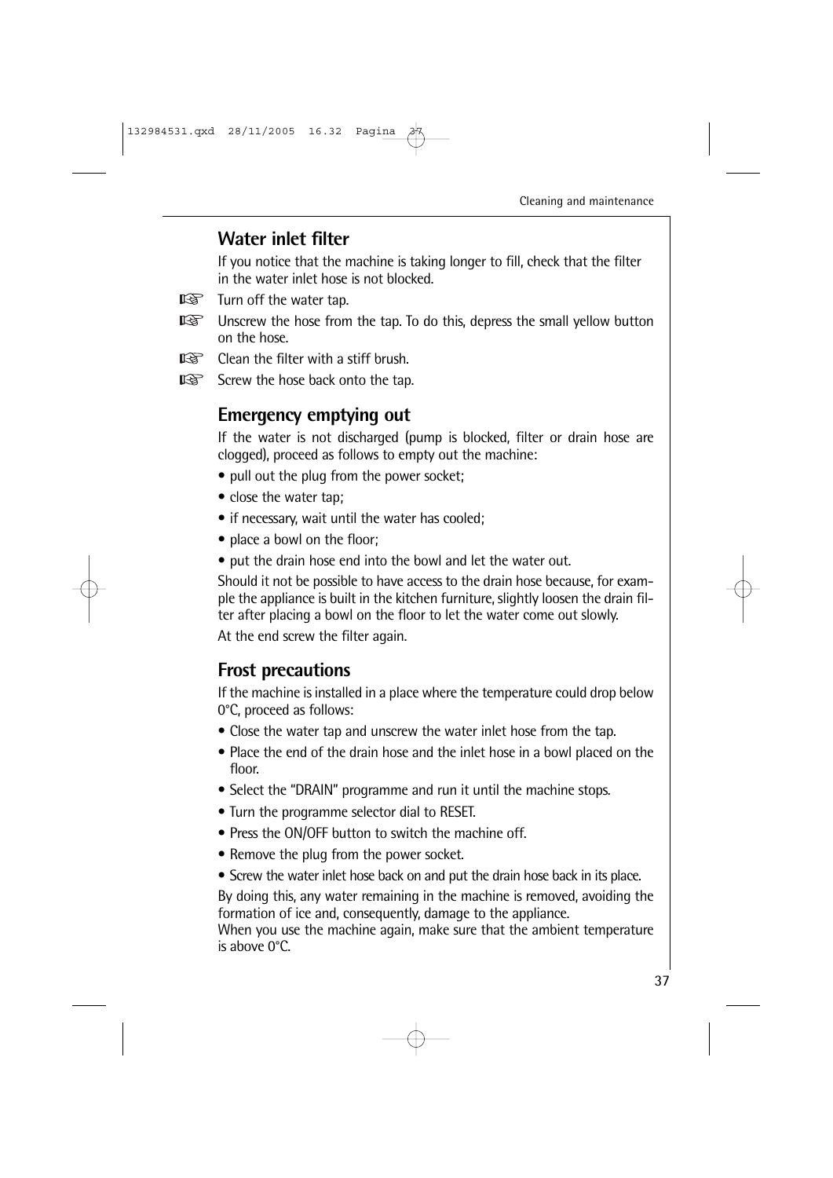## Water inlet filter

If you notice that the machine is taking longer to fill, check that the filter in the water inlet hose is not blocked.

- Turn off the water tap.
- Unscrew the hose from the tap. To do this, depress the small yellow button on the hose.
- Clean the filter with a stiff brush.
- Screw the hose back onto the tap.

## Emergency emptying out

If the water is not discharged (pump is blocked, filter or drain hose are clogged), proceed as follows to empty out the machine:

- pull out the plug from the power socket;
- close the water tap;
- if necessary, wait until the water has cooled;
- place a bowl on the floor;
- put the drain hose end into the bowl and let the water out.

Should it not be possible to have access to the drain hose because, for example the appliance is built in the kitchen furniture, slightly loosen the drain filter after placing a bowl on the floor to let the water come out slowly.

At the end screw the filter again.

## Frost precautions

If the machine is installed in a place where the temperature could drop below 0°C, proceed as follows:

- Close the water tap and unscrew the water inlet hose from the tap.
- Place the end of the drain hose and the inlet hose in a bowl placed on the floor.
- Select the "DRAIN" programme and run it until the machine stops.
- Turn the programme selector dial to RESET.
- Press the ON/OFF button to switch the machine off.
- Remove the plug from the power socket.
- Screw the water inlet hose back on and put the drain hose back in its place.

By doing this, any water remaining in the machine is removed, avoiding the formation of ice and, consequently, damage to the appliance.
When you use the machine again, make sure that the ambient temperature is above 0°C.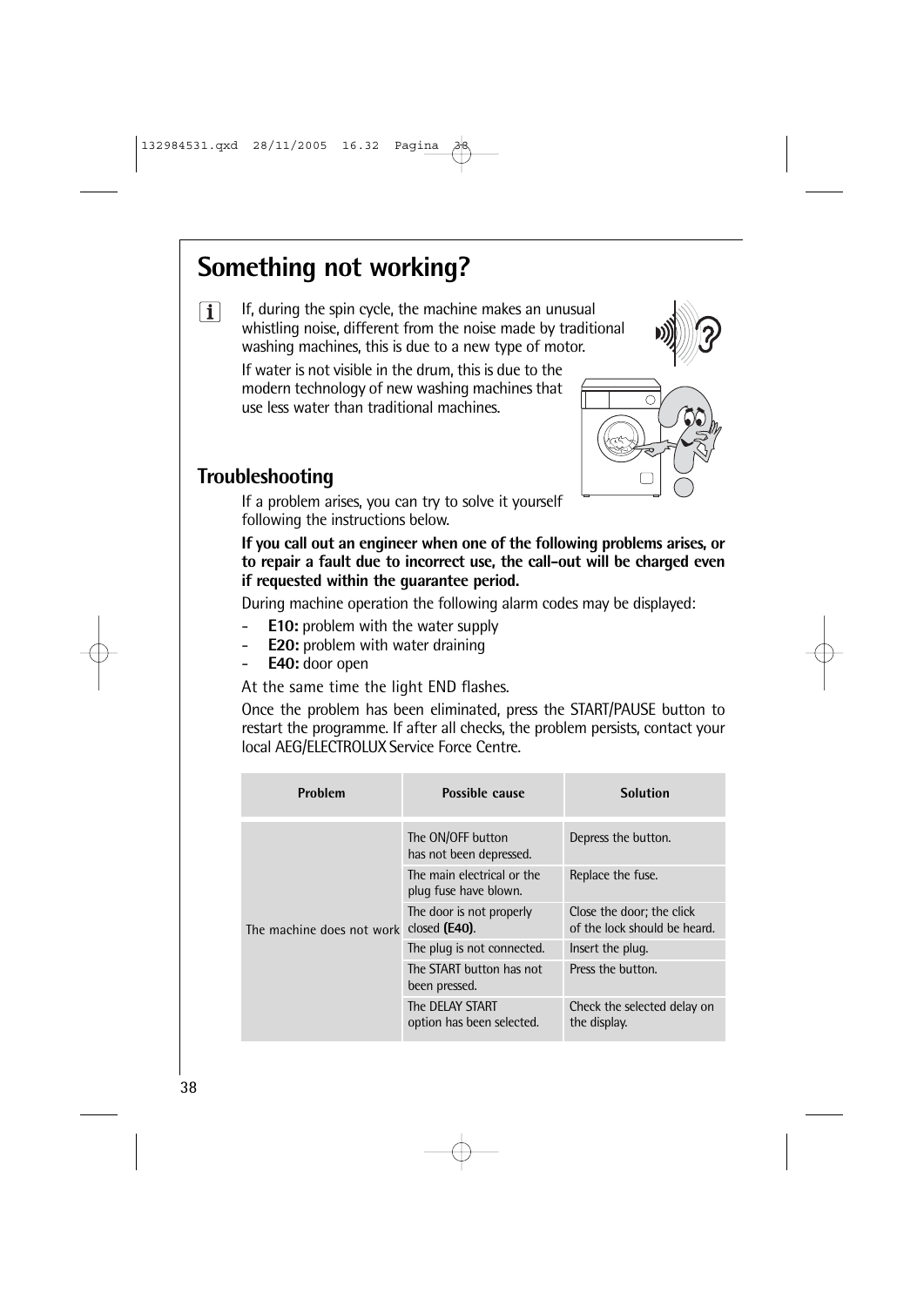# Something not working?

If, during the spin cycle, the machine makes an unusual whistling noise, different from the noise made by traditional washing machines, this is due to a new type of motor.

If water is not visible in the drum, this is due to the modern technology of new washing machines that use less water than traditional machines.

## Troubleshooting

If a problem arises, you can try to solve it yourself following the instructions below.

**If you call out an engineer when one of the following problems arises, or to repair a fault due to incorrect use, the call-out will be charged even if requested within the guarantee period.**

During machine operation the following alarm codes may be displayed:

- **E10:** problem with the water supply
- **E20:** problem with water draining
- **E40:** door open

At the same time the light END flashes.

Once the problem has been eliminated, press the START/PAUSE button to restart the programme. If after all checks, the problem persists, contact your local AEG/ELECTROLUX Service Force Centre.

| Problem | Possible cause | Solution |
|---|---|---|
| The machine does not work | The ON/OFF button has not been depressed. | Depress the button. |
| | The main electrical or the plug fuse have blown. | Replace the fuse. |
| | The door is not properly closed **(E40)**. | Close the door; the click of the lock should be heard. |
| | The plug is not connected. | Insert the plug. |
| | The START button has not been pressed. | Press the button. |
| | The DELAY START option has been selected. | Check the selected delay on the display. |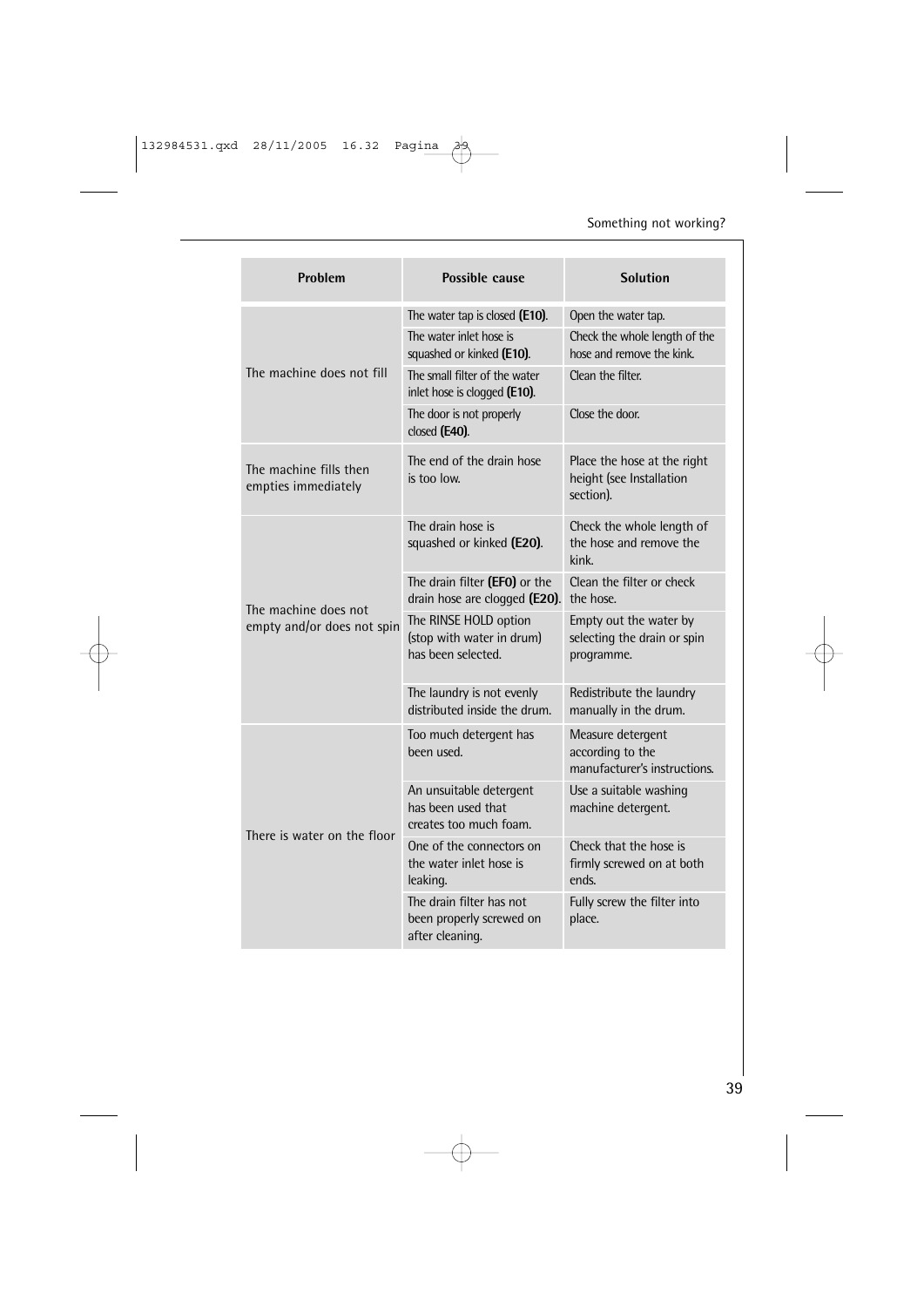| Problem | Possible cause | Solution |
|---|---|---|
| The machine does not fill | The water tap is closed **(E10)**. | Open the water tap. |
| | The water inlet hose is squashed or kinked **(E10)**. | Check the whole length of the hose and remove the kink. |
| | The small filter of the water inlet hose is clogged **(E10)**. | Clean the filter. |
| | The door is not properly closed **(E40)**. | Close the door. |
| The machine fills then empties immediately | The end of the drain hose is too low. | Place the hose at the right height (see Installation section). |
| The machine does not empty and/or does not spin | The drain hose is squashed or kinked **(E20)**. | Check the whole length of the hose and remove the kink. |
| | The drain filter **(EF0)** or the drain hose are clogged **(E20)**. | Clean the filter or check the hose. |
| | The RINSE HOLD option (stop with water in drum) has been selected. | Empty out the water by selecting the drain or spin programme. |
| | The laundry is not evenly distributed inside the drum. | Redistribute the laundry manually in the drum. |
| There is water on the floor | Too much detergent has been used. | Measure detergent according to the manufacturer's instructions. |
| | An unsuitable detergent has been used that creates too much foam. | Use a suitable washing machine detergent. |
| | One of the connectors on the water inlet hose is leaking. | Check that the hose is firmly screwed on at both ends. |
| | The drain filter has not been properly screwed on after cleaning. | Fully screw the filter into place. |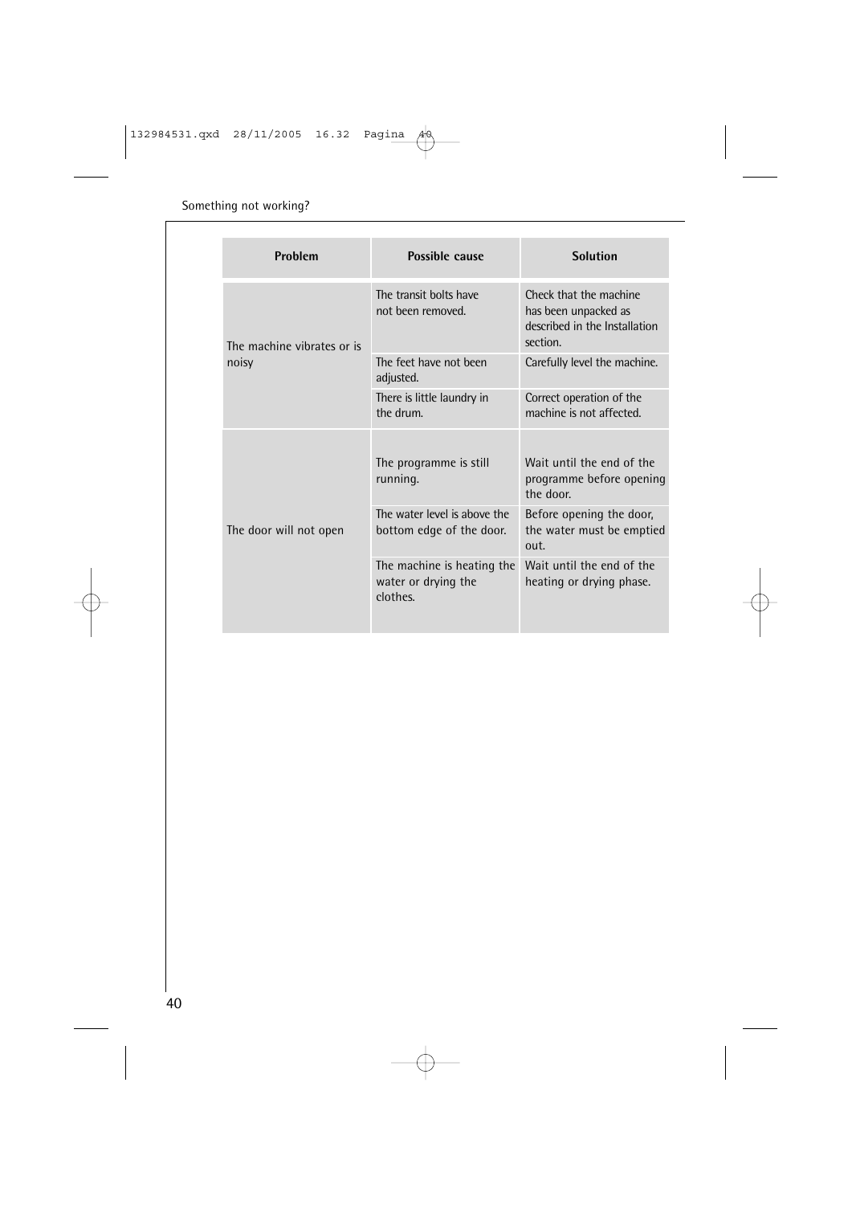| Problem | Possible cause | Solution |
|---|---|---|
| The machine vibrates or is noisy | The transit bolts have not been removed. | Check that the machine has been unpacked as described in the Installation section. |
| | The feet have not been adjusted. | Carefully level the machine. |
| | There is little laundry in the drum. | Correct operation of the machine is not affected. |
| The door will not open | The programme is still running. | Wait until the end of the programme before opening the door. |
| | The water level is above the bottom edge of the door. | Before opening the door, the water must be emptied out. |
| | The machine is heating the water or drying the clothes. | Wait until the end of the heating or drying phase. |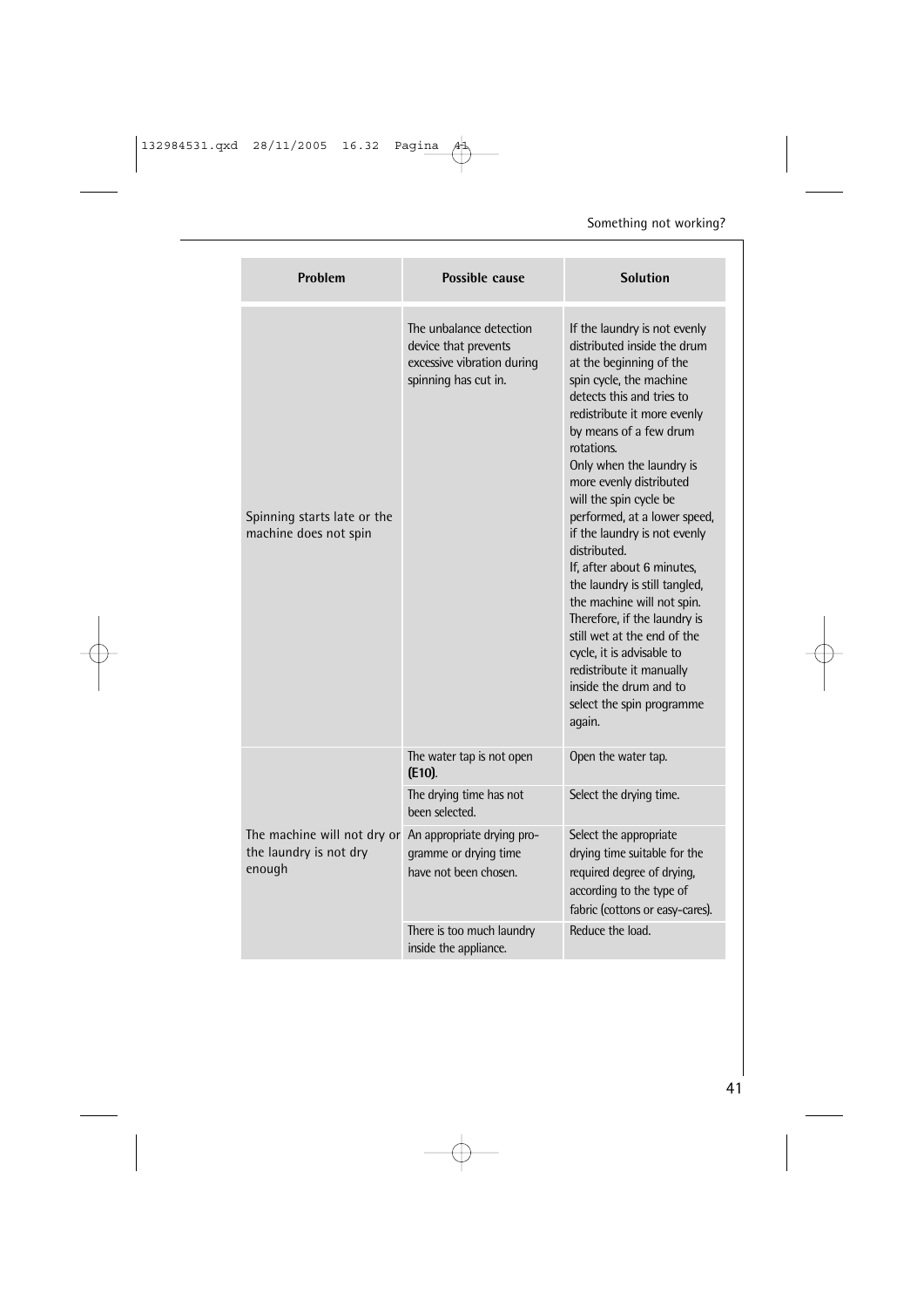| Problem | Possible cause | Solution |
|---|---|---|
| Spinning starts late or the machine does not spin | The unbalance detection device that prevents excessive vibration during spinning has cut in. | If the laundry is not evenly distributed inside the drum at the beginning of the spin cycle, the machine detects this and tries to redistribute it more evenly by means of a few drum rotations. Only when the laundry is more evenly distributed will the spin cycle be performed, at a lower speed, if the laundry is not evenly distributed. If, after about 6 minutes, the laundry is still tangled, the machine will not spin. Therefore, if the laundry is still wet at the end of the cycle, it is advisable to redistribute it manually inside the drum and to select the spin programme again. |
| The machine will not dry or the laundry is not dry enough | The water tap is not open **(E10)**. | Open the water tap. |
| | The drying time has not been selected. | Select the drying time. |
| | An appropriate drying programme or drying time have not been chosen. | Select the appropriate drying time suitable for the required degree of drying, according to the type of fabric (cottons or easy-cares). |
| | There is too much laundry inside the appliance. | Reduce the load. |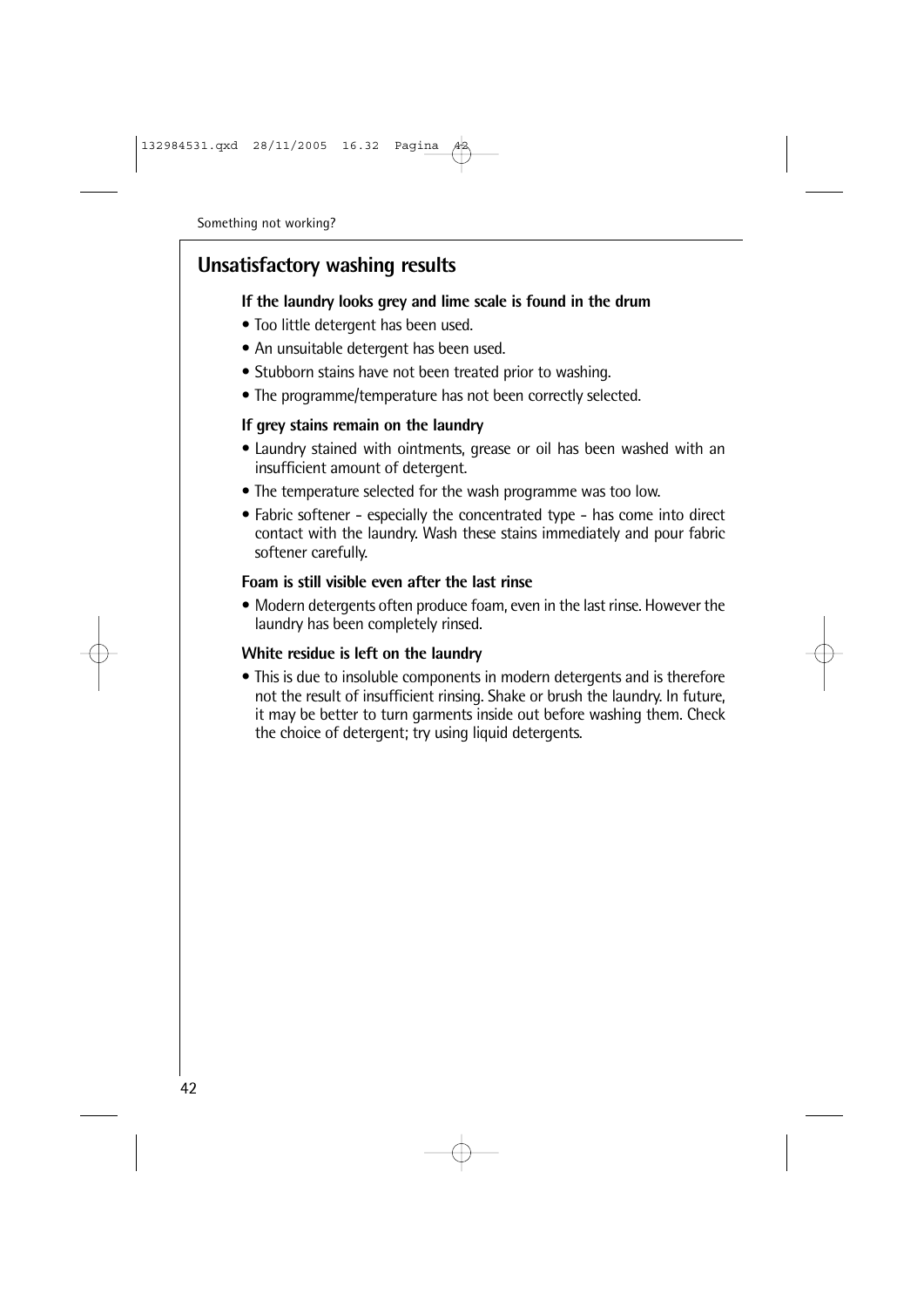## Unsatisfactory washing results

**If the laundry looks grey and lime scale is found in the drum**

- Too little detergent has been used.
- An unsuitable detergent has been used.
- Stubborn stains have not been treated prior to washing.
- The programme/temperature has not been correctly selected.

**If grey stains remain on the laundry**

- Laundry stained with ointments, grease or oil has been washed with an insufficient amount of detergent.
- The temperature selected for the wash programme was too low.
- Fabric softener - especially the concentrated type - has come into direct contact with the laundry. Wash these stains immediately and pour fabric softener carefully.

**Foam is still visible even after the last rinse**

- Modern detergents often produce foam, even in the last rinse. However the laundry has been completely rinsed.

**White residue is left on the laundry**

- This is due to insoluble components in modern detergents and is therefore not the result of insufficient rinsing. Shake or brush the laundry. In future, it may be better to turn garments inside out before washing them. Check the choice of detergent; try using liquid detergents.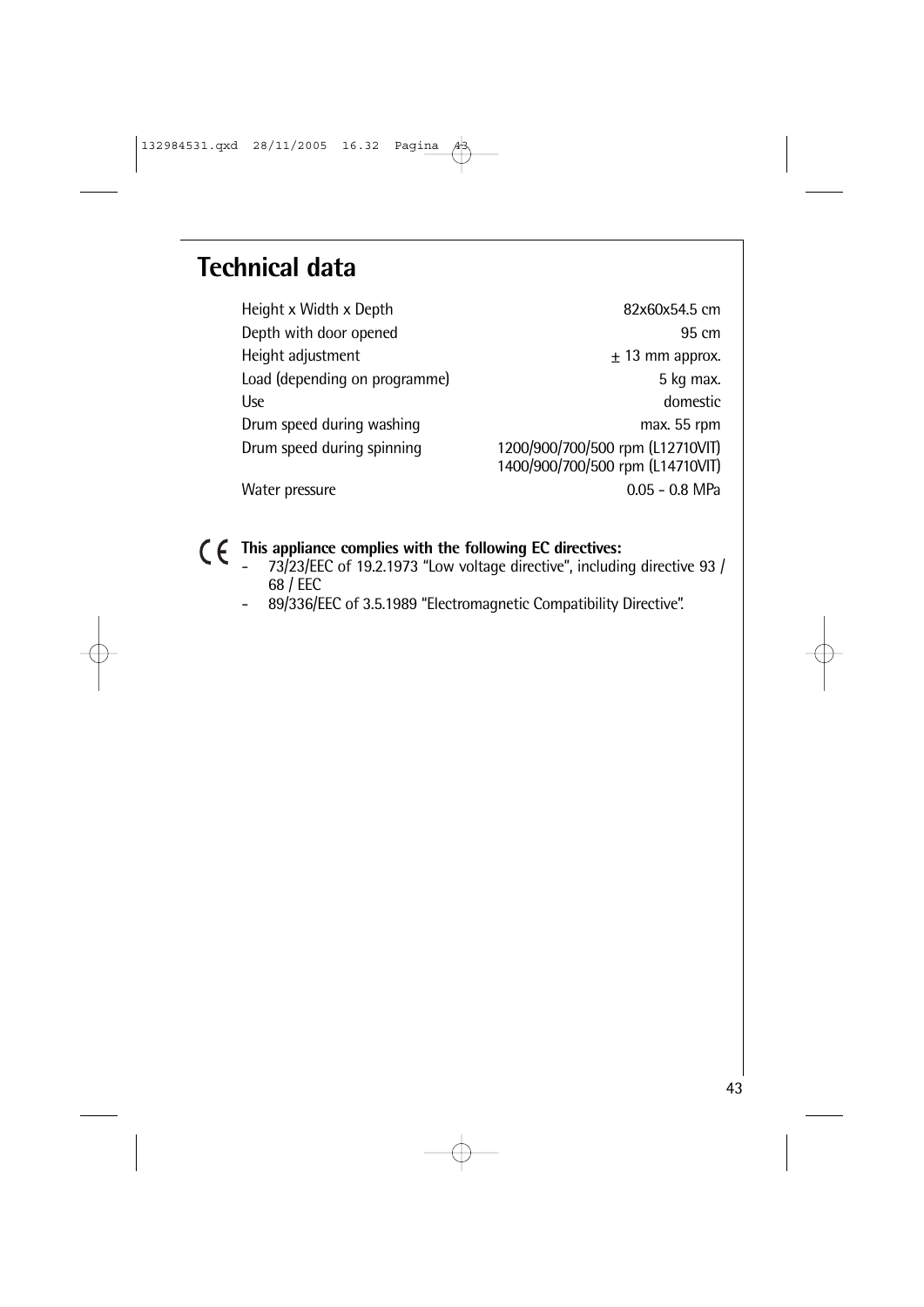# Technical data

| | |
|---|---|
| Height x Width x Depth | 82x60x54.5 cm |
| Depth with door opened | 95 cm |
| Height adjustment | ± 13 mm approx. |
| Load (depending on programme) | 5 kg max. |
| Use | domestic |
| Drum speed during washing | max. 55 rpm |
| Drum speed during spinning | 1200/900/700/500 rpm (L12710VIT)<br>1400/900/700/500 rpm (L14710VIT) |
| Water pressure | 0.05 - 0.8 MPa |

CE **This appliance complies with the following EC directives:**

- 73/23/EEC of 19.2.1973 "Low voltage directive", including directive 93 / 68 / EEC
- 89/336/EEC of 3.5.1989 "Electromagnetic Compatibility Directive".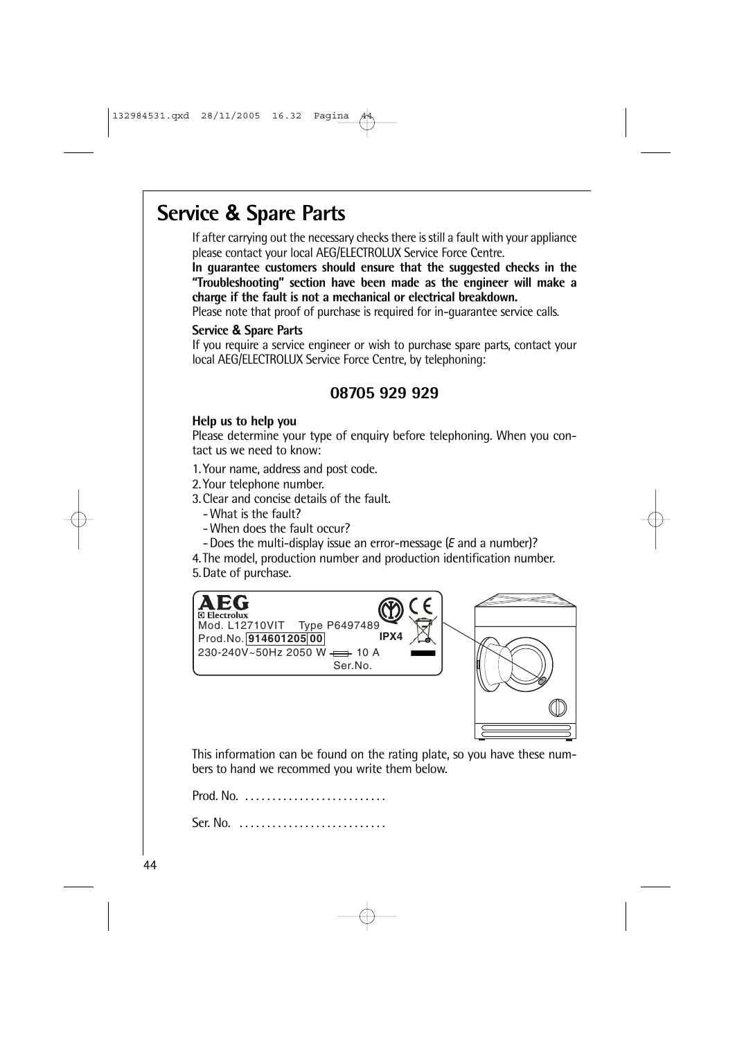# Service & Spare Parts

If after carrying out the necessary checks there is still a fault with your appliance please contact your local AEG/ELECTROLUX Service Force Centre.

**In guarantee customers should ensure that the suggested checks in the "Troubleshooting" section have been made as the engineer will make a charge if the fault is not a mechanical or electrical breakdown.**

Please note that proof of purchase is required for in-guarantee service calls.

**Service & Spare Parts**

If you require a service engineer or wish to purchase spare parts, contact your local AEG/ELECTROLUX Service Force Centre, by telephoning:

**08705 929 929**

**Help us to help you**

Please determine your type of enquiry before telephoning. When you contact us we need to know:

1. Your name, address and post code.
2. Your telephone number.
3. Clear and concise details of the fault.
   - What is the fault?
   - When does the fault occur?
   - Does the multi-display issue an error-message (*E* and a number)?
4. The model, production number and production identification number.
5. Date of purchase.

AEG Electrolux
Mod. L12710VIT Type P6497489
Prod.No. 914601205 00 IPX4
230-240V~50Hz 2050 W 10 A
Ser.No.

This information can be found on the rating plate, so you have these numbers to hand we recommed you write them below.

Prod. No. ..........................

Ser. No. ...........................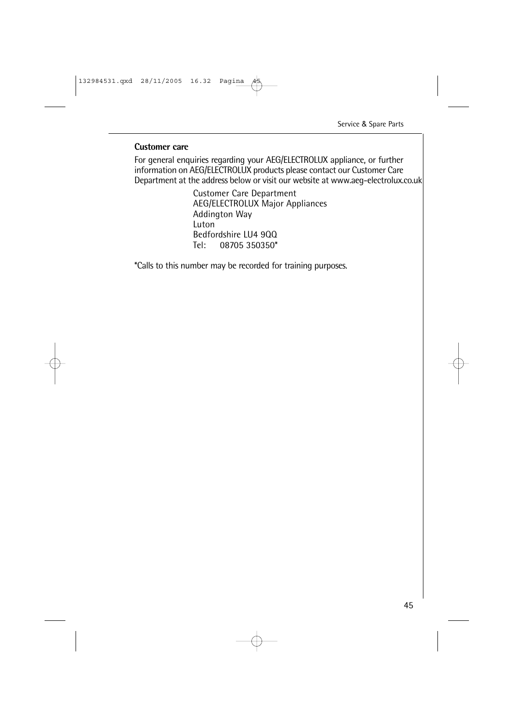## Customer care

For general enquiries regarding your AEG/ELECTROLUX appliance, or further information on AEG/ELECTROLUX products please contact our Customer Care Department at the address below or visit our website at www.aeg-electrolux.co.uk

Customer Care Department
AEG/ELECTROLUX Major Appliances
Addington Way
Luton
Bedfordshire LU4 9QQ
Tel: 08705 350350*

*Calls to this number may be recorded for training purposes.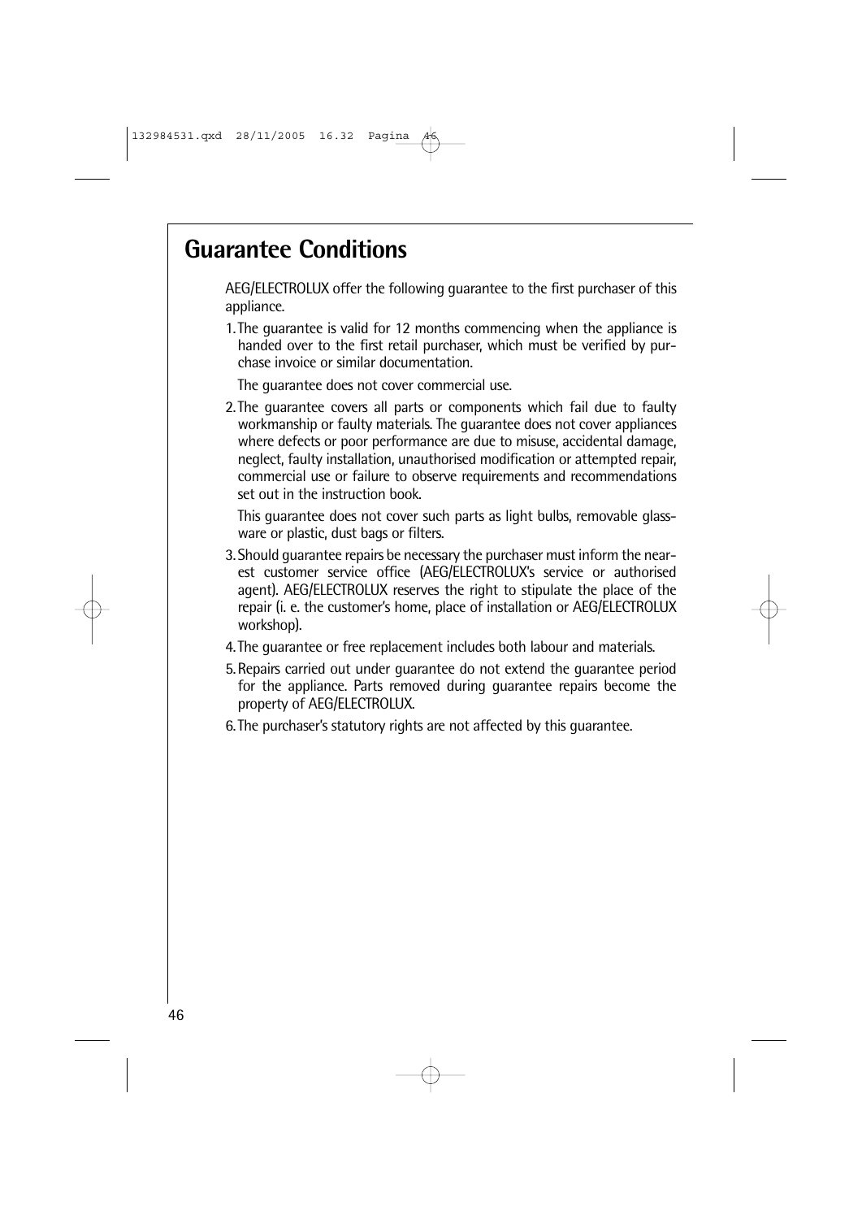# Guarantee Conditions

AEG/ELECTROLUX offer the following guarantee to the first purchaser of this appliance.

1. The guarantee is valid for 12 months commencing when the appliance is handed over to the first retail purchaser, which must be verified by purchase invoice or similar documentation.

   The guarantee does not cover commercial use.

2. The guarantee covers all parts or components which fail due to faulty workmanship or faulty materials. The guarantee does not cover appliances where defects or poor performance are due to misuse, accidental damage, neglect, faulty installation, unauthorised modification or attempted repair, commercial use or failure to observe requirements and recommendations set out in the instruction book.

   This guarantee does not cover such parts as light bulbs, removable glassware or plastic, dust bags or filters.

3. Should guarantee repairs be necessary the purchaser must inform the nearest customer service office (AEG/ELECTROLUX's service or authorised agent). AEG/ELECTROLUX reserves the right to stipulate the place of the repair (i. e. the customer's home, place of installation or AEG/ELECTROLUX workshop).

4. The guarantee or free replacement includes both labour and materials.

5. Repairs carried out under guarantee do not extend the guarantee period for the appliance. Parts removed during guarantee repairs become the property of AEG/ELECTROLUX.

6. The purchaser's statutory rights are not affected by this guarantee.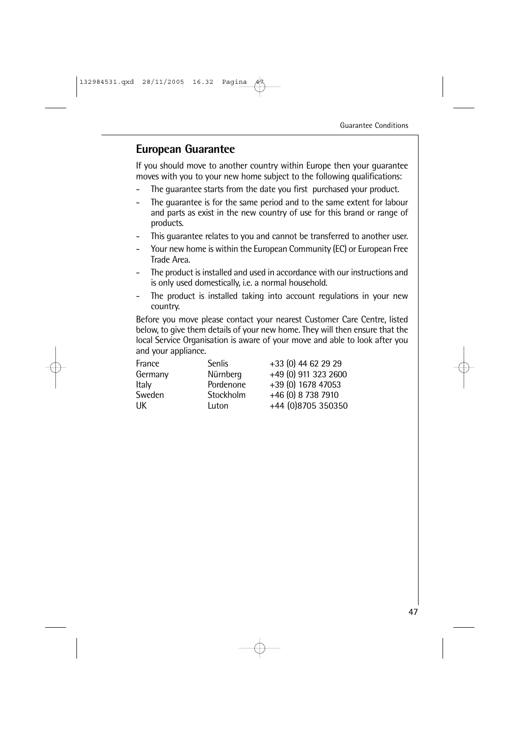## European Guarantee

If you should move to another country within Europe then your guarantee moves with you to your new home subject to the following qualifications:

- The guarantee starts from the date you first purchased your product.
- The guarantee is for the same period and to the same extent for labour and parts as exist in the new country of use for this brand or range of products.
- This guarantee relates to you and cannot be transferred to another user.
- Your new home is within the European Community (EC) or European Free Trade Area.
- The product is installed and used in accordance with our instructions and is only used domestically, i.e. a normal household.
- The product is installed taking into account regulations in your new country.

Before you move please contact your nearest Customer Care Centre, listed below, to give them details of your new home. They will then ensure that the local Service Organisation is aware of your move and able to look after you and your appliance.

| | | |
|---|---|---|
| France | Senlis | +33 (0) 44 62 29 29 |
| Germany | Nürnberg | +49 (0) 911 323 2600 |
| Italy | Pordenone | +39 (0) 1678 47053 |
| Sweden | Stockholm | +46 (0) 8 738 7910 |
| UK | Luton | +44 (0)8705 350350 |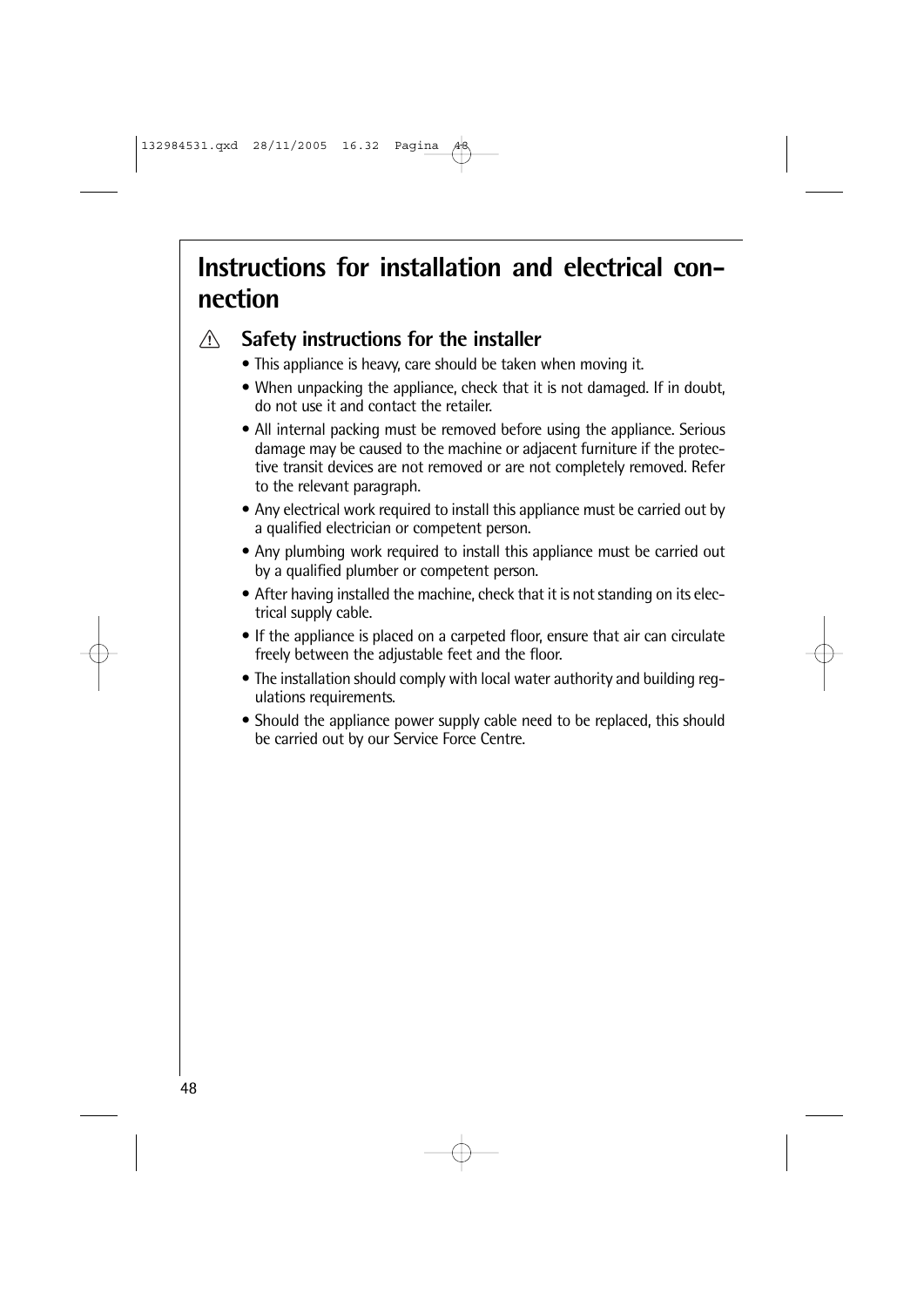# Instructions for installation and electrical connection

## ⚠ Safety instructions for the installer

- This appliance is heavy, care should be taken when moving it.
- When unpacking the appliance, check that it is not damaged. If in doubt, do not use it and contact the retailer.
- All internal packing must be removed before using the appliance. Serious damage may be caused to the machine or adjacent furniture if the protective transit devices are not removed or are not completely removed. Refer to the relevant paragraph.
- Any electrical work required to install this appliance must be carried out by a qualified electrician or competent person.
- Any plumbing work required to install this appliance must be carried out by a qualified plumber or competent person.
- After having installed the machine, check that it is not standing on its electrical supply cable.
- If the appliance is placed on a carpeted floor, ensure that air can circulate freely between the adjustable feet and the floor.
- The installation should comply with local water authority and building regulations requirements.
- Should the appliance power supply cable need to be replaced, this should be carried out by our Service Force Centre.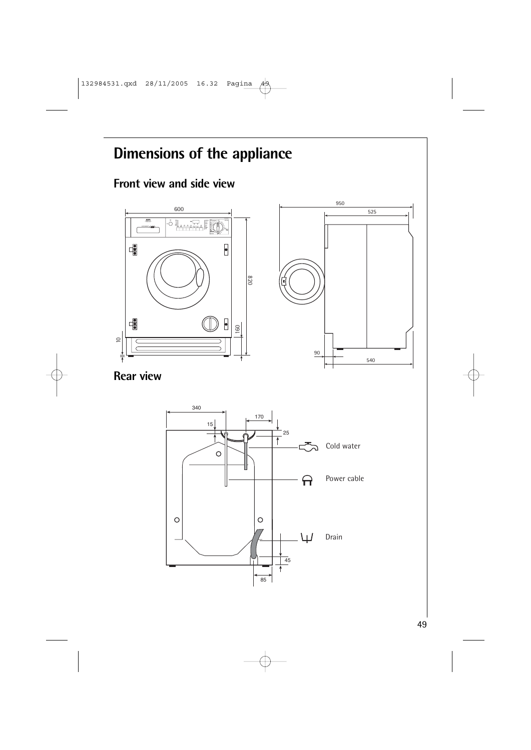# Dimensions of the appliance

## Front view and side view

## Rear view

Cold water

Power cable

Drain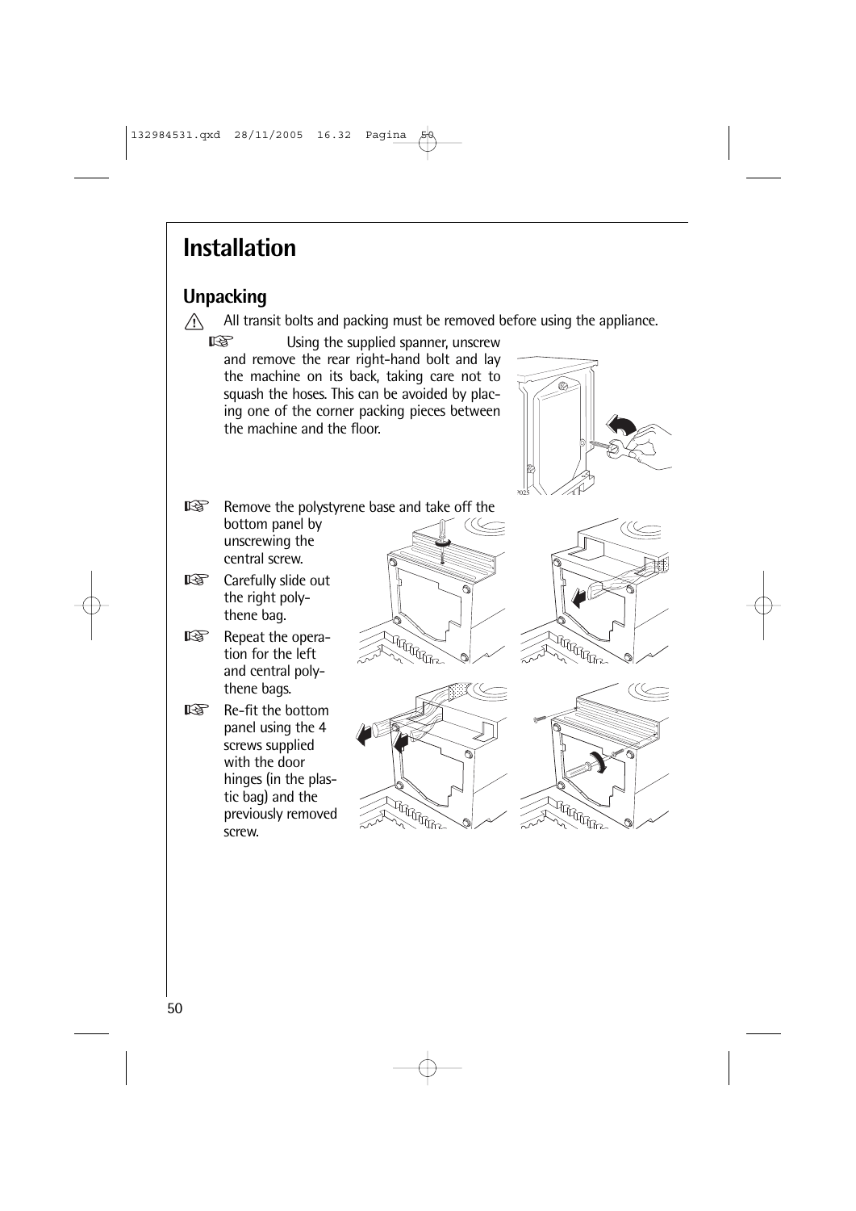# Installation

## Unpacking

⚠ All transit bolts and packing must be removed before using the appliance.

- Using the supplied spanner, unscrew and remove the rear right-hand bolt and lay the machine on its back, taking care not to squash the hoses. This can be avoided by placing one of the corner packing pieces between the machine and the floor.
- Remove the polystyrene base and take off the bottom panel by unscrewing the central screw.
- Carefully slide out the right polythene bag.
- Repeat the operation for the left and central polythene bags.
- Re-fit the bottom panel using the 4 screws supplied with the door hinges (in the plastic bag) and the previously removed screw.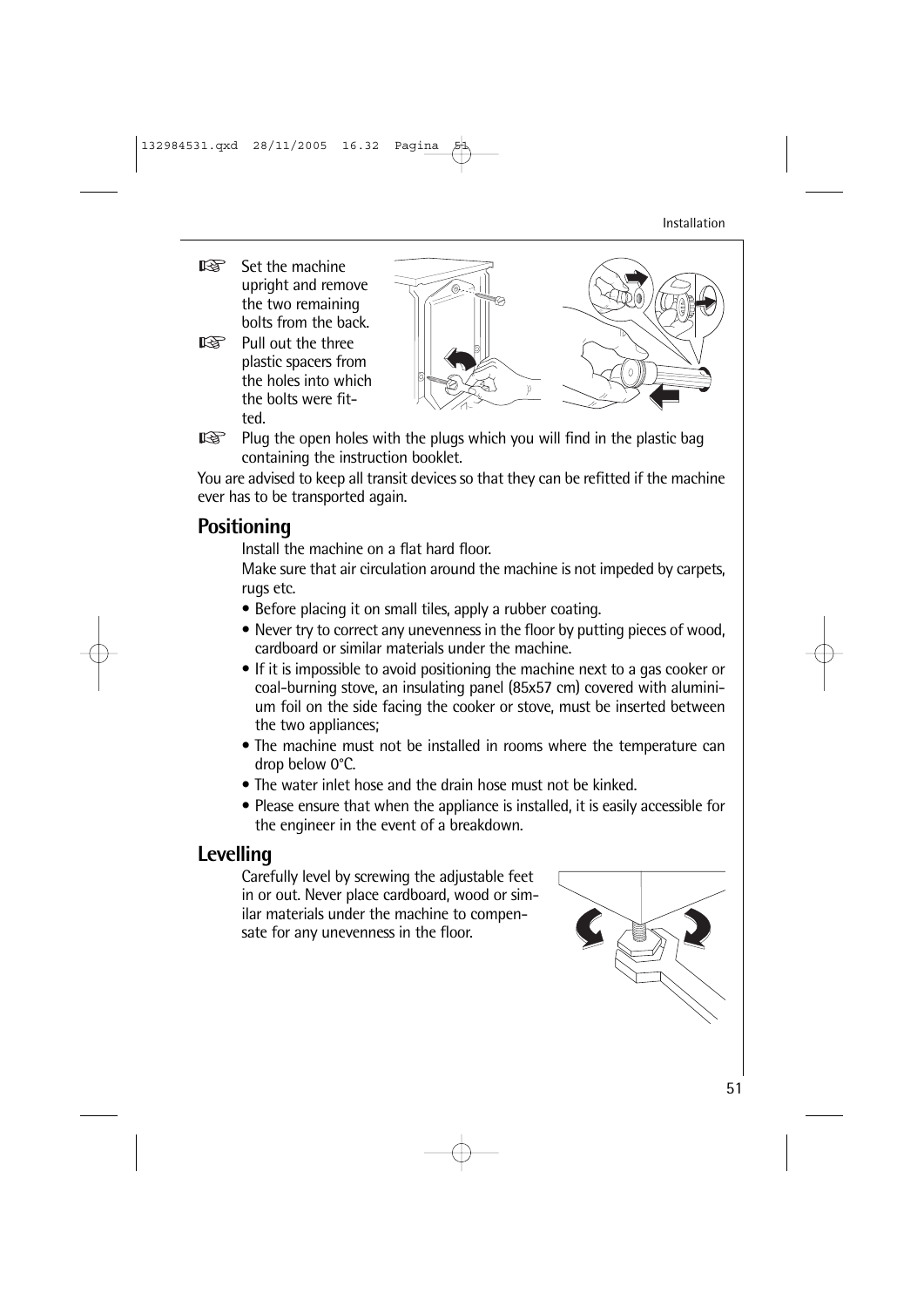- Set the machine upright and remove the two remaining bolts from the back.
- Pull out the three plastic spacers from the holes into which the bolts were fitted.
- Plug the open holes with the plugs which you will find in the plastic bag containing the instruction booklet.

You are advised to keep all transit devices so that they can be refitted if the machine ever has to be transported again.

## Positioning

Install the machine on a flat hard floor.

Make sure that air circulation around the machine is not impeded by carpets, rugs etc.

- Before placing it on small tiles, apply a rubber coating.
- Never try to correct any unevenness in the floor by putting pieces of wood, cardboard or similar materials under the machine.
- If it is impossible to avoid positioning the machine next to a gas cooker or coal-burning stove, an insulating panel (85x57 cm) covered with aluminium foil on the side facing the cooker or stove, must be inserted between the two appliances;
- The machine must not be installed in rooms where the temperature can drop below 0°C.
- The water inlet hose and the drain hose must not be kinked.
- Please ensure that when the appliance is installed, it is easily accessible for the engineer in the event of a breakdown.

## Levelling

Carefully level by screwing the adjustable feet in or out. Never place cardboard, wood or similar materials under the machine to compensate for any unevenness in the floor.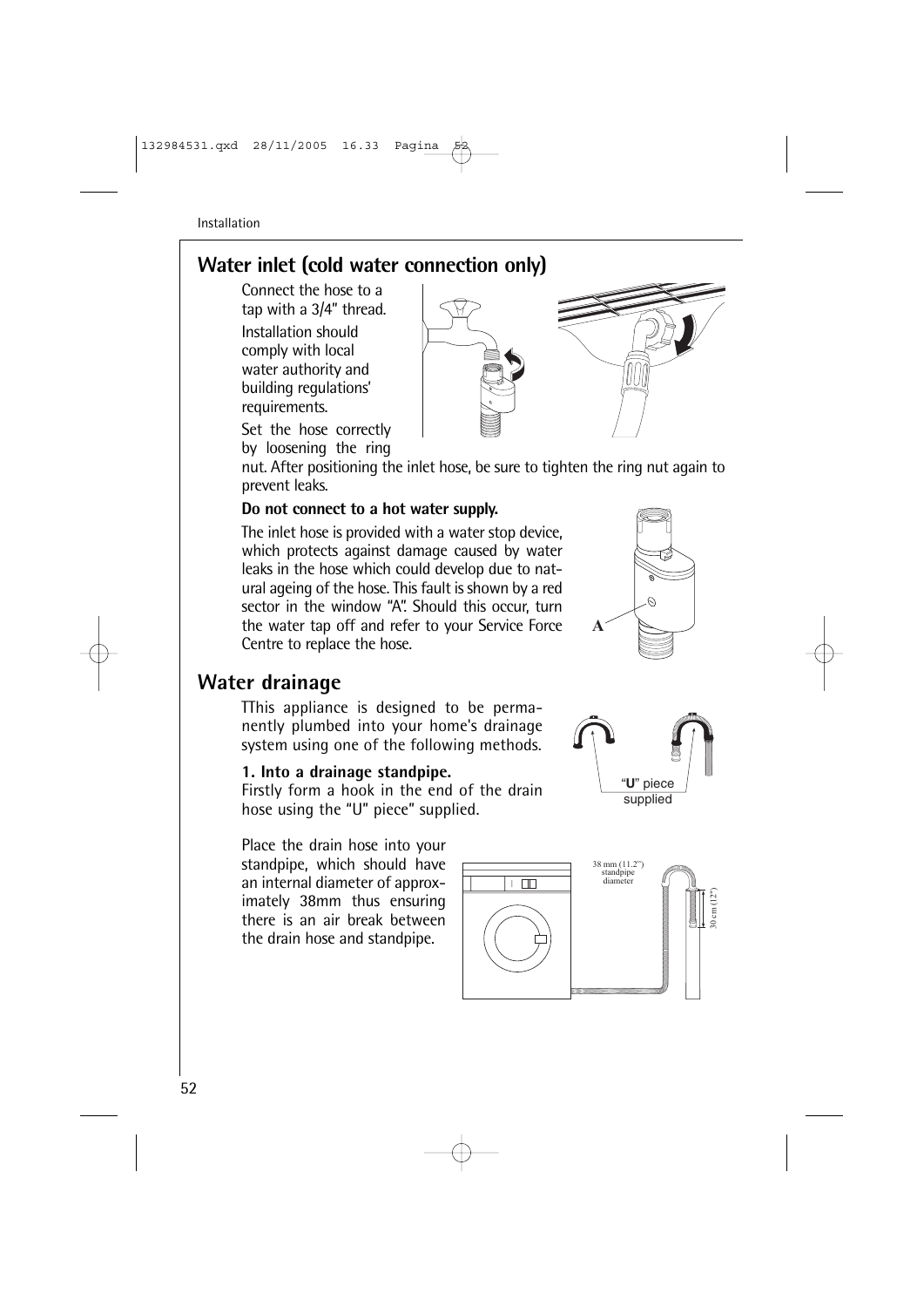## Water inlet (cold water connection only)

Connect the hose to a tap with a 3/4" thread.

Installation should comply with local water authority and building regulations' requirements.

Set the hose correctly by loosening the ring nut. After positioning the inlet hose, be sure to tighten the ring nut again to prevent leaks.

**Do not connect to a hot water supply.**

The inlet hose is provided with a water stop device, which protects against damage caused by water leaks in the hose which could develop due to natural ageing of the hose. This fault is shown by a red sector in the window "A". Should this occur, turn the water tap off and refer to your Service Force Centre to replace the hose.

A

## Water drainage

TThis appliance is designed to be permanently plumbed into your home's drainage system using one of the following methods.

**1. Into a drainage standpipe.**

Firstly form a hook in the end of the drain hose using the "U" piece" supplied.

"U" piece supplied

Place the drain hose into your standpipe, which should have an internal diameter of approximately 38mm thus ensuring there is an air break between the drain hose and standpipe.

38 mm (11.2") standpipe diameter

30 cm (12")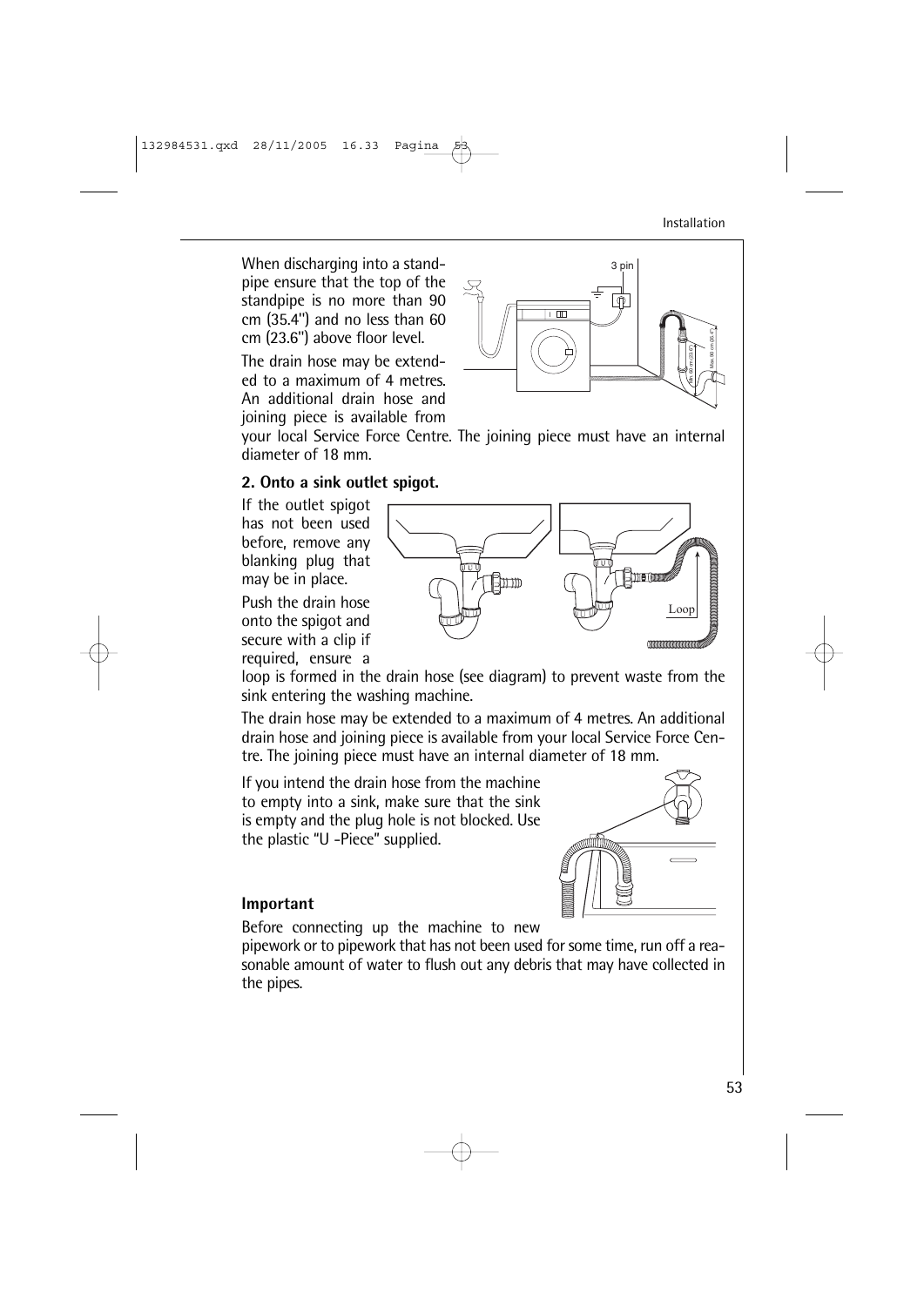When discharging into a standpipe ensure that the top of the standpipe is no more than 90 cm (35.4") and no less than 60 cm (23.6") above floor level.

The drain hose may be extended to a maximum of 4 metres. An additional drain hose and joining piece is available from your local Service Force Centre. The joining piece must have an internal diameter of 18 mm.

**2. Onto a sink outlet spigot.**

If the outlet spigot has not been used before, remove any blanking plug that may be in place.

Push the drain hose onto the spigot and secure with a clip if required, ensure a loop is formed in the drain hose (see diagram) to prevent waste from the sink entering the washing machine.

The drain hose may be extended to a maximum of 4 metres. An additional drain hose and joining piece is available from your local Service Force Centre. The joining piece must have an internal diameter of 18 mm.

If you intend the drain hose from the machine to empty into a sink, make sure that the sink is empty and the plug hole is not blocked. Use the plastic "U -Piece" supplied.

**Important**

Before connecting up the machine to new pipework or to pipework that has not been used for some time, run off a reasonable amount of water to flush out any debris that may have collected in the pipes.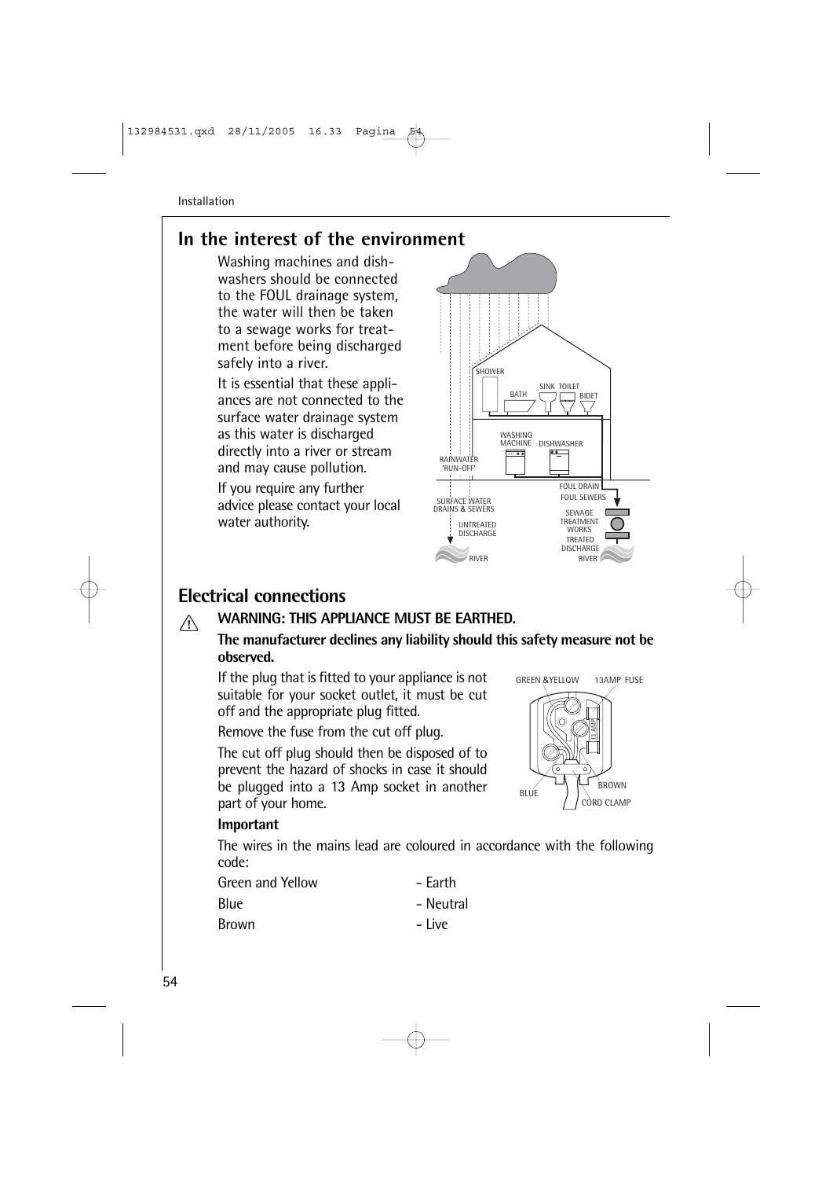## In the interest of the environment

Washing machines and dishwashers should be connected to the FOUL drainage system, the water will then be taken to a sewage works for treatment before being discharged safely into a river.

It is essential that these appliances are not connected to the surface water drainage system as this water is discharged directly into a river or stream and may cause pollution.

If you require any further advice please contact your local water authority.

## Electrical connections

**WARNING: THIS APPLIANCE MUST BE EARTHED.**

**The manufacturer declines any liability should this safety measure not be observed.**

If the plug that is fitted to your appliance is not suitable for your socket outlet, it must be cut off and the appropriate plug fitted.

Remove the fuse from the cut off plug.

The cut off plug should then be disposed of to prevent the hazard of shocks in case it should be plugged into a 13 Amp socket in another part of your home.

**Important**

The wires in the mains lead are coloured in accordance with the following code:

| | |
|---|---|
| Green and Yellow | - Earth |
| Blue | - Neutral |
| Brown | - Live |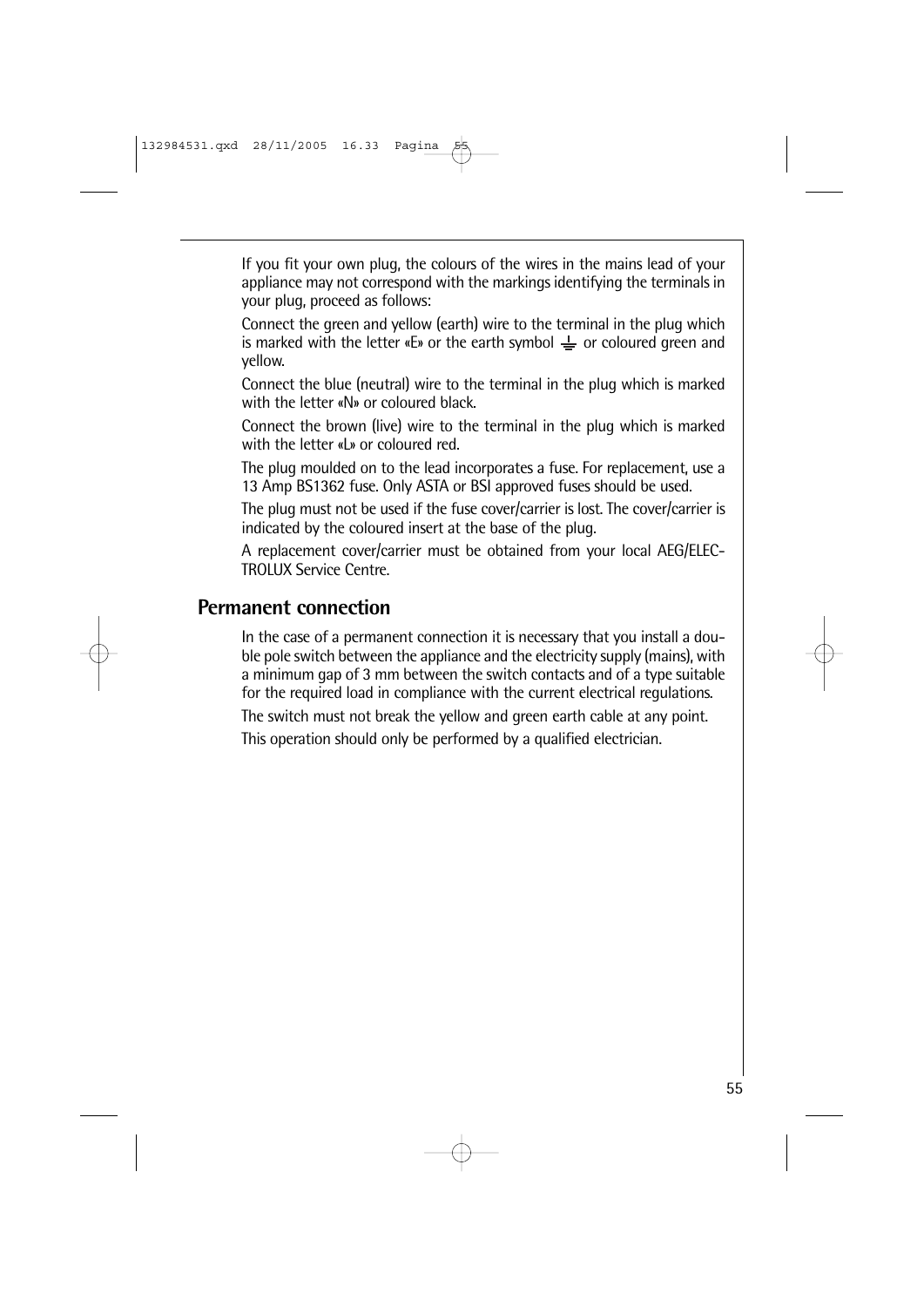If you fit your own plug, the colours of the wires in the mains lead of your appliance may not correspond with the markings identifying the terminals in your plug, proceed as follows:

Connect the green and yellow (earth) wire to the terminal in the plug which is marked with the letter «E» or the earth symbol ⏚ or coloured green and yellow.

Connect the blue (neutral) wire to the terminal in the plug which is marked with the letter «N» or coloured black.

Connect the brown (live) wire to the terminal in the plug which is marked with the letter «L» or coloured red.

The plug moulded on to the lead incorporates a fuse. For replacement, use a 13 Amp BS1362 fuse. Only ASTA or BSI approved fuses should be used.

The plug must not be used if the fuse cover/carrier is lost. The cover/carrier is indicated by the coloured insert at the base of the plug.

A replacement cover/carrier must be obtained from your local AEG/ELECTROLUX Service Centre.

## Permanent connection

In the case of a permanent connection it is necessary that you install a double pole switch between the appliance and the electricity supply (mains), with a minimum gap of 3 mm between the switch contacts and of a type suitable for the required load in compliance with the current electrical regulations.

The switch must not break the yellow and green earth cable at any point.

This operation should only be performed by a qualified electrician.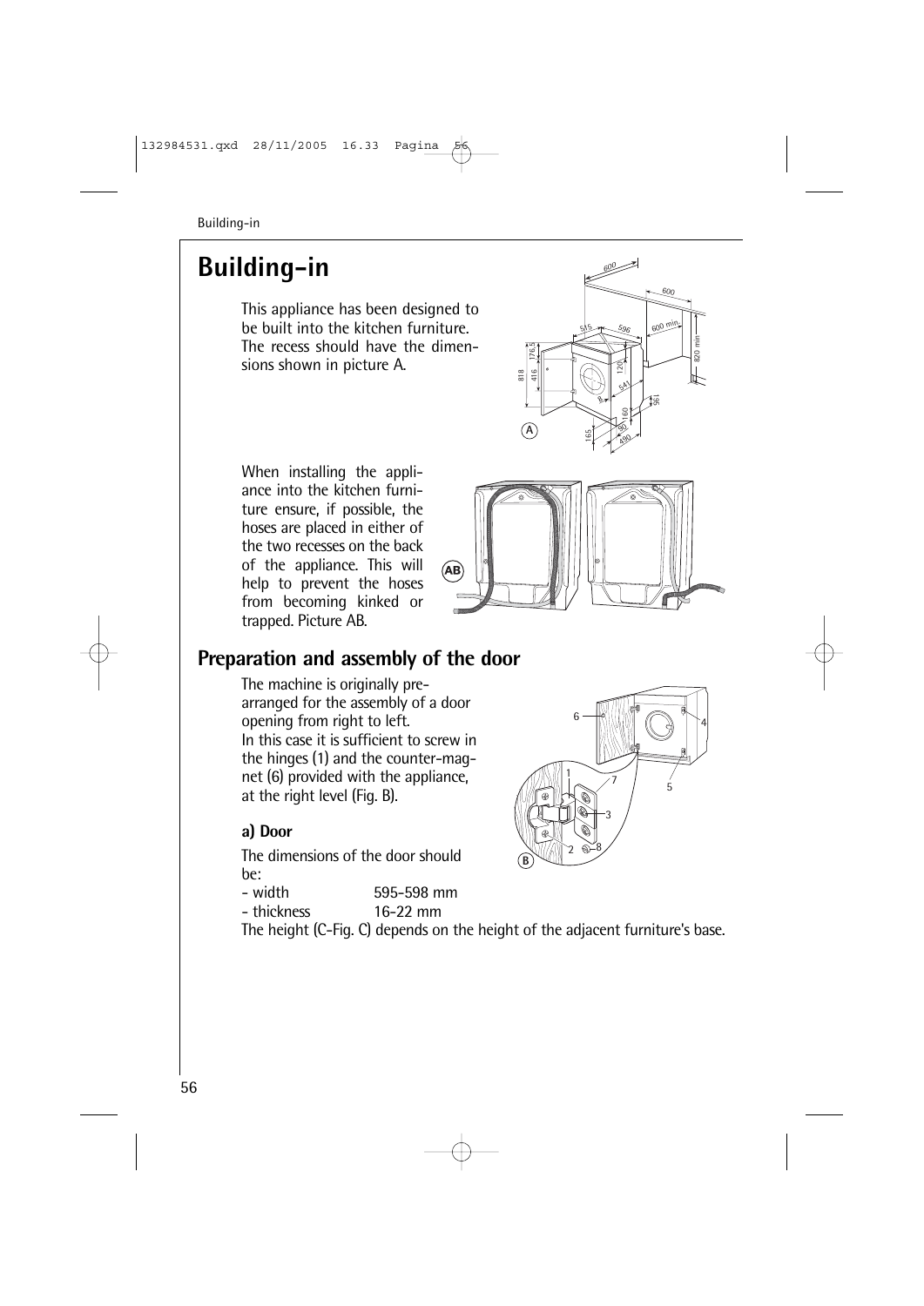# Building-in

This appliance has been designed to be built into the kitchen furniture. The recess should have the dimensions shown in picture A.

When installing the appliance into the kitchen furniture ensure, if possible, the hoses are placed in either of the two recesses on the back of the appliance. This will help to prevent the hoses from becoming kinked or trapped. Picture AB.

## Preparation and assembly of the door

The machine is originally prearranged for the assembly of a door opening from right to left. In this case it is sufficient to screw in the hinges (1) and the counter-magnet (6) provided with the appliance, at the right level (Fig. B).

### a) Door

The dimensions of the door should be:

- width 595-598 mm
- thickness 16-22 mm

The height (C-Fig. C) depends on the height of the adjacent furniture's base.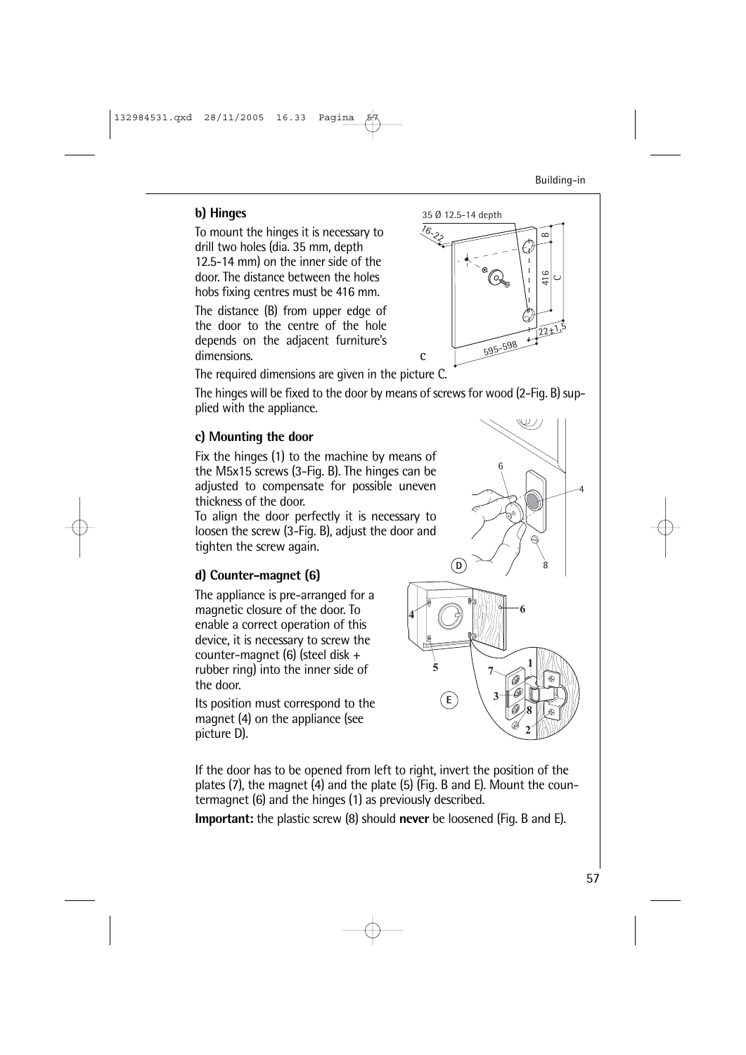**b) Hinges**

To mount the hinges it is necessary to drill two holes (dia. 35 mm, depth 12.5-14 mm) on the inner side of the door. The distance between the holes hobs fixing centres must be 416 mm.

The distance (B) from upper edge of the door to the centre of the hole depends on the adjacent furniture's dimensions.

The required dimensions are given in the picture C.

The hinges will be fixed to the door by means of screws for wood (2-Fig. B) supplied with the appliance.

**c) Mounting the door**

Fix the hinges (1) to the machine by means of the M5x15 screws (3-Fig. B). The hinges can be adjusted to compensate for possible uneven thickness of the door.
To align the door perfectly it is necessary to loosen the screw (3-Fig. B), adjust the door and tighten the screw again.

**d) Counter-magnet (6)**

The appliance is pre-arranged for a magnetic closure of the door. To enable a correct operation of this device, it is necessary to screw the counter-magnet (6) (steel disk + rubber ring) into the inner side of the door.

Its position must correspond to the magnet (4) on the appliance (see picture D).

If the door has to be opened from left to right, invert the position of the plates (7), the magnet (4) and the plate (5) (Fig. B and E). Mount the countermagnet (6) and the hinges (1) as previously described.

**Important:** the plastic screw (8) should **never** be loosened (Fig. B and E).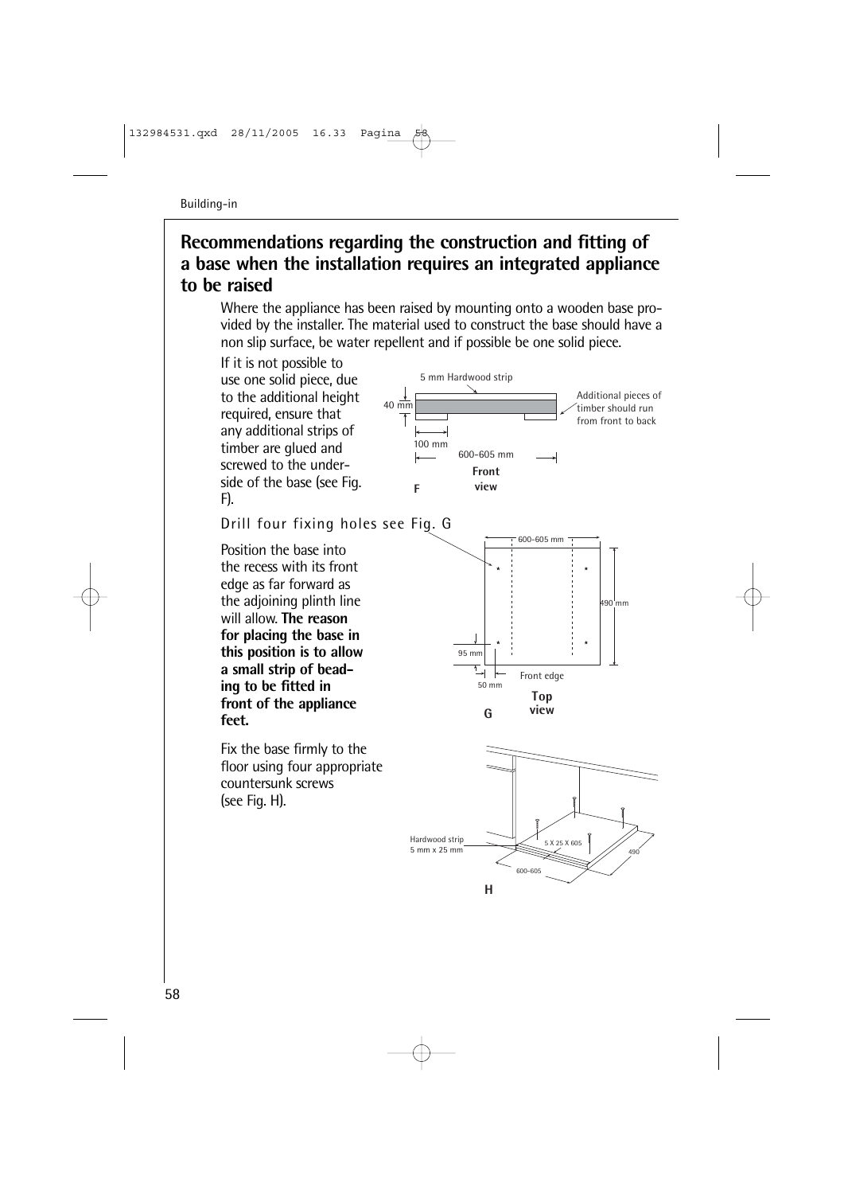Building-in

## Recommendations regarding the construction and fitting of a base when the installation requires an integrated appliance to be raised

Where the appliance has been raised by mounting onto a wooden base provided by the installer. The material used to construct the base should have a non slip surface, be water repellent and if possible be one solid piece.

If it is not possible to use one solid piece, due to the additional height required, ensure that any additional strips of timber are glued and screwed to the underside of the base (see Fig. F).

5 mm Hardwood strip

40 mm

Additional pieces of timber should run from front to back

100 mm

600-605 mm

F

Front view

Drill four fixing holes see Fig. G

600-605 mm

490 mm

95 mm

50 mm

Front edge

G

Top view

Position the base into the recess with its front edge as far forward as the adjoining plinth line will allow. **The reason for placing the base in this position is to allow a small strip of beading to be fitted in front of the appliance feet.**

Fix the base firmly to the floor using four appropriate countersunk screws (see Fig. H).

Hardwood strip 5 mm x 25 mm

5 X 25 X 605

490

600-605

H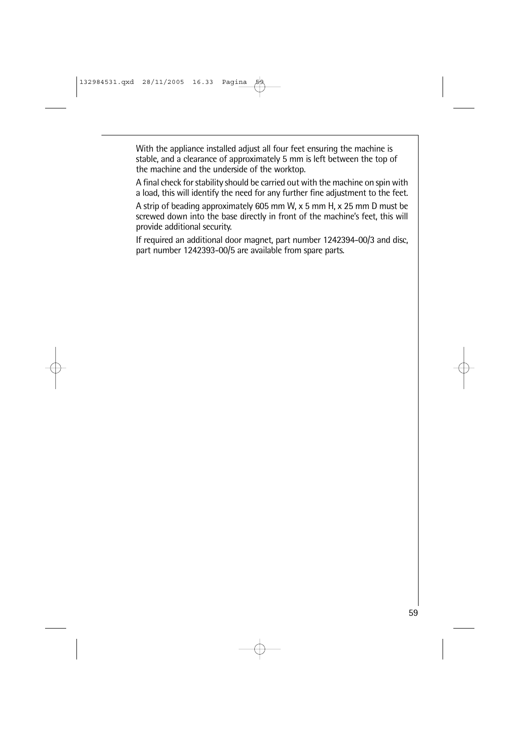With the appliance installed adjust all four feet ensuring the machine is stable, and a clearance of approximately 5 mm is left between the top of the machine and the underside of the worktop.

A final check for stability should be carried out with the machine on spin with a load, this will identify the need for any further fine adjustment to the feet.

A strip of beading approximately 605 mm W, x 5 mm H, x 25 mm D must be screwed down into the base directly in front of the machine's feet, this will provide additional security.

If required an additional door magnet, part number 1242394-00/3 and disc, part number 1242393-00/5 are available from spare parts.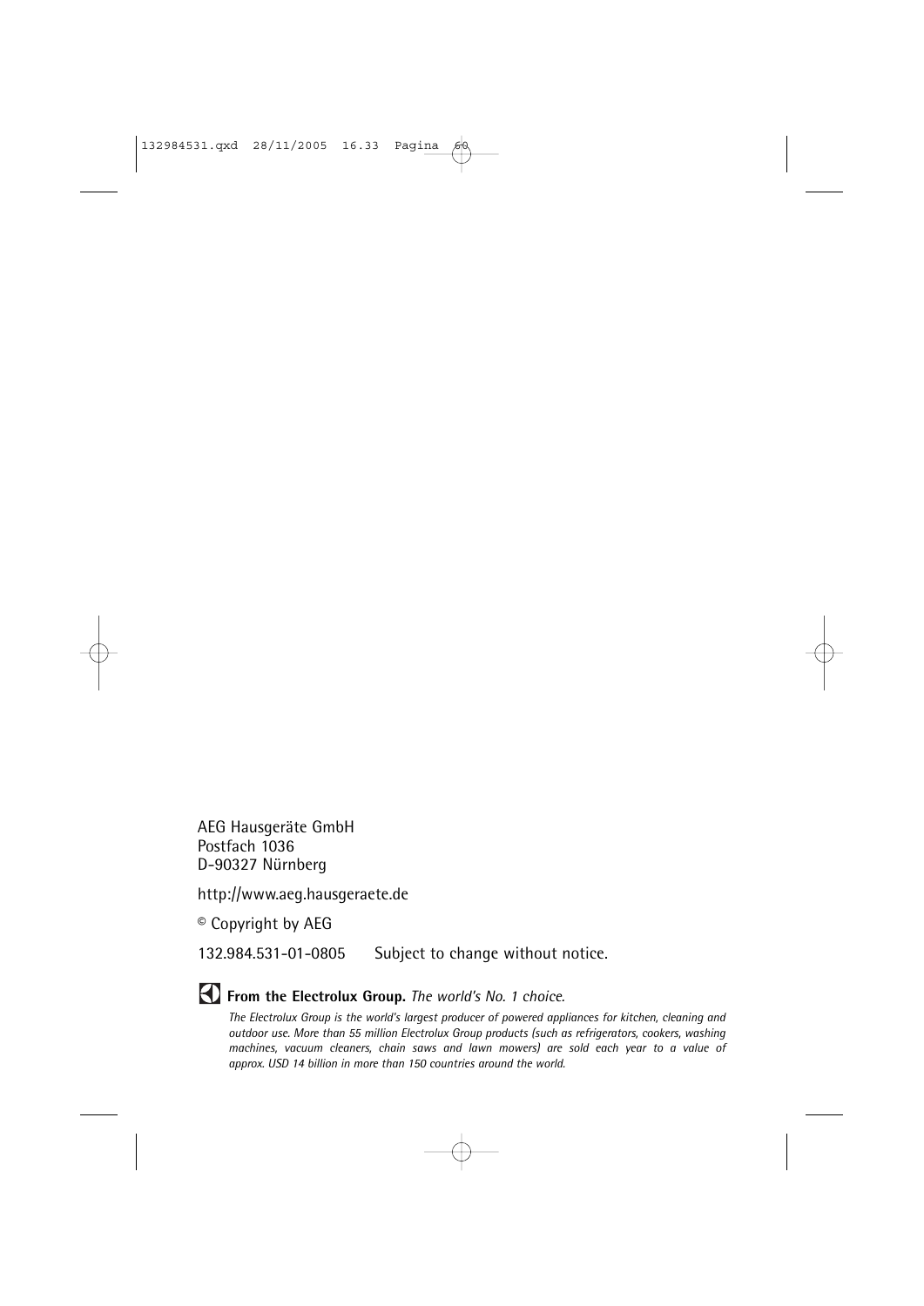AEG Hausgeräte GmbH
Postfach 1036
D-90327 Nürnberg

http://www.aeg.hausgeraete.de

© Copyright by AEG

132.984.531-01-0805 Subject to change without notice.

**From the Electrolux Group.** *The world's No. 1 choice.*

*The Electrolux Group is the world's largest producer of powered appliances for kitchen, cleaning and outdoor use. More than 55 million Electrolux Group products (such as refrigerators, cookers, washing machines, vacuum cleaners, chain saws and lawn mowers) are sold each year to a value of approx. USD 14 billion in more than 150 countries around the world.*